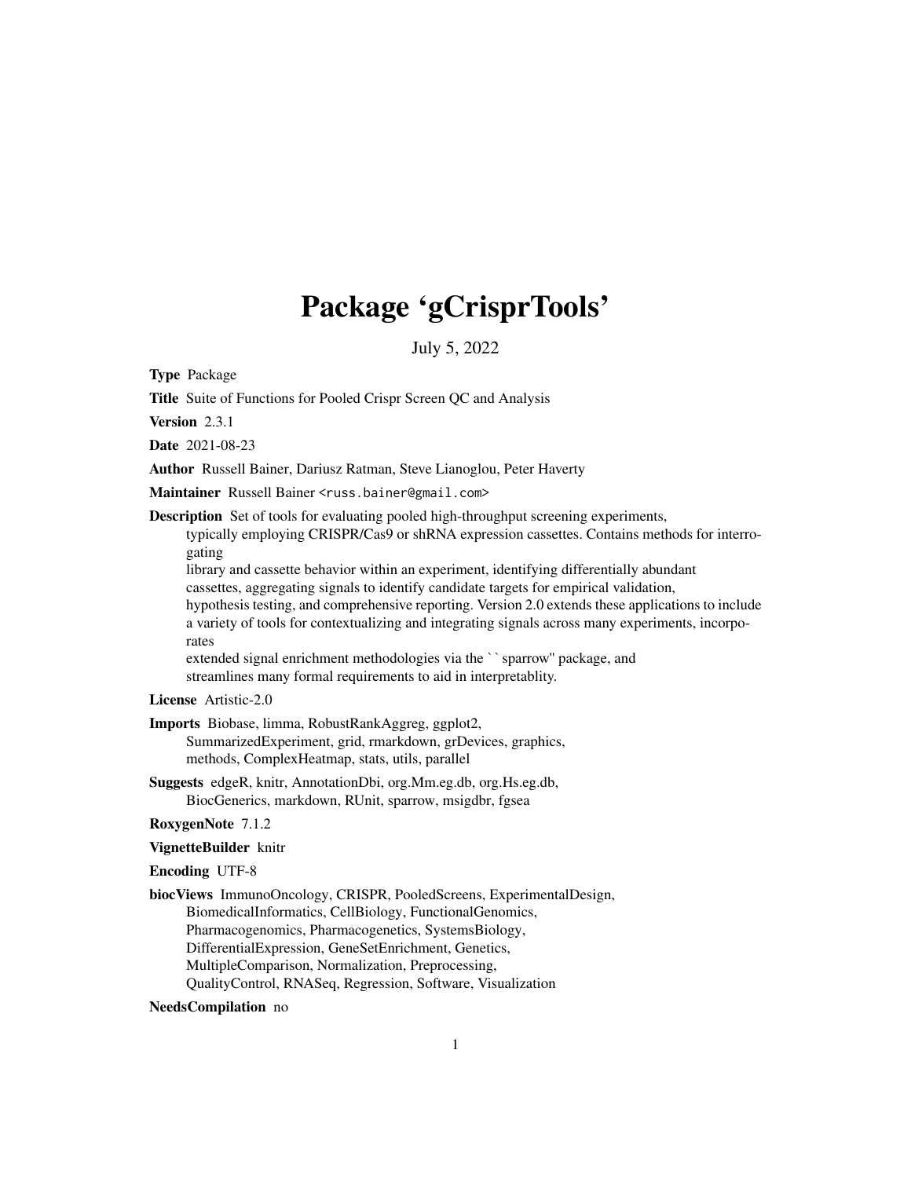# Package 'gCrisprTools'

July 5, 2022

**Type** Package

**Title** Suite of Functions for Pooled Crispr Screen QC and Analysis

**Version** 2.3.1

**Date** 2021-08-23

**Author** Russell Bainer, Dariusz Ratman, Steve Lianoglou, Peter Haverty

**Maintainer** Russell Bainer <russ.bainer@gmail.com>

**Description** Set of tools for evaluating pooled high-throughput screening experiments, typically employing CRISPR/Cas9 or shRNA expression cassettes. Contains methods for interrogating library and cassette behavior within an experiment, identifying differentially abundant cassettes, aggregating signals to identify candidate targets for empirical validation, hypothesis testing, and comprehensive reporting. Version 2.0 extends these applications to include a variety of tools for contextualizing and integrating signals across many experiments, incorporates extended signal enrichment methodologies via the ``sparrow'' package, and streamlines many formal requirements to aid in interpretablity.

**License** Artistic-2.0

**Imports** Biobase, limma, RobustRankAggreg, ggplot2, SummarizedExperiment, grid, rmarkdown, grDevices, graphics, methods, ComplexHeatmap, stats, utils, parallel

**Suggests** edgeR, knitr, AnnotationDbi, org.Mm.eg.db, org.Hs.eg.db, BiocGenerics, markdown, RUnit, sparrow, msigdbr, fgsea

**RoxygenNote** 7.1.2

**VignetteBuilder** knitr

**Encoding** UTF-8

**biocViews** ImmunoOncology, CRISPR, PooledScreens, ExperimentalDesign, BiomedicalInformatics, CellBiology, FunctionalGenomics, Pharmacogenomics, Pharmacogenetics, SystemsBiology, DifferentialExpression, GeneSetEnrichment, Genetics, MultipleComparison, Normalization, Preprocessing, QualityControl, RNASeq, Regression, Software, Visualization

**NeedsCompilation** no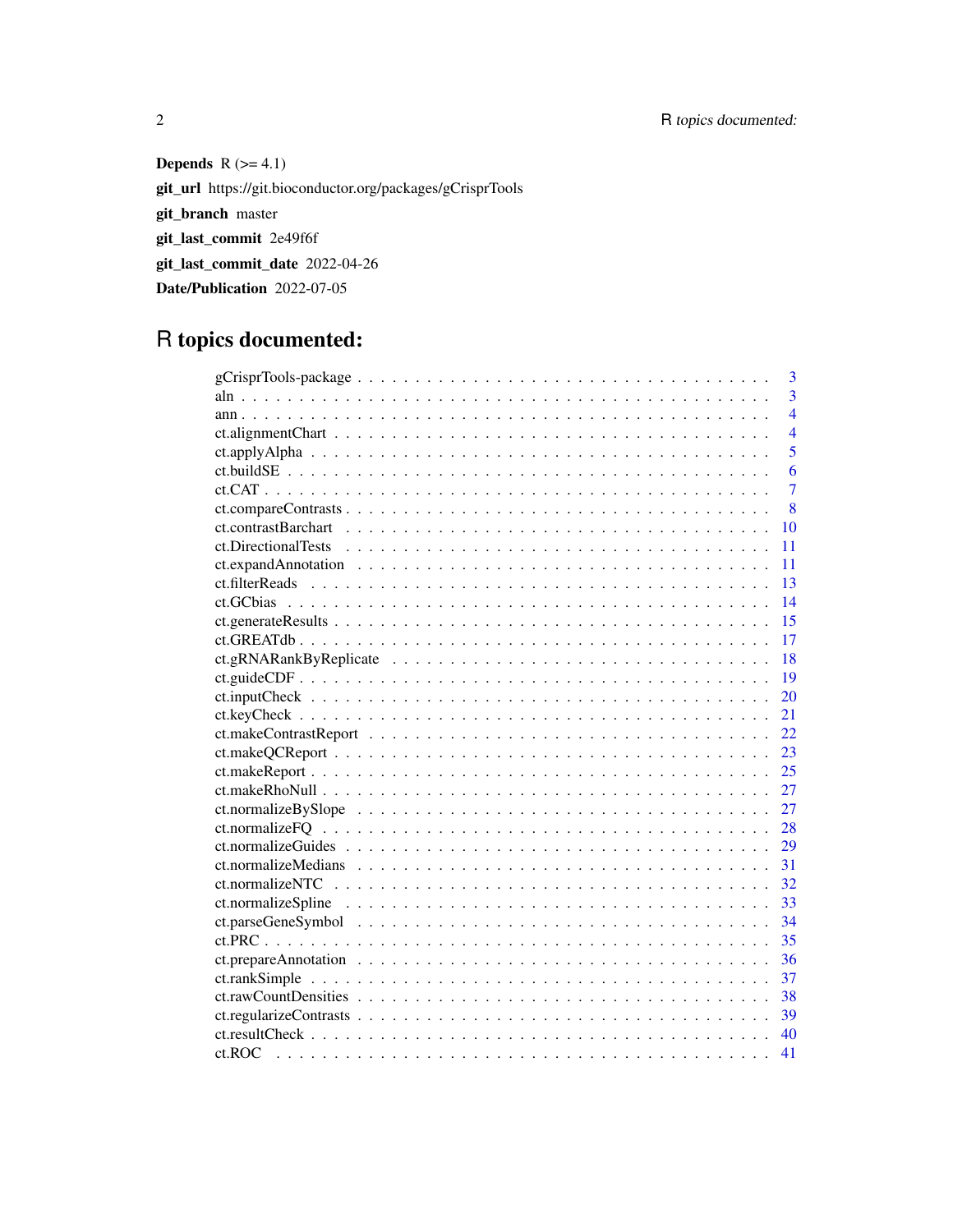**Depends** R (>= 4.1)

**git_url** https://git.bioconductor.org/packages/gCrisprTools

**git_branch** master

**git_last_commit** 2e49f6f

**git_last_commit_date** 2022-04-26

**Date/Publication** 2022-07-05

# R topics documented:

gCrisprTools-package . . . . . . . . . . . . . . . . . . . . . . . . . . . . . . . . . . 3
aln . . . . . . . . . . . . . . . . . . . . . . . . . . . . . . . . . . . . . . . . . . . . 3
ann . . . . . . . . . . . . . . . . . . . . . . . . . . . . . . . . . . . . . . . . . . . . 4
ct.alignmentChart . . . . . . . . . . . . . . . . . . . . . . . . . . . . . . . . . . . . 4
ct.applyAlpha . . . . . . . . . . . . . . . . . . . . . . . . . . . . . . . . . . . . . . 5
ct.buildSE . . . . . . . . . . . . . . . . . . . . . . . . . . . . . . . . . . . . . . . . 6
ct.CAT . . . . . . . . . . . . . . . . . . . . . . . . . . . . . . . . . . . . . . . . . 7
ct.compareContrasts . . . . . . . . . . . . . . . . . . . . . . . . . . . . . . . . . . . 8
ct.contrastBarchart . . . . . . . . . . . . . . . . . . . . . . . . . . . . . . . . . . . 10
ct.DirectionalTests . . . . . . . . . . . . . . . . . . . . . . . . . . . . . . . . . . . 11
ct.expandAnnotation . . . . . . . . . . . . . . . . . . . . . . . . . . . . . . . . . . 11
ct.filterReads . . . . . . . . . . . . . . . . . . . . . . . . . . . . . . . . . . . . . . 13
ct.GCbias . . . . . . . . . . . . . . . . . . . . . . . . . . . . . . . . . . . . . . . . 14
ct.generateResults . . . . . . . . . . . . . . . . . . . . . . . . . . . . . . . . . . . 15
ct.GREATdb . . . . . . . . . . . . . . . . . . . . . . . . . . . . . . . . . . . . . . 17
ct.gRNARankByReplicate . . . . . . . . . . . . . . . . . . . . . . . . . . . . . . . . 18
ct.guideCDF . . . . . . . . . . . . . . . . . . . . . . . . . . . . . . . . . . . . . . 19
ct.inputCheck . . . . . . . . . . . . . . . . . . . . . . . . . . . . . . . . . . . . . 20
ct.keyCheck . . . . . . . . . . . . . . . . . . . . . . . . . . . . . . . . . . . . . . 21
ct.makeContrastReport . . . . . . . . . . . . . . . . . . . . . . . . . . . . . . . . . 22
ct.makeQCReport . . . . . . . . . . . . . . . . . . . . . . . . . . . . . . . . . . . 23
ct.makeReport . . . . . . . . . . . . . . . . . . . . . . . . . . . . . . . . . . . . . 25
ct.makeRhoNull . . . . . . . . . . . . . . . . . . . . . . . . . . . . . . . . . . . . 27
ct.normalizeBySlope . . . . . . . . . . . . . . . . . . . . . . . . . . . . . . . . . . 27
ct.normalizeFQ . . . . . . . . . . . . . . . . . . . . . . . . . . . . . . . . . . . . 28
ct.normalizeGuides . . . . . . . . . . . . . . . . . . . . . . . . . . . . . . . . . . 29
ct.normalizeMedians . . . . . . . . . . . . . . . . . . . . . . . . . . . . . . . . . . 31
ct.normalizeNTC . . . . . . . . . . . . . . . . . . . . . . . . . . . . . . . . . . . . 32
ct.normalizeSpline . . . . . . . . . . . . . . . . . . . . . . . . . . . . . . . . . . . 33
ct.parseGeneSymbol . . . . . . . . . . . . . . . . . . . . . . . . . . . . . . . . . . 34
ct.PRC . . . . . . . . . . . . . . . . . . . . . . . . . . . . . . . . . . . . . . . . . 35
ct.prepareAnnotation . . . . . . . . . . . . . . . . . . . . . . . . . . . . . . . . . . 36
ct.rankSimple . . . . . . . . . . . . . . . . . . . . . . . . . . . . . . . . . . . . . . 37
ct.rawCountDensities . . . . . . . . . . . . . . . . . . . . . . . . . . . . . . . . . . 38
ct.regularizeContrasts . . . . . . . . . . . . . . . . . . . . . . . . . . . . . . . . . 39
ct.resultCheck . . . . . . . . . . . . . . . . . . . . . . . . . . . . . . . . . . . . . 40
ct.ROC . . . . . . . . . . . . . . . . . . . . . . . . . . . . . . . . . . . . . . . . . 41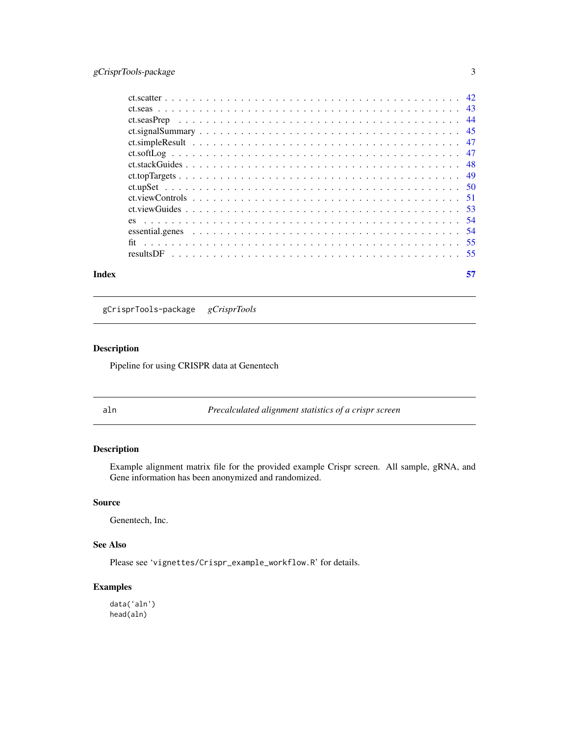ct.scatter . . . . . . . . . . . . . . . . . . . . . . . . . . . . . . . . . . . . . . . . 42
ct.seas . . . . . . . . . . . . . . . . . . . . . . . . . . . . . . . . . . . . . . . . . 43
ct.seasPrep . . . . . . . . . . . . . . . . . . . . . . . . . . . . . . . . . . . . . . . 44
ct.signalSummary . . . . . . . . . . . . . . . . . . . . . . . . . . . . . . . . . . . 45
ct.simpleResult . . . . . . . . . . . . . . . . . . . . . . . . . . . . . . . . . . . . 47
ct.softLog . . . . . . . . . . . . . . . . . . . . . . . . . . . . . . . . . . . . . . . 47
ct.stackGuides . . . . . . . . . . . . . . . . . . . . . . . . . . . . . . . . . . . . . 48
ct.topTargets . . . . . . . . . . . . . . . . . . . . . . . . . . . . . . . . . . . . . 49
ct.upSet . . . . . . . . . . . . . . . . . . . . . . . . . . . . . . . . . . . . . . . . 50
ct.viewControls . . . . . . . . . . . . . . . . . . . . . . . . . . . . . . . . . . . . 51
ct.viewGuides . . . . . . . . . . . . . . . . . . . . . . . . . . . . . . . . . . . . . 53
es . . . . . . . . . . . . . . . . . . . . . . . . . . . . . . . . . . . . . . . . . . . 54
essential.genes . . . . . . . . . . . . . . . . . . . . . . . . . . . . . . . . . . . . 54
fit . . . . . . . . . . . . . . . . . . . . . . . . . . . . . . . . . . . . . . . . . . . 55
resultsDF . . . . . . . . . . . . . . . . . . . . . . . . . . . . . . . . . . . . . . . . 55

**Index** 57

---

`gCrisprTools-package` *gCrisprTools*

---

## Description

Pipeline for using CRISPR data at Genentech

---

`aln` *Precalculated alignment statistics of a crispr screen*

---

## Description

Example alignment matrix file for the provided example Crispr screen. All sample, gRNA, and Gene information has been anonymized and randomized.

## Source

Genentech, Inc.

## See Also

Please see 'vignettes/Crispr_example_workflow.R' for details.

## Examples

```
data('aln')
head(aln)
```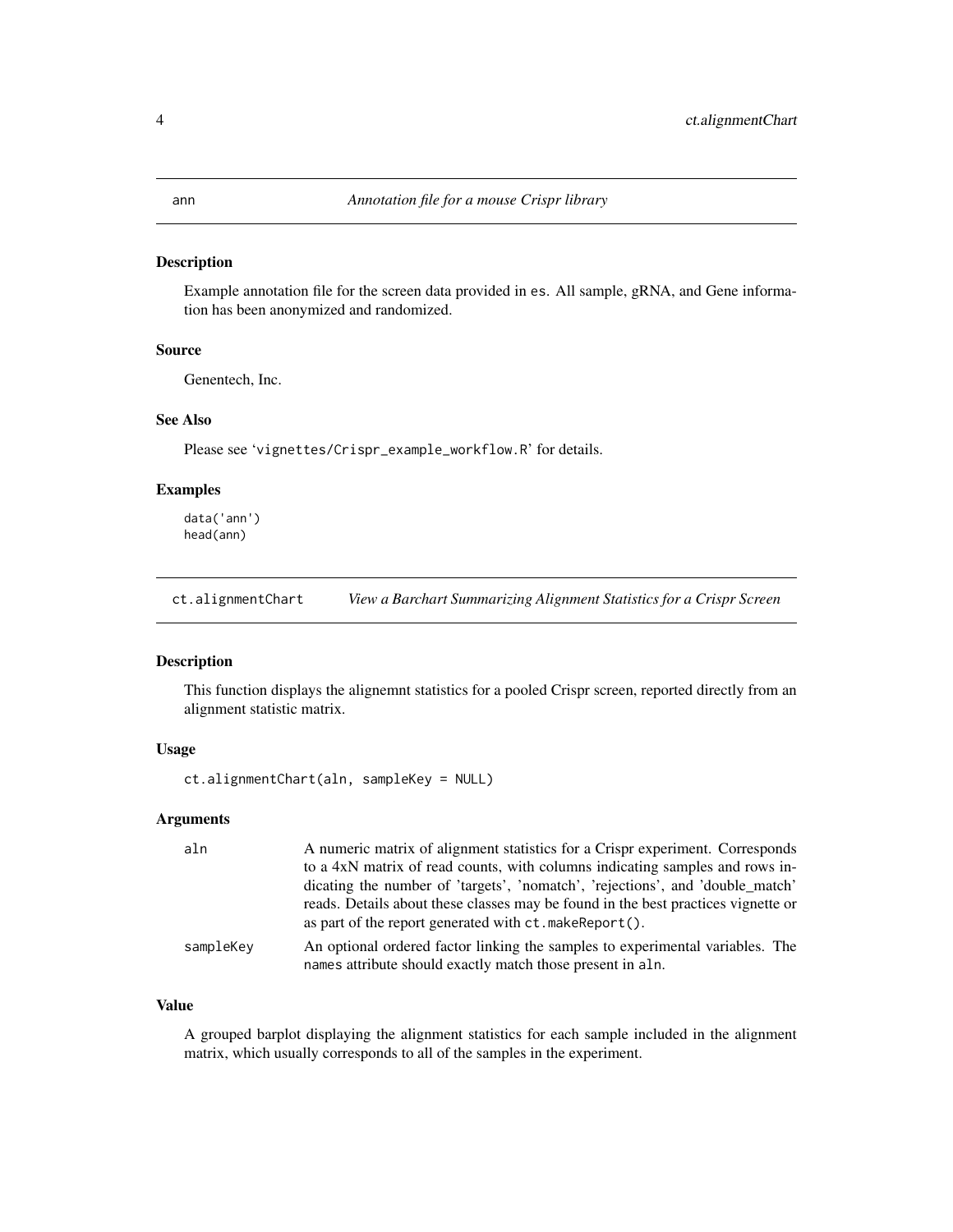## ann — *Annotation file for a mouse Crispr library*

### Description

Example annotation file for the screen data provided in es. All sample, gRNA, and Gene information has been anonymized and randomized.

### Source

Genentech, Inc.

### See Also

Please see 'vignettes/Crispr_example_workflow.R' for details.

### Examples

```
data('ann')
head(ann)
```

## ct.alignmentChart — *View a Barchart Summarizing Alignment Statistics for a Crispr Screen*

### Description

This function displays the alignemnt statistics for a pooled Crispr screen, reported directly from an alignment statistic matrix.

### Usage

```
ct.alignmentChart(aln, sampleKey = NULL)
```

### Arguments

| | |
|---|---|
| aln | A numeric matrix of alignment statistics for a Crispr experiment. Corresponds to a 4xN matrix of read counts, with columns indicating samples and rows indicating the number of 'targets', 'nomatch', 'rejections', and 'double_match' reads. Details about these classes may be found in the best practices vignette or as part of the report generated with ct.makeReport(). |
| sampleKey | An optional ordered factor linking the samples to experimental variables. The names attribute should exactly match those present in aln. |

### Value

A grouped barplot displaying the alignment statistics for each sample included in the alignment matrix, which usually corresponds to all of the samples in the experiment.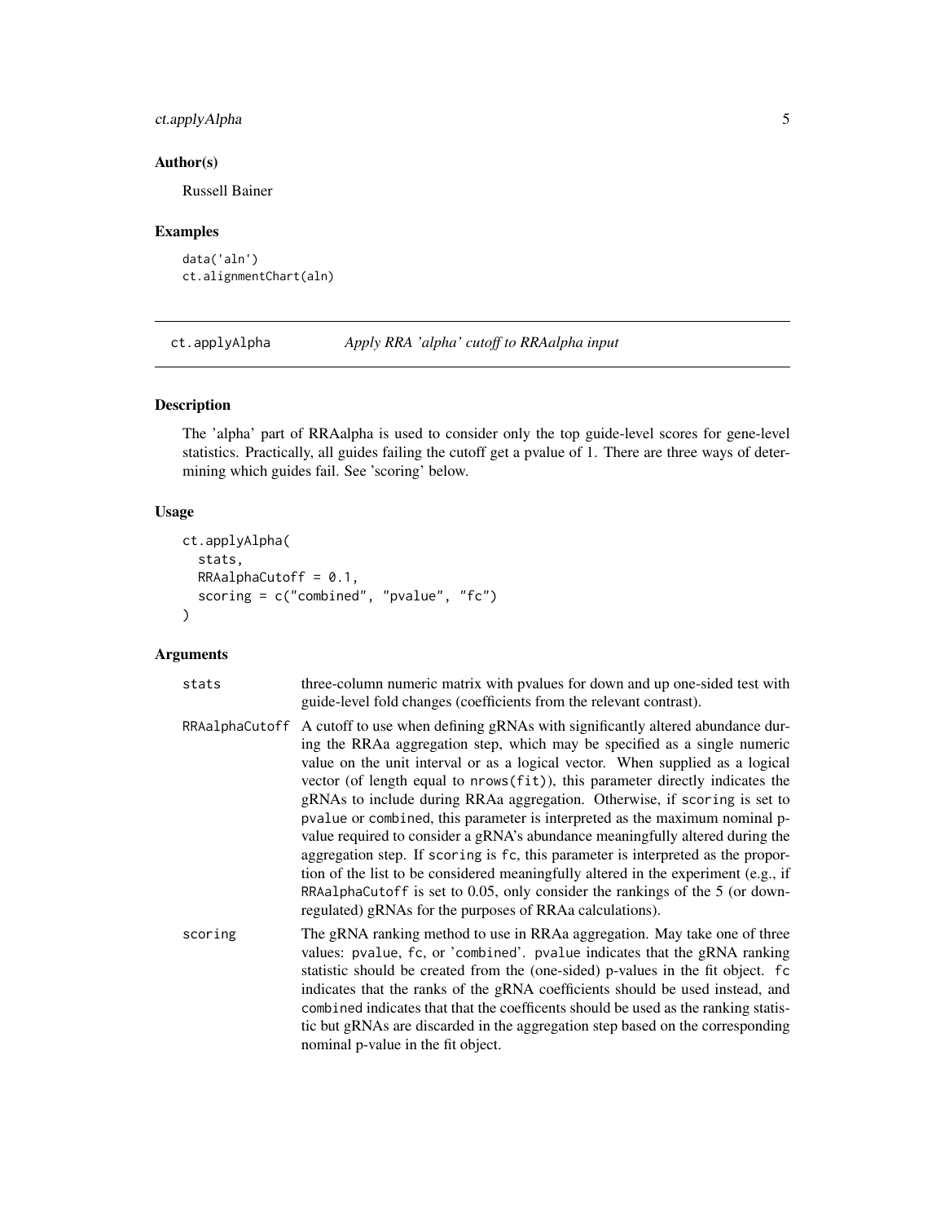### Author(s)

Russell Bainer

### Examples

```
data('aln')
ct.alignmentChart(aln)
```

---

## ct.applyAlpha — *Apply RRA 'alpha' cutoff to RRAalpha input*

### Description

The 'alpha' part of RRAalpha is used to consider only the top guide-level scores for gene-level statistics. Practically, all guides failing the cutoff get a pvalue of 1. There are three ways of determining which guides fail. See 'scoring' below.

### Usage

```
ct.applyAlpha(
  stats,
  RRAalphaCutoff = 0.1,
  scoring = c("combined", "pvalue", "fc")
)
```

### Arguments

**stats** — three-column numeric matrix with pvalues for down and up one-sided test with guide-level fold changes (coefficients from the relevant contrast).

**RRAalphaCutoff** — A cutoff to use when defining gRNAs with significantly altered abundance during the RRAa aggregation step, which may be specified as a single numeric value on the unit interval or as a logical vector. When supplied as a logical vector (of length equal to `nrows(fit)`), this parameter directly indicates the gRNAs to include during RRAa aggregation. Otherwise, if `scoring` is set to `pvalue` or `combined`, this parameter is interpreted as the maximum nominal p-value required to consider a gRNA's abundance meaningfully altered during the aggregation step. If `scoring` is `fc`, this parameter is interpreted as the proportion of the list to be considered meaningfully altered in the experiment (e.g., if `RRAalphaCutoff` is set to 0.05, only consider the rankings of the 5 (or downregulated) gRNAs for the purposes of RRAa calculations).

**scoring** — The gRNA ranking method to use in RRAa aggregation. May take one of three values: `pvalue`, `fc`, or 'combined'. `pvalue` indicates that the gRNA ranking statistic should be created from the (one-sided) p-values in the fit object. `fc` indicates that the ranks of the gRNA coefficients should be used instead, and `combined` indicates that that the coefficents should be used as the ranking statistic but gRNAs are discarded in the aggregation step based on the corresponding nominal p-value in the fit object.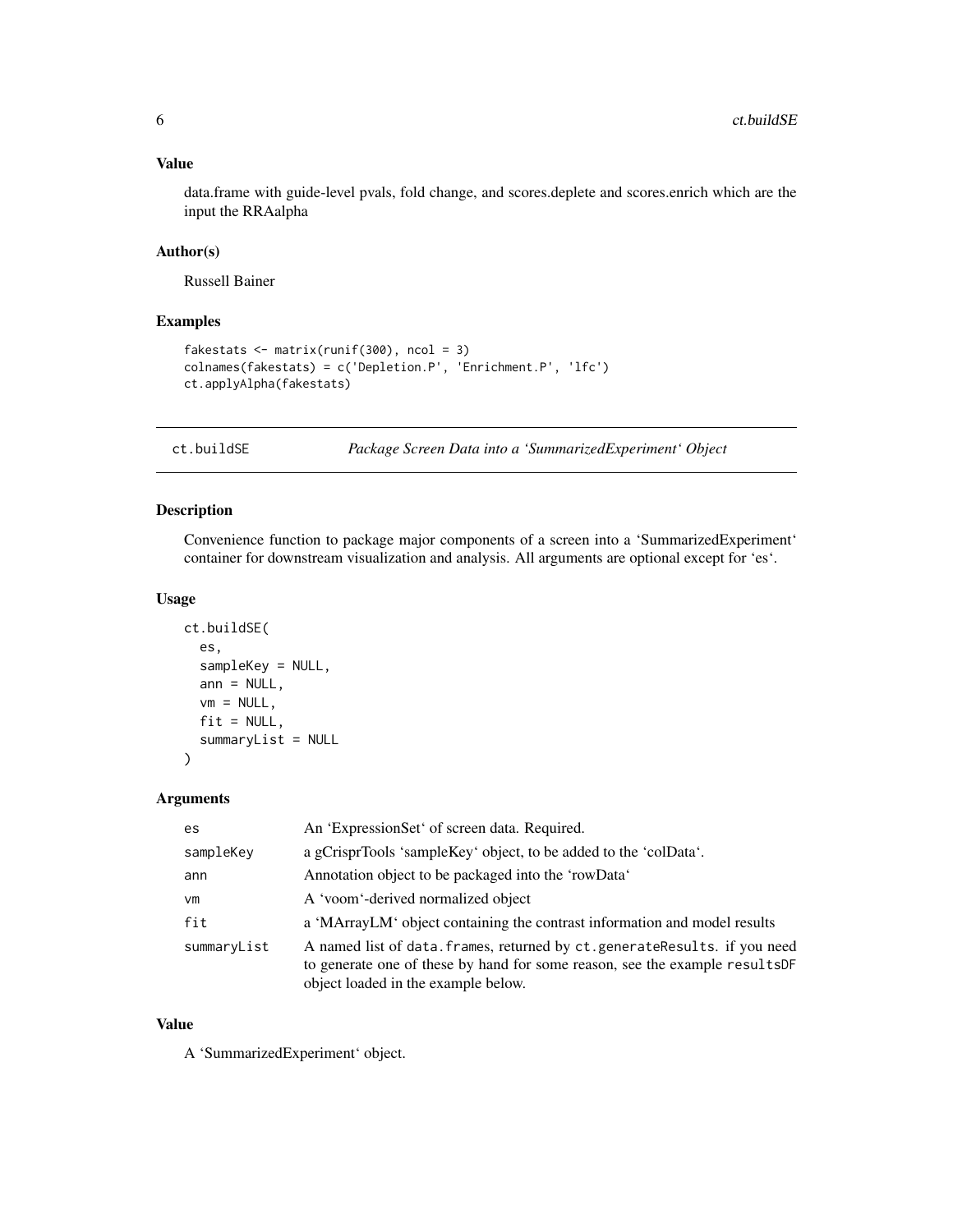## Value

data.frame with guide-level pvals, fold change, and scores.deplete and scores.enrich which are the input the RRAalpha

## Author(s)

Russell Bainer

## Examples

```
fakestats <- matrix(runif(300), ncol = 3)
colnames(fakestats) = c('Depletion.P', 'Enrichment.P', 'lfc')
ct.applyAlpha(fakestats)
```

---

# ct.buildSE — *Package Screen Data into a 'SummarizedExperiment' Object*

## Description

Convenience function to package major components of a screen into a 'SummarizedExperiment' container for downstream visualization and analysis. All arguments are optional except for 'es'.

## Usage

```
ct.buildSE(
  es,
  sampleKey = NULL,
  ann = NULL,
  vm = NULL,
  fit = NULL,
  summaryList = NULL
)
```

## Arguments

| | |
|---|---|
| es | An 'ExpressionSet' of screen data. Required. |
| sampleKey | a gCrisprTools 'sampleKey' object, to be added to the 'colData'. |
| ann | Annotation object to be packaged into the 'rowData' |
| vm | A 'voom'-derived normalized object |
| fit | a 'MArrayLM' object containing the contrast information and model results |
| summaryList | A named list of `data.frames`, returned by `ct.generateResults`. if you need to generate one of these by hand for some reason, see the example `resultsDF` object loaded in the example below. |

## Value

A 'SummarizedExperiment' object.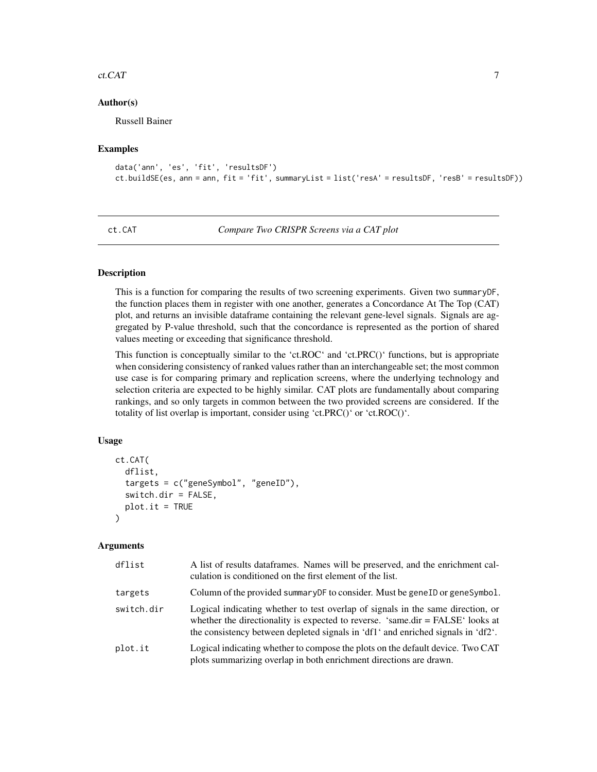### Author(s)

Russell Bainer

### Examples

```
data('ann', 'es', 'fit', 'resultsDF')
ct.buildSE(es, ann = ann, fit = 'fit', summaryList = list('resA' = resultsDF, 'resB' = resultsDF))
```

---

## ct.CAT — *Compare Two CRISPR Screens via a CAT plot*

### Description

This is a function for comparing the results of two screening experiments. Given two summaryDF, the function places them in register with one another, generates a Concordance At The Top (CAT) plot, and returns an invisible dataframe containing the relevant gene-level signals. Signals are aggregated by P-value threshold, such that the concordance is represented as the portion of shared values meeting or exceeding that significance threshold.

This function is conceptually similar to the 'ct.ROC' and 'ct.PRC()' functions, but is appropriate when considering consistency of ranked values rather than an interchangeable set; the most common use case is for comparing primary and replication screens, where the underlying technology and selection criteria are expected to be highly similar. CAT plots are fundamentally about comparing rankings, and so only targets in common between the two provided screens are considered. If the totality of list overlap is important, consider using 'ct.PRC()' or 'ct.ROC()'.

### Usage

```
ct.CAT(
  dflist,
  targets = c("geneSymbol", "geneID"),
  switch.dir = FALSE,
  plot.it = TRUE
)
```

### Arguments

| | |
|---|---|
| dflist | A list of results dataframes. Names will be preserved, and the enrichment calculation is conditioned on the first element of the list. |
| targets | Column of the provided summaryDF to consider. Must be geneID or geneSymbol. |
| switch.dir | Logical indicating whether to test overlap of signals in the same direction, or whether the directionality is expected to reverse. 'same.dir = FALSE' looks at the consistency between depleted signals in 'df1' and enriched signals in 'df2'. |
| plot.it | Logical indicating whether to compose the plots on the default device. Two CAT plots summarizing overlap in both enrichment directions are drawn. |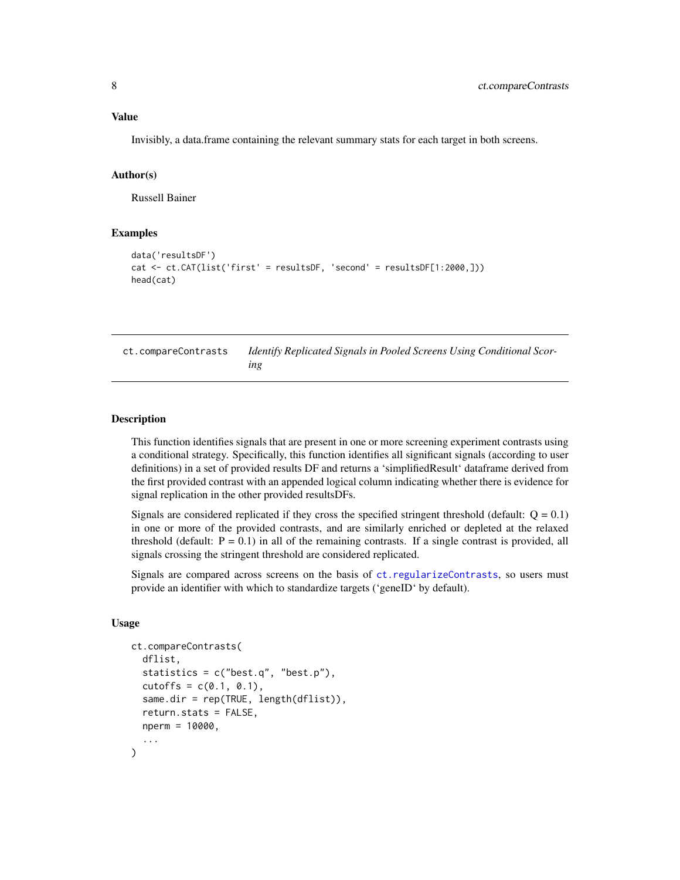### Value

Invisibly, a data.frame containing the relevant summary stats for each target in both screens.

### Author(s)

Russell Bainer

### Examples

```
data('resultsDF')
cat <- ct.CAT(list('first' = resultsDF, 'second' = resultsDF[1:2000,]))
head(cat)
```

---

## ct.compareContrasts &nbsp;&nbsp;&nbsp; *Identify Replicated Signals in Pooled Screens Using Conditional Scoring*

---

### Description

This function identifies signals that are present in one or more screening experiment contrasts using a conditional strategy. Specifically, this function identifies all significant signals (according to user definitions) in a set of provided results DF and returns a 'simplifiedResult' dataframe derived from the first provided contrast with an appended logical column indicating whether there is evidence for signal replication in the other provided resultsDFs.

Signals are considered replicated if they cross the specified stringent threshold (default: Q = 0.1) in one or more of the provided contrasts, and are similarly enriched or depleted at the relaxed threshold (default: P = 0.1) in all of the remaining contrasts. If a single contrast is provided, all signals crossing the stringent threshold are considered replicated.

Signals are compared across screens on the basis of ct.regularizeContrasts, so users must provide an identifier with which to standardize targets ('geneID' by default).

### Usage

```
ct.compareContrasts(
  dflist,
  statistics = c("best.q", "best.p"),
  cutoffs = c(0.1, 0.1),
  same.dir = rep(TRUE, length(dflist)),
  return.stats = FALSE,
  nperm = 10000,
  ...
)
```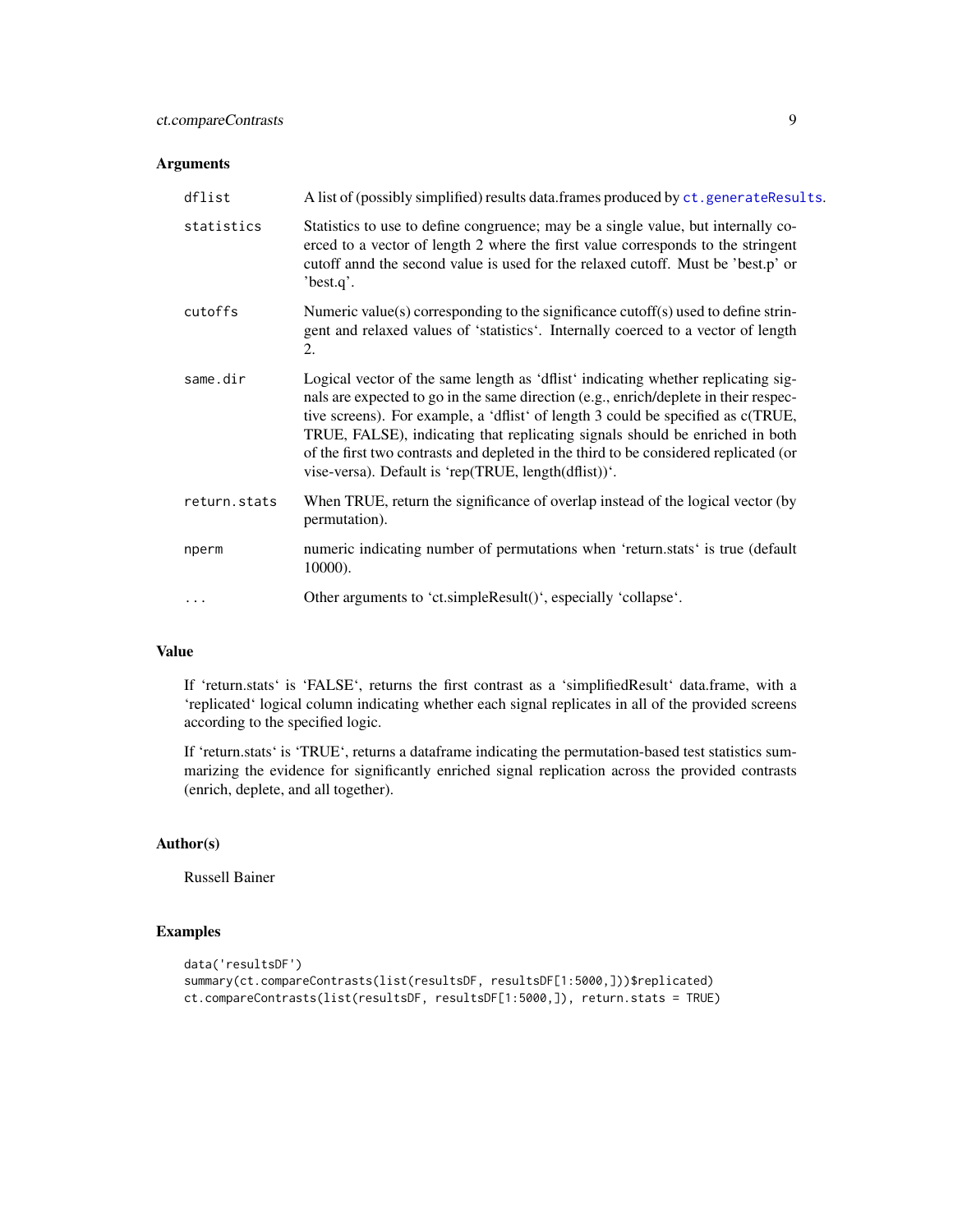### Arguments

| | |
|---|---|
| dflist | A list of (possibly simplified) results data.frames produced by ct.generateResults. |
| statistics | Statistics to use to define congruence; may be a single value, but internally coerced to a vector of length 2 where the first value corresponds to the stringent cutoff annd the second value is used for the relaxed cutoff. Must be 'best.p' or 'best.q'. |
| cutoffs | Numeric value(s) corresponding to the significance cutoff(s) used to define stringent and relaxed values of 'statistics'. Internally coerced to a vector of length 2. |
| same.dir | Logical vector of the same length as 'dflist' indicating whether replicating signals are expected to go in the same direction (e.g., enrich/deplete in their respective screens). For example, a 'dflist' of length 3 could be specified as c(TRUE, TRUE, FALSE), indicating that replicating signals should be enriched in both of the first two contrasts and depleted in the third to be considered replicated (or vise-versa). Default is 'rep(TRUE, length(dflist))'. |
| return.stats | When TRUE, return the significance of overlap instead of the logical vector (by permutation). |
| nperm | numeric indicating number of permutations when 'return.stats' is true (default 10000). |
| ... | Other arguments to 'ct.simpleResult()', especially 'collapse'. |

### Value

If 'return.stats' is 'FALSE', returns the first contrast as a 'simplifiedResult' data.frame, with a 'replicated' logical column indicating whether each signal replicates in all of the provided screens according to the specified logic.

If 'return.stats' is 'TRUE', returns a dataframe indicating the permutation-based test statistics summarizing the evidence for significantly enriched signal replication across the provided contrasts (enrich, deplete, and all together).

### Author(s)

Russell Bainer

### Examples

```
data('resultsDF')
summary(ct.compareContrasts(list(resultsDF, resultsDF[1:5000,]))$replicated)
ct.compareContrasts(list(resultsDF, resultsDF[1:5000,]), return.stats = TRUE)
```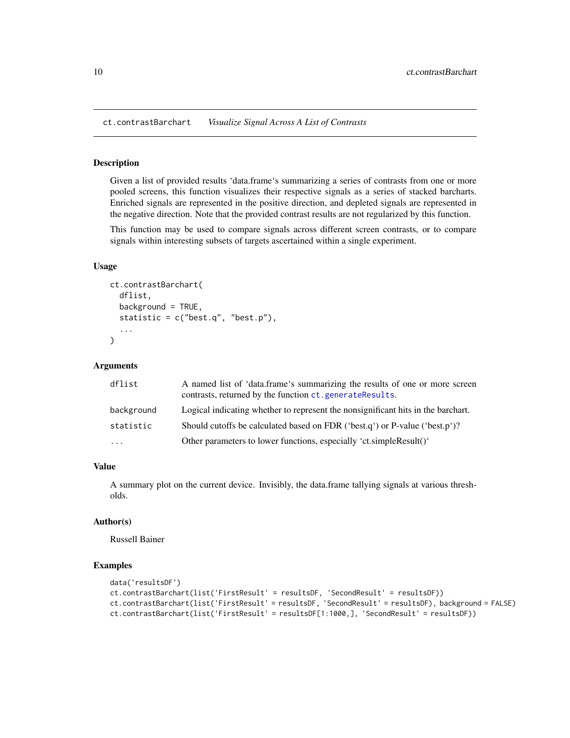# ct.contrastBarchart *Visualize Signal Across A List of Contrasts*

## Description

Given a list of provided results 'data.frame's summarizing a series of contrasts from one or more pooled screens, this function visualizes their respective signals as a series of stacked barcharts. Enriched signals are represented in the positive direction, and depleted signals are represented in the negative direction. Note that the provided contrast results are not regularized by this function.

This function may be used to compare signals across different screen contrasts, or to compare signals within interesting subsets of targets ascertained within a single experiment.

## Usage

```
ct.contrastBarchart(
  dflist,
  background = TRUE,
  statistic = c("best.q", "best.p"),
  ...
)
```

## Arguments

| | |
|---|---|
| `dflist` | A named list of 'data.frame's summarizing the results of one or more screen contrasts, returned by the function `ct.generateResults`. |
| `background` | Logical indicating whether to represent the nonsignificant hits in the barchart. |
| `statistic` | Should cutoffs be calculated based on FDR ('best.q') or P-value ('best.p')? |
| `...` | Other parameters to lower functions, especially 'ct.simpleResult()' |

## Value

A summary plot on the current device. Invisibly, the data.frame tallying signals at various thresholds.

## Author(s)

Russell Bainer

## Examples

```
data('resultsDF')
ct.contrastBarchart(list('FirstResult' = resultsDF, 'SecondResult' = resultsDF))
ct.contrastBarchart(list('FirstResult' = resultsDF, 'SecondResult' = resultsDF), background = FALSE)
ct.contrastBarchart(list('FirstResult' = resultsDF[1:1000,], 'SecondResult' = resultsDF))
```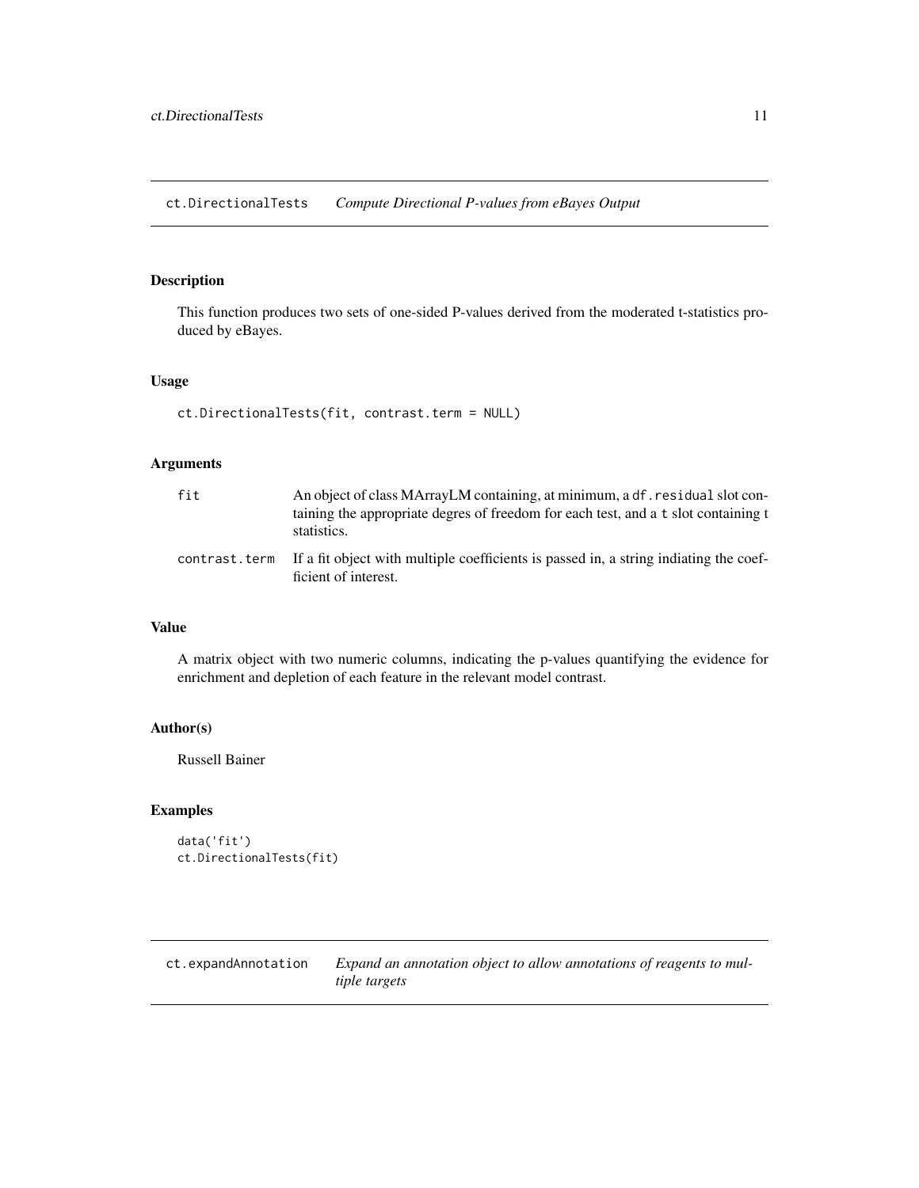## ct.DirectionalTests *Compute Directional P-values from eBayes Output*

### Description

This function produces two sets of one-sided P-values derived from the moderated t-statistics produced by eBayes.

### Usage

```
ct.DirectionalTests(fit, contrast.term = NULL)
```

### Arguments

| | |
|---|---|
| `fit` | An object of class MArrayLM containing, at minimum, a `df.residual` slot containing the appropriate degres of freedom for each test, and a `t` slot containing t statistics. |
| `contrast.term` | If a fit object with multiple coefficients is passed in, a string indiating the coefficient of interest. |

### Value

A matrix object with two numeric columns, indicating the p-values quantifying the evidence for enrichment and depletion of each feature in the relevant model contrast.

### Author(s)

Russell Bainer

### Examples

```
data('fit')
ct.DirectionalTests(fit)
```

## ct.expandAnnotation *Expand an annotation object to allow annotations of reagents to multiple targets*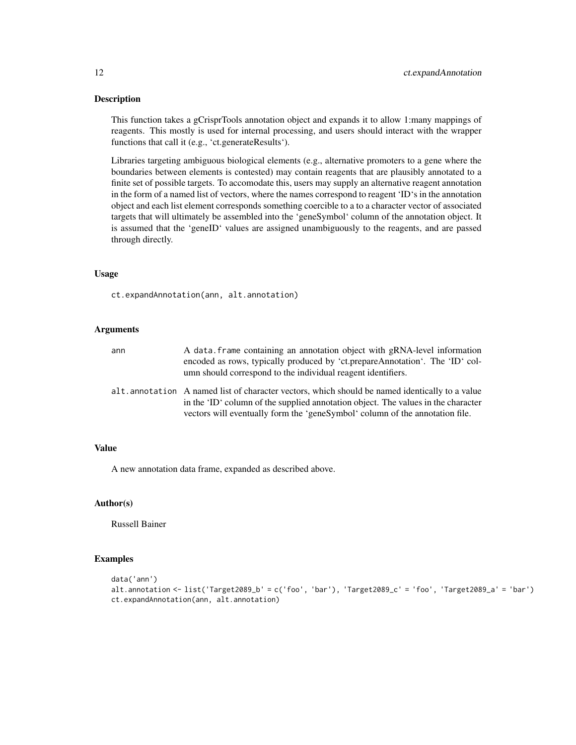## Description

This function takes a gCrisprTools annotation object and expands it to allow 1:many mappings of reagents. This mostly is used for internal processing, and users should interact with the wrapper functions that call it (e.g., ‘ct.generateResults‘).

Libraries targeting ambiguous biological elements (e.g., alternative promoters to a gene where the boundaries between elements is contested) may contain reagents that are plausibly annotated to a finite set of possible targets. To accomodate this, users may supply an alternative reagent annotation in the form of a named list of vectors, where the names correspond to reagent ‘ID‘s in the annotation object and each list element corresponds something coercible to a to a character vector of associated targets that will ultimately be assembled into the ‘geneSymbol‘ column of the annotation object. It is assumed that the ‘geneID‘ values are assigned unambiguously to the reagents, and are passed through directly.

## Usage

```
ct.expandAnnotation(ann, alt.annotation)
```

## Arguments

| | |
|---|---|
| ann | A data.frame containing an annotation object with gRNA-level information encoded as rows, typically produced by ‘ct.prepareAnnotation‘. The ‘ID‘ column should correspond to the individual reagent identifiers. |
| alt.annotation | A named list of character vectors, which should be named identically to a value in the ‘ID‘ column of the supplied annotation object. The values in the character vectors will eventually form the ‘geneSymbol‘ column of the annotation file. |

## Value

A new annotation data frame, expanded as described above.

## Author(s)

Russell Bainer

## Examples

```
data('ann')
alt.annotation <- list('Target2089_b' = c('foo', 'bar'), 'Target2089_c' = 'foo', 'Target2089_a' = 'bar')
ct.expandAnnotation(ann, alt.annotation)
```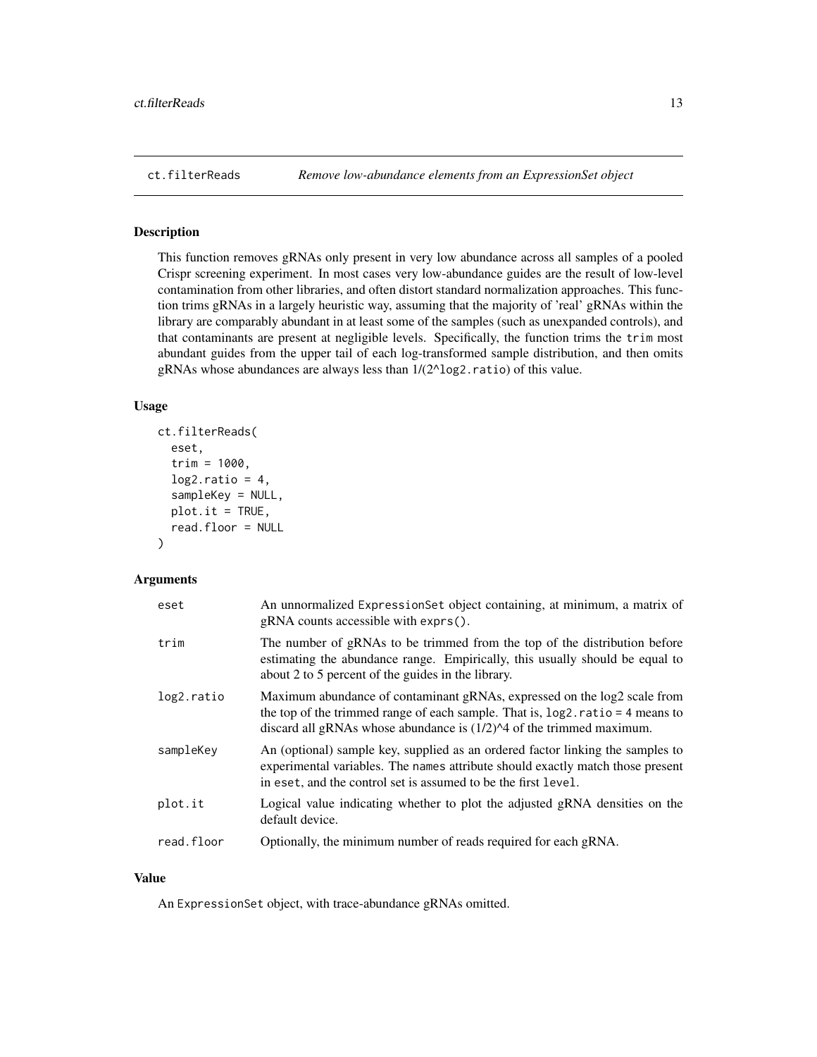## ct.filterReads *Remove low-abundance elements from an ExpressionSet object*

### Description

This function removes gRNAs only present in very low abundance across all samples of a pooled Crispr screening experiment. In most cases very low-abundance guides are the result of low-level contamination from other libraries, and often distort standard normalization approaches. This function trims gRNAs in a largely heuristic way, assuming that the majority of 'real' gRNAs within the library are comparably abundant in at least some of the samples (such as unexpanded controls), and that contaminants are present at negligible levels. Specifically, the function trims the `trim` most abundant guides from the upper tail of each log-transformed sample distribution, and then omits gRNAs whose abundances are always less than 1/(2^`log2.ratio`) of this value.

### Usage

```
ct.filterReads(
  eset,
  trim = 1000,
  log2.ratio = 4,
  sampleKey = NULL,
  plot.it = TRUE,
  read.floor = NULL
)
```

### Arguments

| | |
|---|---|
| `eset` | An unnormalized `ExpressionSet` object containing, at minimum, a matrix of gRNA counts accessible with `exprs()`. |
| `trim` | The number of gRNAs to be trimmed from the top of the distribution before estimating the abundance range. Empirically, this usually should be equal to about 2 to 5 percent of the guides in the library. |
| `log2.ratio` | Maximum abundance of contaminant gRNAs, expressed on the log2 scale from the top of the trimmed range of each sample. That is, `log2.ratio = 4` means to discard all gRNAs whose abundance is (1/2)^4 of the trimmed maximum. |
| `sampleKey` | An (optional) sample key, supplied as an ordered factor linking the samples to experimental variables. The `names` attribute should exactly match those present in `eset`, and the control set is assumed to be the first `level`. |
| `plot.it` | Logical value indicating whether to plot the adjusted gRNA densities on the default device. |
| `read.floor` | Optionally, the minimum number of reads required for each gRNA. |

### Value

An `ExpressionSet` object, with trace-abundance gRNAs omitted.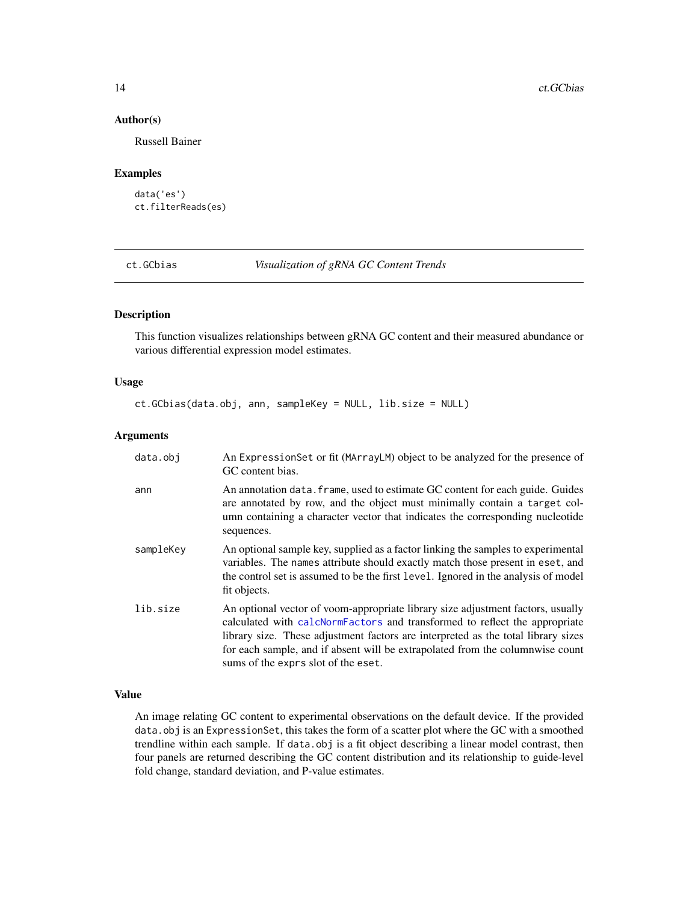## Author(s)

Russell Bainer

## Examples

```
data('es')
ct.filterReads(es)
```

---

# ct.GCbias — *Visualization of gRNA GC Content Trends*

## Description

This function visualizes relationships between gRNA GC content and their measured abundance or various differential expression model estimates.

## Usage

```
ct.GCbias(data.obj, ann, sampleKey = NULL, lib.size = NULL)
```

## Arguments

| | |
|---|---|
| `data.obj` | An `ExpressionSet` or fit (`MArrayLM`) object to be analyzed for the presence of GC content bias. |
| `ann` | An annotation `data.frame`, used to estimate GC content for each guide. Guides are annotated by row, and the object must minimally contain a `target` column containing a character vector that indicates the corresponding nucleotide sequences. |
| `sampleKey` | An optional sample key, supplied as a factor linking the samples to experimental variables. The `names` attribute should exactly match those present in `eset`, and the control set is assumed to be the first `level`. Ignored in the analysis of model fit objects. |
| `lib.size` | An optional vector of voom-appropriate library size adjustment factors, usually calculated with `calcNormFactors` and transformed to reflect the appropriate library size. These adjustment factors are interpreted as the total library sizes for each sample, and if absent will be extrapolated from the columnwise count sums of the `exprs` slot of the `eset`. |

## Value

An image relating GC content to experimental observations on the default device. If the provided `data.obj` is an `ExpressionSet`, this takes the form of a scatter plot where the GC with a smoothed trendline within each sample. If `data.obj` is a fit object describing a linear model contrast, then four panels are returned describing the GC content distribution and its relationship to guide-level fold change, standard deviation, and P-value estimates.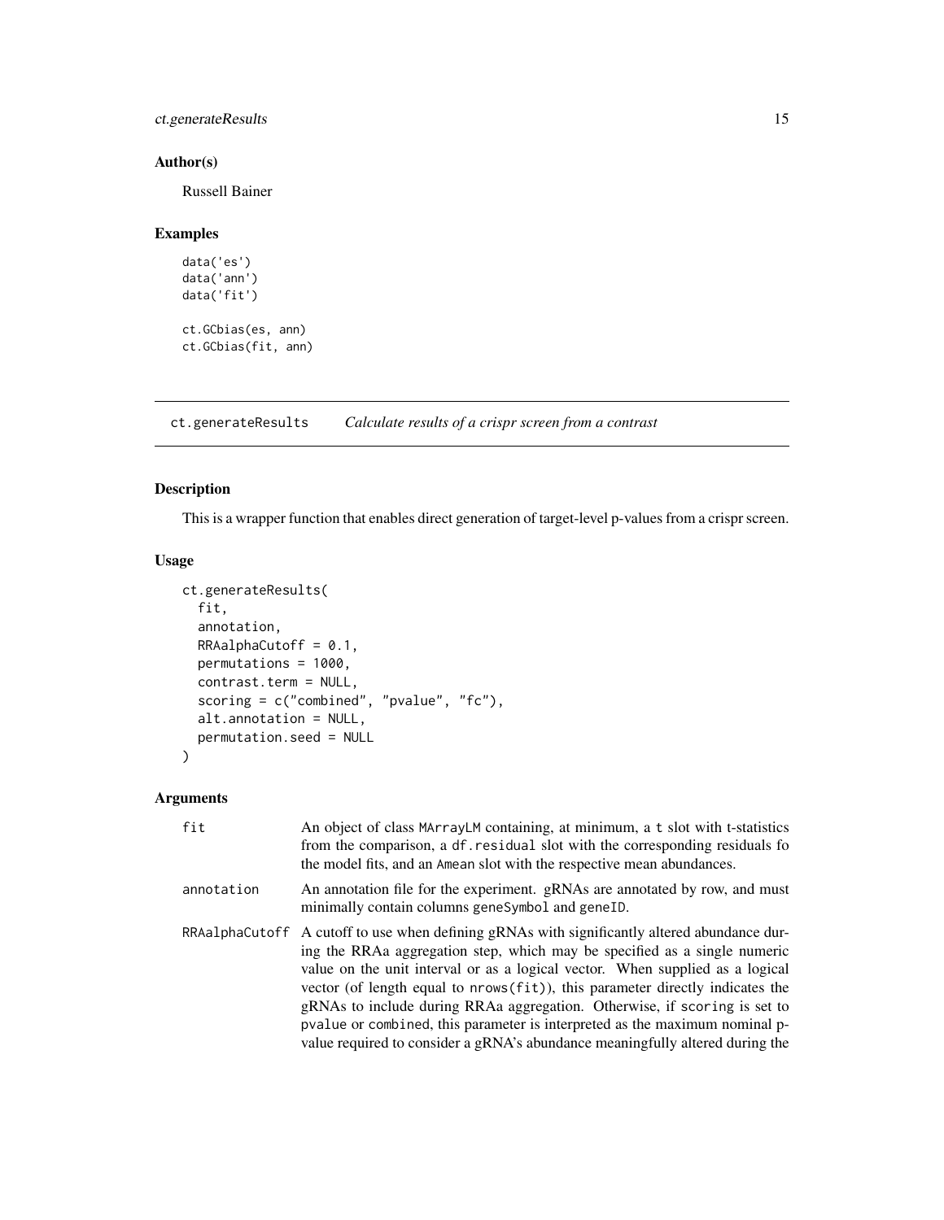## Author(s)

Russell Bainer

## Examples

```
data('es')
data('ann')
data('fit')

ct.GCbias(es, ann)
ct.GCbias(fit, ann)
```

---

# ct.generateResults — *Calculate results of a crispr screen from a contrast*

## Description

This is a wrapper function that enables direct generation of target-level p-values from a crispr screen.

## Usage

```
ct.generateResults(
  fit,
  annotation,
  RRAalphaCutoff = 0.1,
  permutations = 1000,
  contrast.term = NULL,
  scoring = c("combined", "pvalue", "fc"),
  alt.annotation = NULL,
  permutation.seed = NULL
)
```

## Arguments

| | |
|---|---|
| `fit` | An object of class `MArrayLM` containing, at minimum, a `t` slot with t-statistics from the comparison, a `df.residual` slot with the corresponding residuals fo the model fits, and an `Amean` slot with the respective mean abundances. |
| `annotation` | An annotation file for the experiment. gRNAs are annotated by row, and must minimally contain columns `geneSymbol` and `geneID`. |
| `RRAalphaCutoff` | A cutoff to use when defining gRNAs with significantly altered abundance during the RRAa aggregation step, which may be specified as a single numeric value on the unit interval or as a logical vector. When supplied as a logical vector (of length equal to `nrows(fit)`), this parameter directly indicates the gRNAs to include during RRAa aggregation. Otherwise, if `scoring` is set to `pvalue` or `combined`, this parameter is interpreted as the maximum nominal p-value required to consider a gRNA's abundance meaningfully altered during the |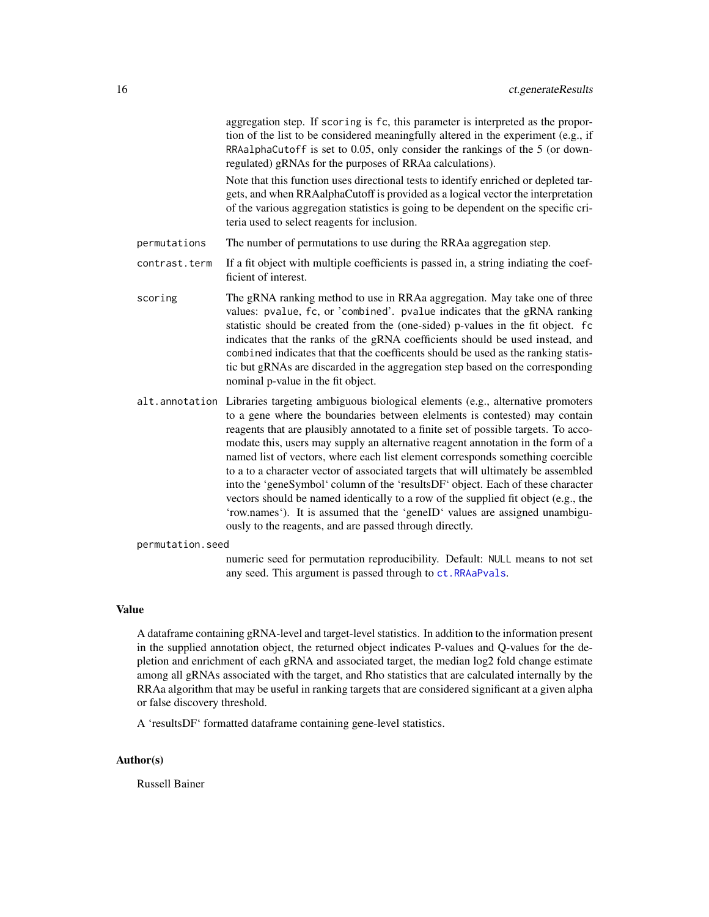aggregation step. If scoring is fc, this parameter is interpreted as the proportion of the list to be considered meaningfully altered in the experiment (e.g., if RRAalphaCutoff is set to 0.05, only consider the rankings of the 5 (or downregulated) gRNAs for the purposes of RRAa calculations).

Note that this function uses directional tests to identify enriched or depleted targets, and when RRAalphaCutoff is provided as a logical vector the interpretation of the various aggregation statistics is going to be dependent on the specific criteria used to select reagents for inclusion.

permutations
: The number of permutations to use during the RRAa aggregation step.

contrast.term
: If a fit object with multiple coefficients is passed in, a string indiating the coefficient of interest.

scoring
: The gRNA ranking method to use in RRAa aggregation. May take one of three values: pvalue, fc, or 'combined'. pvalue indicates that the gRNA ranking statistic should be created from the (one-sided) p-values in the fit object. fc indicates that the ranks of the gRNA coefficients should be used instead, and combined indicates that that the coefficents should be used as the ranking statistic but gRNAs are discarded in the aggregation step based on the corresponding nominal p-value in the fit object.

alt.annotation
: Libraries targeting ambiguous biological elements (e.g., alternative promoters to a gene where the boundaries between elelments is contested) may contain reagents that are plausibly annotated to a finite set of possible targets. To accomodate this, users may supply an alternative reagent annotation in the form of a named list of vectors, where each list element corresponds something coercible to a to a character vector of associated targets that will ultimately be assembled into the 'geneSymbol' column of the 'resultsDF' object. Each of these character vectors should be named identically to a row of the supplied fit object (e.g., the 'row.names'). It is assumed that the 'geneID' values are assigned unambiguously to the reagents, and are passed through directly.

permutation.seed
: numeric seed for permutation reproducibility. Default: NULL means to not set any seed. This argument is passed through to ct.RRAaPvals.

## Value

A dataframe containing gRNA-level and target-level statistics. In addition to the information present in the supplied annotation object, the returned object indicates P-values and Q-values for the depletion and enrichment of each gRNA and associated target, the median log2 fold change estimate among all gRNAs associated with the target, and Rho statistics that are calculated internally by the RRAa algorithm that may be useful in ranking targets that are considered significant at a given alpha or false discovery threshold.

A 'resultsDF' formatted dataframe containing gene-level statistics.

## Author(s)

Russell Bainer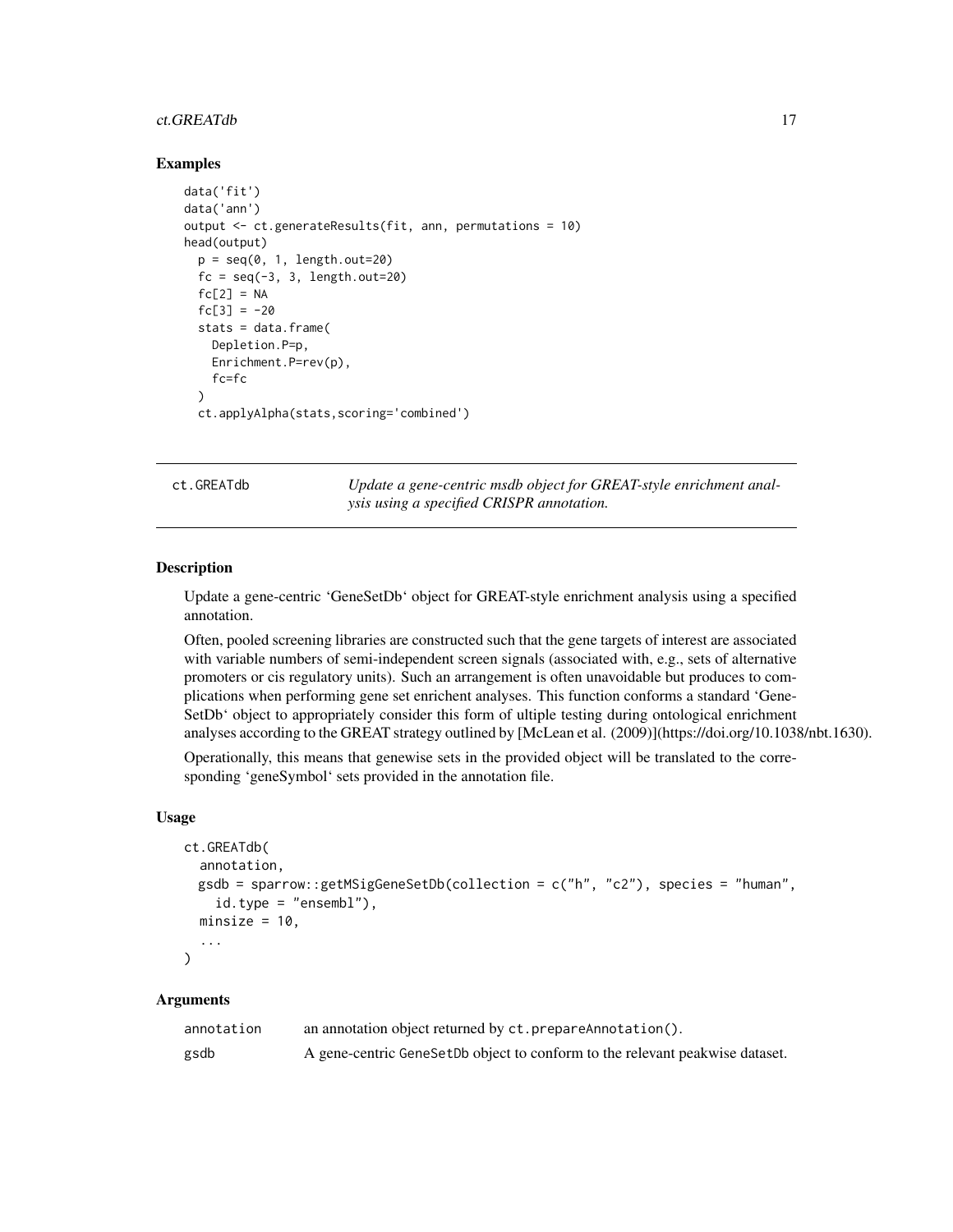## Examples

```
data('fit')
data('ann')
output <- ct.generateResults(fit, ann, permutations = 10)
head(output)
  p = seq(0, 1, length.out=20)
  fc = seq(-3, 3, length.out=20)
  fc[2] = NA
  fc[3] = -20
  stats = data.frame(
    Depletion.P=p,
    Enrichment.P=rev(p),
    fc=fc
  )
  ct.applyAlpha(stats,scoring='combined')
```

---

# ct.GREATdb

*Update a gene-centric msdb object for GREAT-style enrichment analysis using a specified CRISPR annotation.*

---

## Description

Update a gene-centric 'GeneSetDb' object for GREAT-style enrichment analysis using a specified annotation.

Often, pooled screening libraries are constructed such that the gene targets of interest are associated with variable numbers of semi-independent screen signals (associated with, e.g., sets of alternative promoters or cis regulatory units). Such an arrangement is often unavoidable but produces to complications when performing gene set enrichent analyses. This function conforms a standard 'GeneSetDb' object to appropriately consider this form of ultiple testing during ontological enrichment analyses according to the GREAT strategy outlined by [McLean et al. (2009)](https://doi.org/10.1038/nbt.1630).

Operationally, this means that genewise sets in the provided object will be translated to the corresponding 'geneSymbol' sets provided in the annotation file.

## Usage

```
ct.GREATdb(
  annotation,
  gsdb = sparrow::getMSigGeneSetDb(collection = c("h", "c2"), species = "human",
    id.type = "ensembl"),
  minsize = 10,
  ...
)
```

## Arguments

| | |
|---|---|
| annotation | an annotation object returned by `ct.prepareAnnotation()`. |
| gsdb | A gene-centric `GeneSetDb` object to conform to the relevant peakwise dataset. |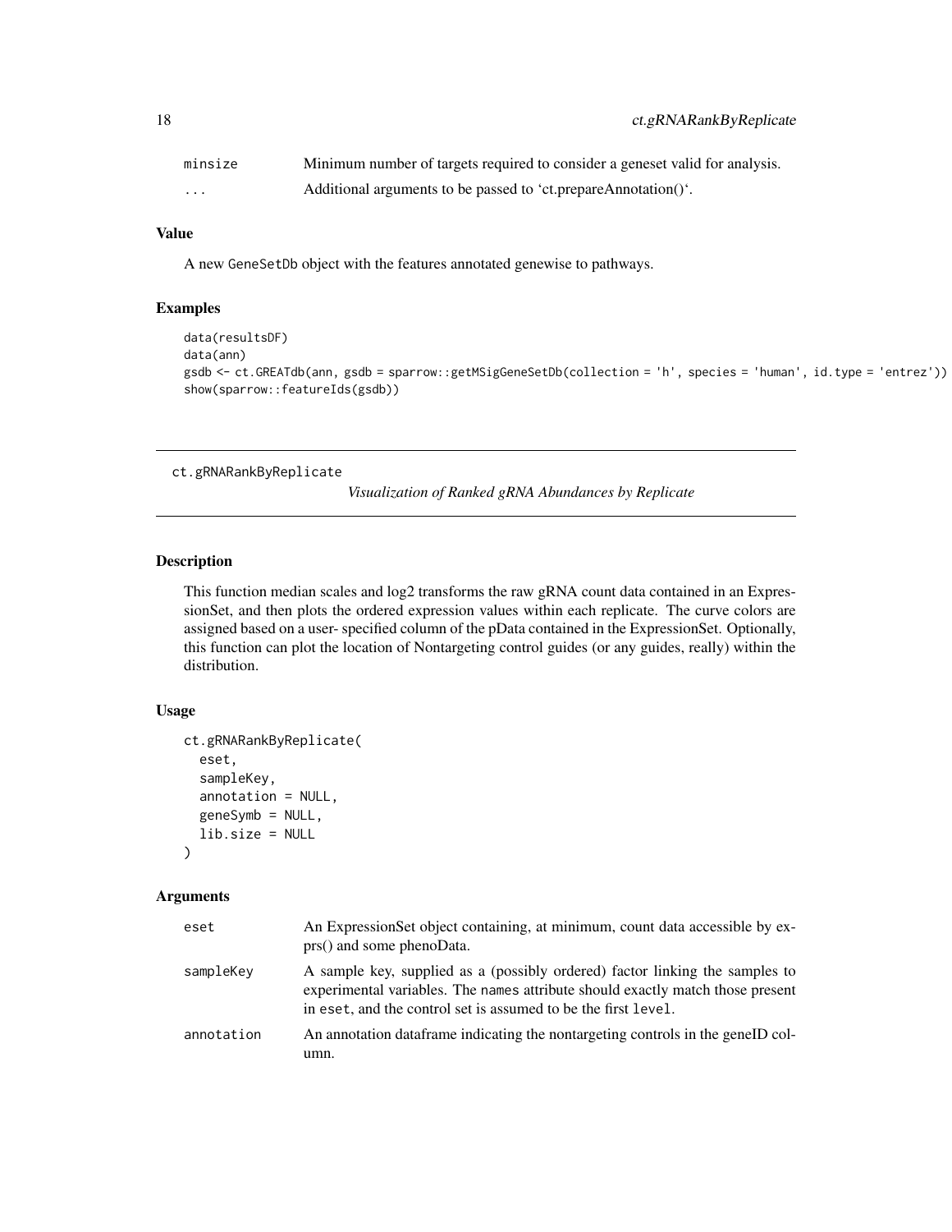| | |
|---|---|
| minsize | Minimum number of targets required to consider a geneset valid for analysis. |
| ... | Additional arguments to be passed to 'ct.prepareAnnotation()'. |

### Value

A new GeneSetDb object with the features annotated genewise to pathways.

### Examples

```
data(resultsDF)
data(ann)
gsdb <- ct.GREATdb(ann, gsdb = sparrow::getMSigGeneSetDb(collection = 'h', species = 'human', id.type = 'entrez'))
show(sparrow::featureIds(gsdb))
```

---

## ct.gRNARankByReplicate

*Visualization of Ranked gRNA Abundances by Replicate*

---

### Description

This function median scales and log2 transforms the raw gRNA count data contained in an ExpressionSet, and then plots the ordered expression values within each replicate. The curve colors are assigned based on a user- specified column of the pData contained in the ExpressionSet. Optionally, this function can plot the location of Nontargeting control guides (or any guides, really) within the distribution.

### Usage

```
ct.gRNARankByReplicate(
  eset,
  sampleKey,
  annotation = NULL,
  geneSymb = NULL,
  lib.size = NULL
)
```

### Arguments

| | |
|---|---|
| eset | An ExpressionSet object containing, at minimum, count data accessible by exprs() and some phenoData. |
| sampleKey | A sample key, supplied as a (possibly ordered) factor linking the samples to experimental variables. The names attribute should exactly match those present in eset, and the control set is assumed to be the first level. |
| annotation | An annotation dataframe indicating the nontargeting controls in the geneID column. |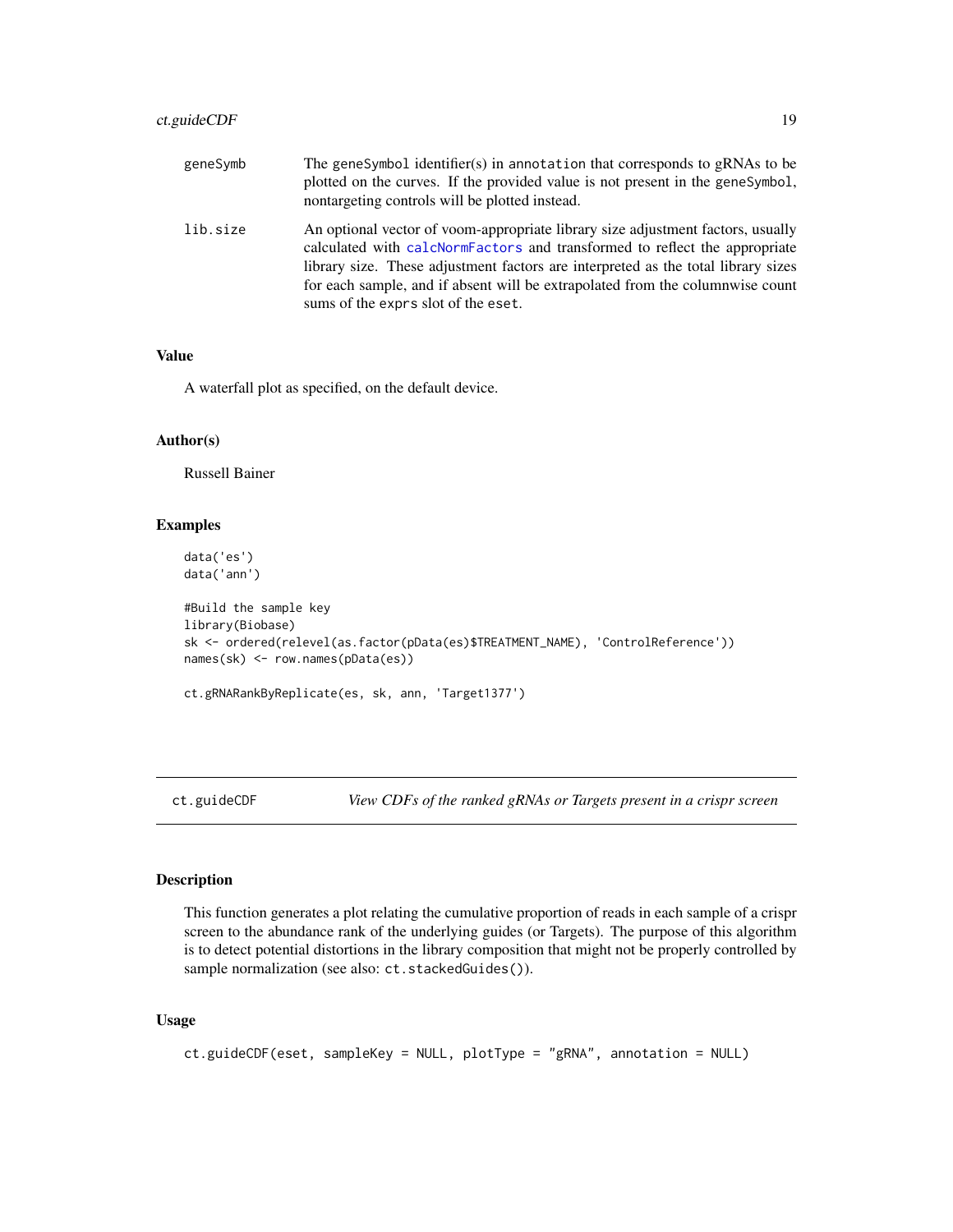| | |
|---|---|
| geneSymb | The geneSymbol identifier(s) in annotation that corresponds to gRNAs to be plotted on the curves. If the provided value is not present in the geneSymbol, nontargeting controls will be plotted instead. |
| lib.size | An optional vector of voom-appropriate library size adjustment factors, usually calculated with calcNormFactors and transformed to reflect the appropriate library size. These adjustment factors are interpreted as the total library sizes for each sample, and if absent will be extrapolated from the columnwise count sums of the exprs slot of the eset. |

### Value

A waterfall plot as specified, on the default device.

### Author(s)

Russell Bainer

### Examples

```
data('es')
data('ann')

#Build the sample key
library(Biobase)
sk <- ordered(relevel(as.factor(pData(es)$TREATMENT_NAME), 'ControlReference'))
names(sk) <- row.names(pData(es))

ct.gRNARankByReplicate(es, sk, ann, 'Target1377')
```

---

## ct.guideCDF — *View CDFs of the ranked gRNAs or Targets present in a crispr screen*

---

### Description

This function generates a plot relating the cumulative proportion of reads in each sample of a crispr screen to the abundance rank of the underlying guides (or Targets). The purpose of this algorithm is to detect potential distortions in the library composition that might not be properly controlled by sample normalization (see also: ct.stackedGuides()).

### Usage

```
ct.guideCDF(eset, sampleKey = NULL, plotType = "gRNA", annotation = NULL)
```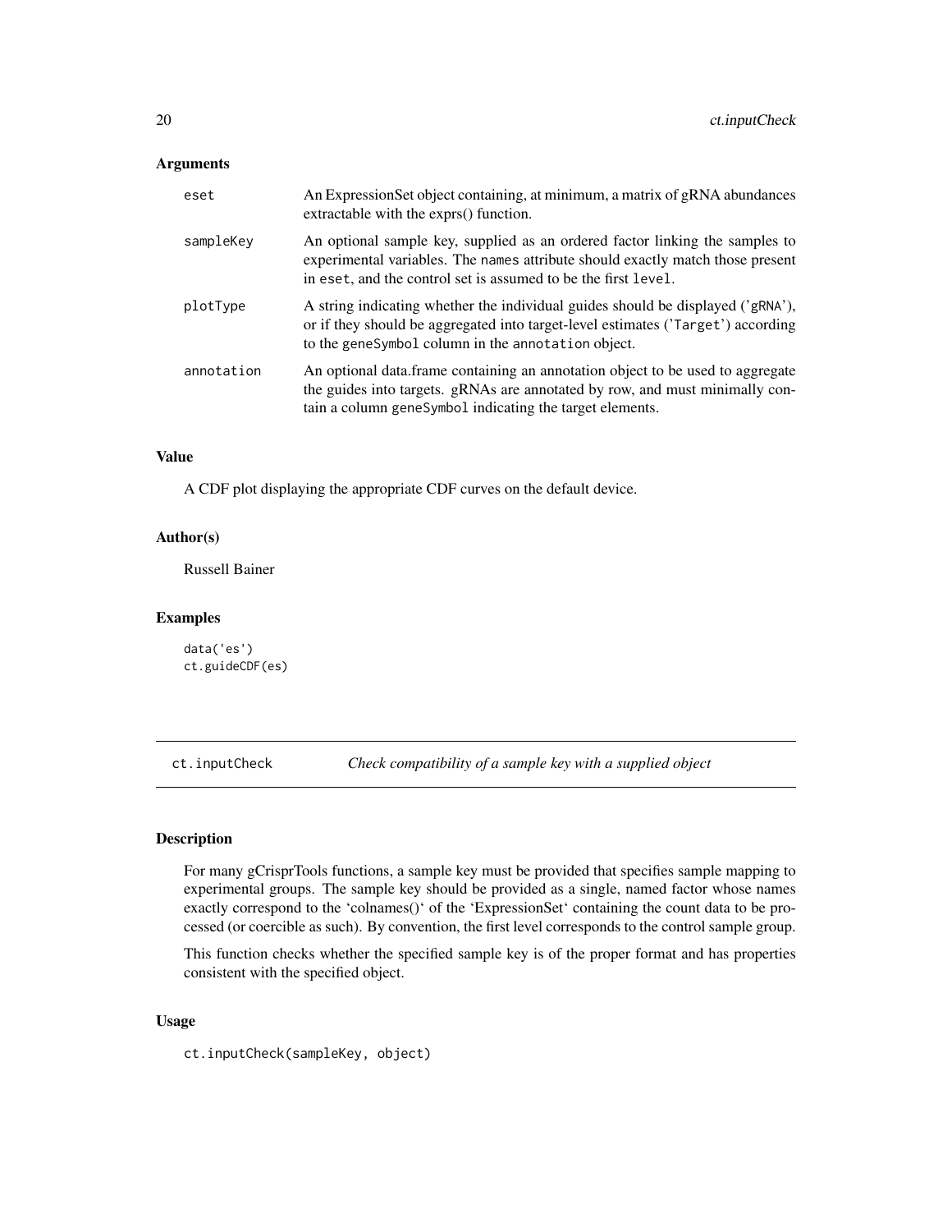## Arguments

| | |
|---|---|
| eset | An ExpressionSet object containing, at minimum, a matrix of gRNA abundances extractable with the exprs() function. |
| sampleKey | An optional sample key, supplied as an ordered factor linking the samples to experimental variables. The names attribute should exactly match those present in eset, and the control set is assumed to be the first level. |
| plotType | A string indicating whether the individual guides should be displayed ('gRNA'), or if they should be aggregated into target-level estimates ('Target') according to the geneSymbol column in the annotation object. |
| annotation | An optional data.frame containing an annotation object to be used to aggregate the guides into targets. gRNAs are annotated by row, and must minimally contain a column geneSymbol indicating the target elements. |

## Value

A CDF plot displaying the appropriate CDF curves on the default device.

## Author(s)

Russell Bainer

## Examples

```
data('es')
ct.guideCDF(es)
```

---

# ct.inputCheck *Check compatibility of a sample key with a supplied object*

## Description

For many gCrisprTools functions, a sample key must be provided that specifies sample mapping to experimental groups. The sample key should be provided as a single, named factor whose names exactly correspond to the 'colnames()' of the 'ExpressionSet' containing the count data to be processed (or coercible as such). By convention, the first level corresponds to the control sample group.

This function checks whether the specified sample key is of the proper format and has properties consistent with the specified object.

## Usage

```
ct.inputCheck(sampleKey, object)
```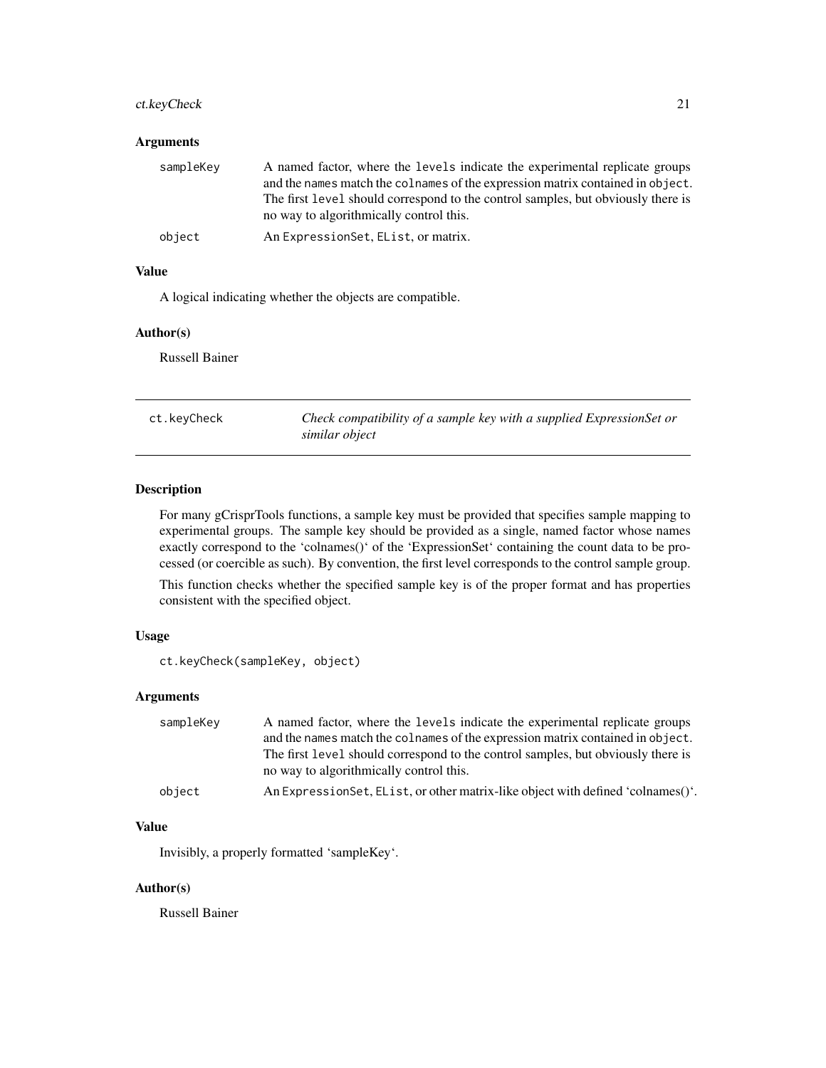### Arguments

| | |
|---|---|
| `sampleKey` | A named factor, where the `levels` indicate the experimental replicate groups and the `names` match the `colnames` of the expression matrix contained in `object`. The first `level` should correspond to the control samples, but obviously there is no way to algorithmically control this. |
| `object` | An `ExpressionSet`, `EList`, or matrix. |

### Value

A logical indicating whether the objects are compatible.

### Author(s)

Russell Bainer

---

## ct.keyCheck — *Check compatibility of a sample key with a supplied ExpressionSet or similar object*

---

### Description

For many gCrisprTools functions, a sample key must be provided that specifies sample mapping to experimental groups. The sample key should be provided as a single, named factor whose names exactly correspond to the 'colnames()' of the 'ExpressionSet' containing the count data to be processed (or coercible as such). By convention, the first level corresponds to the control sample group.

This function checks whether the specified sample key is of the proper format and has properties consistent with the specified object.

### Usage

```
ct.keyCheck(sampleKey, object)
```

### Arguments

| | |
|---|---|
| `sampleKey` | A named factor, where the `levels` indicate the experimental replicate groups and the `names` match the `colnames` of the expression matrix contained in `object`. The first `level` should correspond to the control samples, but obviously there is no way to algorithmically control this. |
| `object` | An `ExpressionSet`, `EList`, or other matrix-like object with defined 'colnames()'. |

### Value

Invisibly, a properly formatted 'sampleKey'.

### Author(s)

Russell Bainer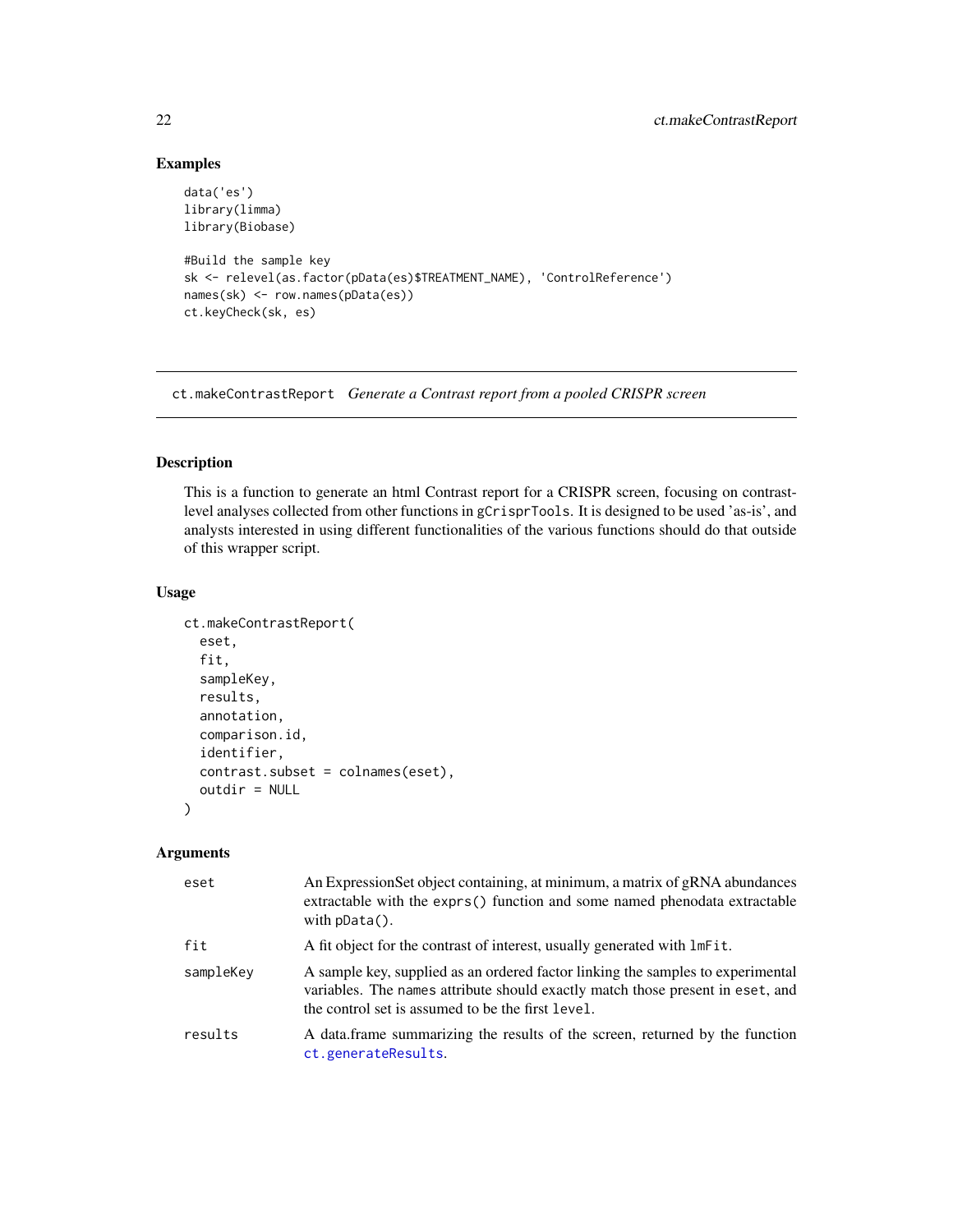## Examples

```
data('es')
library(limma)
library(Biobase)

#Build the sample key
sk <- relevel(as.factor(pData(es)$TREATMENT_NAME), 'ControlReference')
names(sk) <- row.names(pData(es))
ct.keyCheck(sk, es)
```

---

# ct.makeContrastReport *Generate a Contrast report from a pooled CRISPR screen*

---

## Description

This is a function to generate an html Contrast report for a CRISPR screen, focusing on contrast-level analyses collected from other functions in `gCrisprTools`. It is designed to be used 'as-is', and analysts interested in using different functionalities of the various functions should do that outside of this wrapper script.

## Usage

```
ct.makeContrastReport(
  eset,
  fit,
  sampleKey,
  results,
  annotation,
  comparison.id,
  identifier,
  contrast.subset = colnames(eset),
  outdir = NULL
)
```

## Arguments

| | |
|---|---|
| `eset` | An ExpressionSet object containing, at minimum, a matrix of gRNA abundances extractable with the `exprs()` function and some named phenodata extractable with `pData()`. |
| `fit` | A fit object for the contrast of interest, usually generated with `lmFit`. |
| `sampleKey` | A sample key, supplied as an ordered factor linking the samples to experimental variables. The `names` attribute should exactly match those present in `eset`, and the control set is assumed to be the first `level`. |
| `results` | A data.frame summarizing the results of the screen, returned by the function `ct.generateResults`. |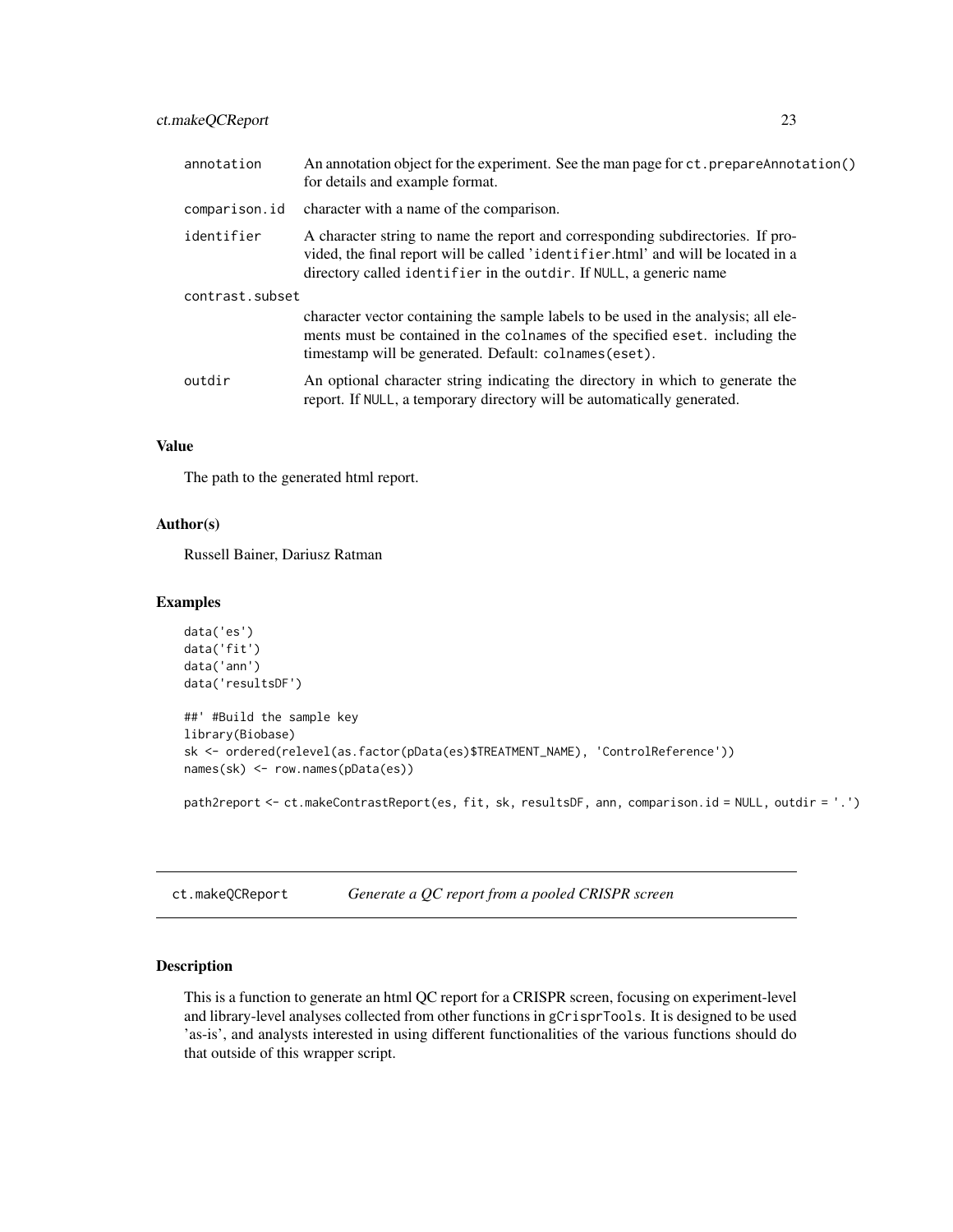| | |
|---|---|
| annotation | An annotation object for the experiment. See the man page for `ct.prepareAnnotation()` for details and example format. |
| comparison.id | character with a name of the comparison. |
| identifier | A character string to name the report and corresponding subdirectories. If provided, the final report will be called 'identifier.html' and will be located in a directory called identifier in the outdir. If NULL, a generic name |
| contrast.subset | character vector containing the sample labels to be used in the analysis; all elements must be contained in the colnames of the specified eset. including the timestamp will be generated. Default: colnames(eset). |
| outdir | An optional character string indicating the directory in which to generate the report. If NULL, a temporary directory will be automatically generated. |

### Value

The path to the generated html report.

### Author(s)

Russell Bainer, Dariusz Ratman

### Examples

```
data('es')
data('fit')
data('ann')
data('resultsDF')

##' #Build the sample key
library(Biobase)
sk <- ordered(relevel(as.factor(pData(es)$TREATMENT_NAME), 'ControlReference'))
names(sk) <- row.names(pData(es))

path2report <- ct.makeContrastReport(es, fit, sk, resultsDF, ann, comparison.id = NULL, outdir = '.')
```

---

## ct.makeQCReport *Generate a QC report from a pooled CRISPR screen*

---

### Description

This is a function to generate an html QC report for a CRISPR screen, focusing on experiment-level and library-level analyses collected from other functions in gCrisprTools. It is designed to be used 'as-is', and analysts interested in using different functionalities of the various functions should do that outside of this wrapper script.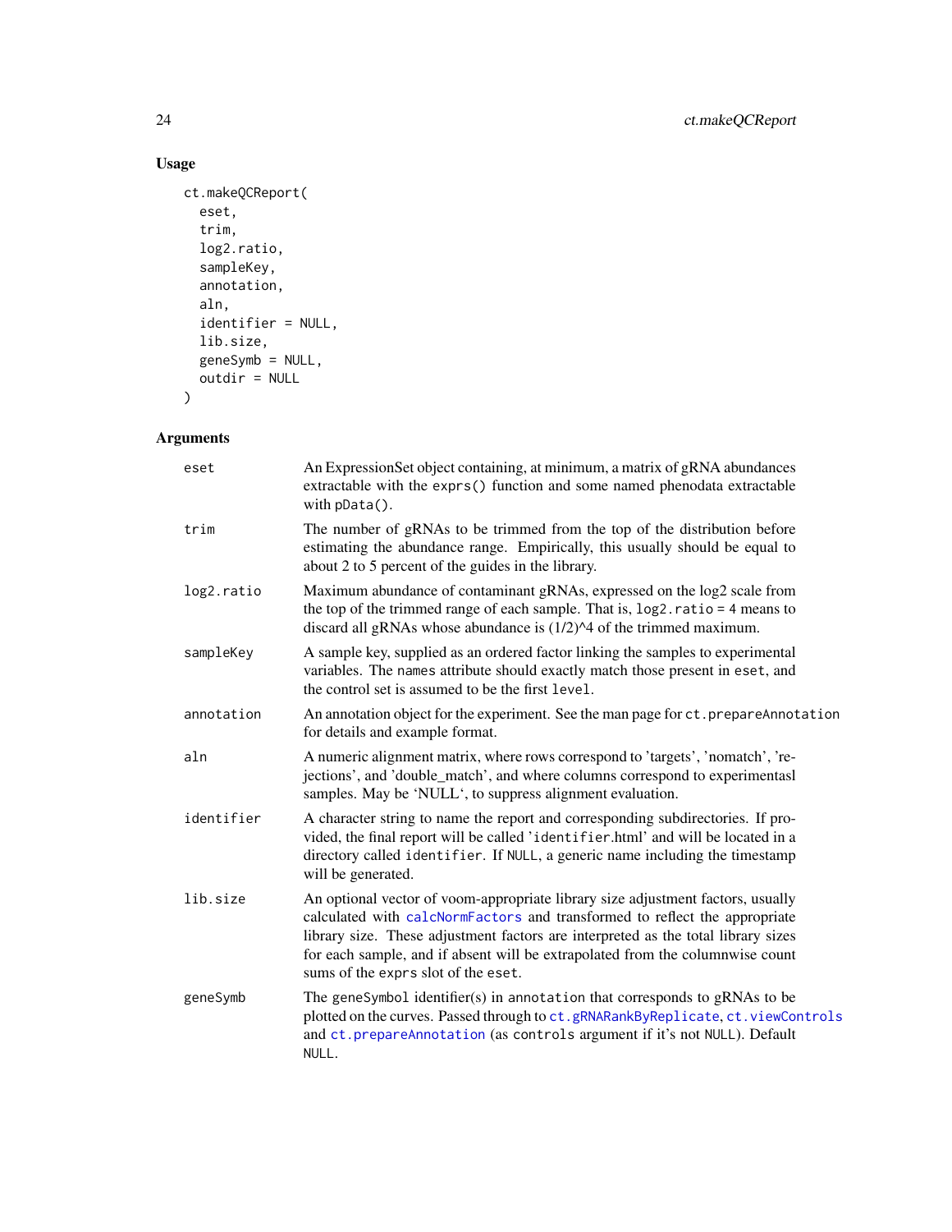## Usage

```
ct.makeQCReport(
  eset,
  trim,
  log2.ratio,
  sampleKey,
  annotation,
  aln,
  identifier = NULL,
  lib.size,
  geneSymb = NULL,
  outdir = NULL
)
```

## Arguments

| | |
|---|---|
| `eset` | An ExpressionSet object containing, at minimum, a matrix of gRNA abundances extractable with the `exprs()` function and some named phenodata extractable with `pData()`. |
| `trim` | The number of gRNAs to be trimmed from the top of the distribution before estimating the abundance range. Empirically, this usually should be equal to about 2 to 5 percent of the guides in the library. |
| `log2.ratio` | Maximum abundance of contaminant gRNAs, expressed on the log2 scale from the top of the trimmed range of each sample. That is, `log2.ratio` = 4 means to discard all gRNAs whose abundance is (1/2)^4 of the trimmed maximum. |
| `sampleKey` | A sample key, supplied as an ordered factor linking the samples to experimental variables. The `names` attribute should exactly match those present in `eset`, and the control set is assumed to be the first `level`. |
| `annotation` | An annotation object for the experiment. See the man page for `ct.prepareAnnotation` for details and example format. |
| `aln` | A numeric alignment matrix, where rows correspond to 'targets', 'nomatch', 'rejections', and 'double_match', and where columns correspond to experimentasl samples. May be 'NULL', to suppress alignment evaluation. |
| `identifier` | A character string to name the report and corresponding subdirectories. If provided, the final report will be called '`identifier`.html' and will be located in a directory called `identifier`. If `NULL`, a generic name including the timestamp will be generated. |
| `lib.size` | An optional vector of voom-appropriate library size adjustment factors, usually calculated with `calcNormFactors` and transformed to reflect the appropriate library size. These adjustment factors are interpreted as the total library sizes for each sample, and if absent will be extrapolated from the columnwise count sums of the `exprs` slot of the `eset`. |
| `geneSymb` | The `geneSymbol` identifier(s) in `annotation` that corresponds to gRNAs to be plotted on the curves. Passed through to `ct.gRNARankByReplicate`, `ct.viewControls` and `ct.prepareAnnotation` (as `controls` argument if it's not `NULL`). Default `NULL`. |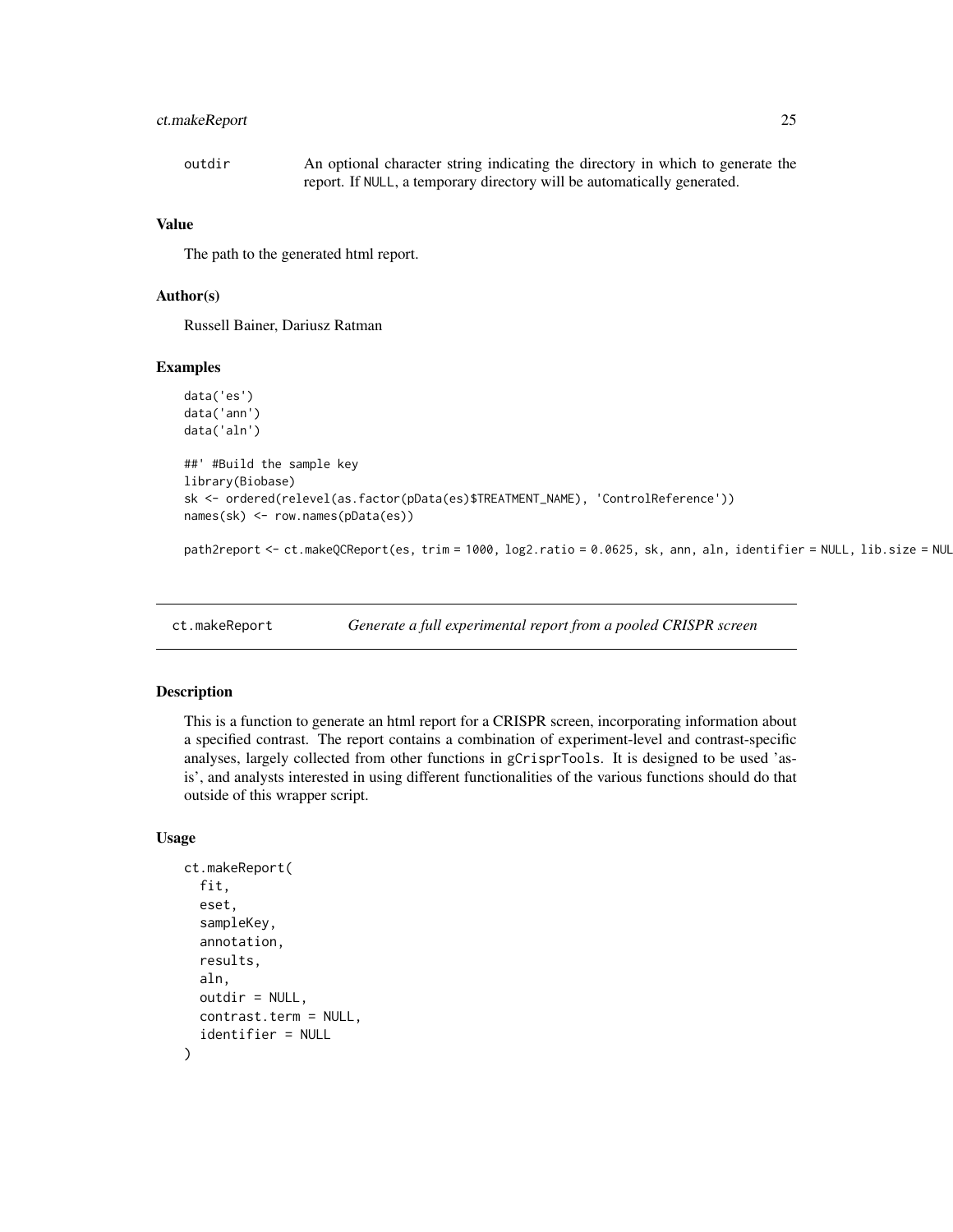outdir    An optional character string indicating the directory in which to generate the report. If NULL, a temporary directory will be automatically generated.

### Value

The path to the generated html report.

### Author(s)

Russell Bainer, Dariusz Ratman

### Examples

```
data('es')
data('ann')
data('aln')

##' #Build the sample key
library(Biobase)
sk <- ordered(relevel(as.factor(pData(es)$TREATMENT_NAME), 'ControlReference'))
names(sk) <- row.names(pData(es))

path2report <- ct.makeQCReport(es, trim = 1000, log2.ratio = 0.0625, sk, ann, aln, identifier = NULL, lib.size = NUL
```

---

## ct.makeReport    *Generate a full experimental report from a pooled CRISPR screen*

### Description

This is a function to generate an html report for a CRISPR screen, incorporating information about a specified contrast. The report contains a combination of experiment-level and contrast-specific analyses, largely collected from other functions in gCrisprTools. It is designed to be used 'as-is', and analysts interested in using different functionalities of the various functions should do that outside of this wrapper script.

### Usage

```
ct.makeReport(
  fit,
  eset,
  sampleKey,
  annotation,
  results,
  aln,
  outdir = NULL,
  contrast.term = NULL,
  identifier = NULL
)
```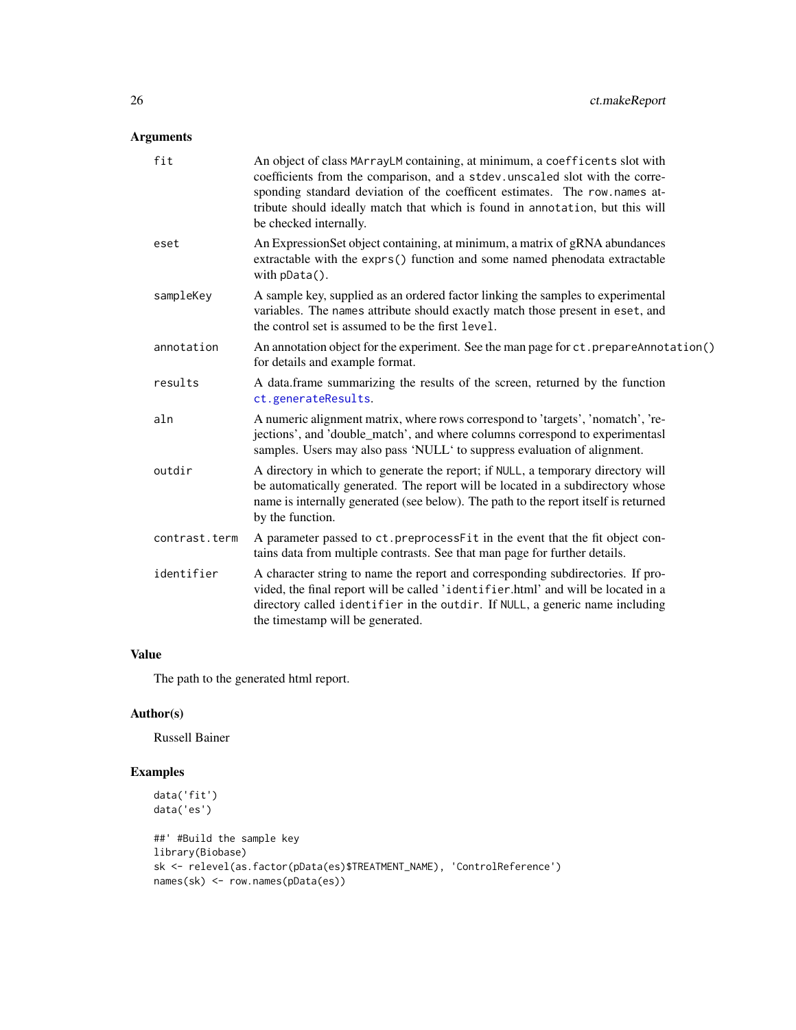## Arguments

| | |
|---|---|
| fit | An object of class MArrayLM containing, at minimum, a coefficents slot with coefficients from the comparison, and a stdev.unscaled slot with the corresponding standard deviation of the coefficent estimates. The row.names attribute should ideally match that which is found in annotation, but this will be checked internally. |
| eset | An ExpressionSet object containing, at minimum, a matrix of gRNA abundances extractable with the exprs() function and some named phenodata extractable with pData(). |
| sampleKey | A sample key, supplied as an ordered factor linking the samples to experimental variables. The names attribute should exactly match those present in eset, and the control set is assumed to be the first level. |
| annotation | An annotation object for the experiment. See the man page for ct.prepareAnnotation() for details and example format. |
| results | A data.frame summarizing the results of the screen, returned by the function ct.generateResults. |
| aln | A numeric alignment matrix, where rows correspond to 'targets', 'nomatch', 'rejections', and 'double_match', and where columns correspond to experimentasl samples. Users may also pass 'NULL' to suppress evaluation of alignment. |
| outdir | A directory in which to generate the report; if NULL, a temporary directory will be automatically generated. The report will be located in a subdirectory whose name is internally generated (see below). The path to the report itself is returned by the function. |
| contrast.term | A parameter passed to ct.preprocessFit in the event that the fit object contains data from multiple contrasts. See that man page for further details. |
| identifier | A character string to name the report and corresponding subdirectories. If provided, the final report will be called 'identifier.html' and will be located in a directory called identifier in the outdir. If NULL, a generic name including the timestamp will be generated. |

## Value

The path to the generated html report.

## Author(s)

Russell Bainer

## Examples

```
data('fit')
data('es')

##' #Build the sample key
library(Biobase)
sk <- relevel(as.factor(pData(es)$TREATMENT_NAME), 'ControlReference')
names(sk) <- row.names(pData(es))
```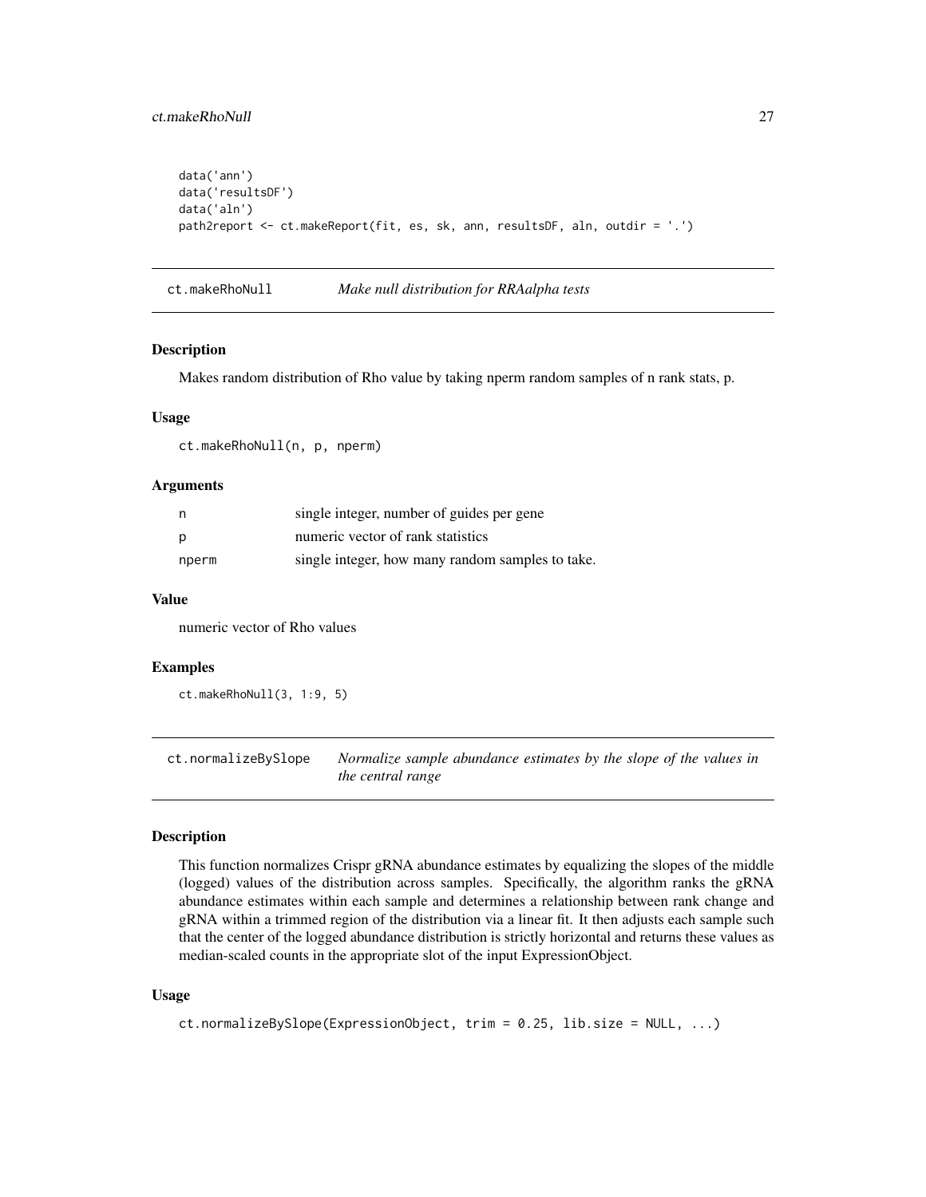```
data('ann')
data('resultsDF')
data('aln')
path2report <- ct.makeReport(fit, es, sk, ann, resultsDF, aln, outdir = '.')
```

## ct.makeRhoNull — *Make null distribution for RRAalpha tests*

### Description

Makes random distribution of Rho value by taking nperm random samples of n rank stats, p.

### Usage

```
ct.makeRhoNull(n, p, nperm)
```

### Arguments

| | |
|---|---|
| n | single integer, number of guides per gene |
| p | numeric vector of rank statistics |
| nperm | single integer, how many random samples to take. |

### Value

numeric vector of Rho values

### Examples

```
ct.makeRhoNull(3, 1:9, 5)
```

## ct.normalizeBySlope — *Normalize sample abundance estimates by the slope of the values in the central range*

### Description

This function normalizes Crispr gRNA abundance estimates by equalizing the slopes of the middle (logged) values of the distribution across samples. Specifically, the algorithm ranks the gRNA abundance estimates within each sample and determines a relationship between rank change and gRNA within a trimmed region of the distribution via a linear fit. It then adjusts each sample such that the center of the logged abundance distribution is strictly horizontal and returns these values as median-scaled counts in the appropriate slot of the input ExpressionObject.

### Usage

```
ct.normalizeBySlope(ExpressionObject, trim = 0.25, lib.size = NULL, ...)
```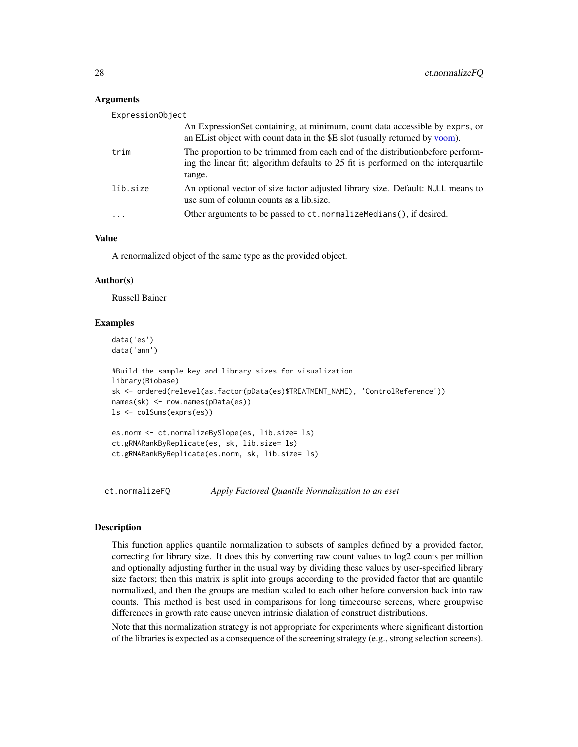### Arguments

| | |
|---|---|
| ExpressionObject | An ExpressionSet containing, at minimum, count data accessible by exprs, or an EList object with count data in the $E slot (usually returned by voom). |
| trim | The proportion to be trimmed from each end of the distributionbefore performing the linear fit; algorithm defaults to 25 fit is performed on the interquartile range. |
| lib.size | An optional vector of size factor adjusted library size. Default: NULL means to use sum of column counts as a lib.size. |
| ... | Other arguments to be passed to ct.normalizeMedians(), if desired. |

### Value

A renormalized object of the same type as the provided object.

### Author(s)

Russell Bainer

### Examples

```
data('es')
data('ann')

#Build the sample key and library sizes for visualization
library(Biobase)
sk <- ordered(relevel(as.factor(pData(es)$TREATMENT_NAME), 'ControlReference'))
names(sk) <- row.names(pData(es))
ls <- colSums(exprs(es))

es.norm <- ct.normalizeBySlope(es, lib.size= ls)
ct.gRNARankByReplicate(es, sk, lib.size= ls)
ct.gRNARankByReplicate(es.norm, sk, lib.size= ls)
```

---

## ct.normalizeFQ — *Apply Factored Quantile Normalization to an eset*

### Description

This function applies quantile normalization to subsets of samples defined by a provided factor, correcting for library size. It does this by converting raw count values to log2 counts per million and optionally adjusting further in the usual way by dividing these values by user-specified library size factors; then this matrix is split into groups according to the provided factor that are quantile normalized, and then the groups are median scaled to each other before conversion back into raw counts. This method is best used in comparisons for long timecourse screens, where groupwise differences in growth rate cause uneven intrinsic dialation of construct distributions.

Note that this normalization strategy is not appropriate for experiments where significant distortion of the libraries is expected as a consequence of the screening strategy (e.g., strong selection screens).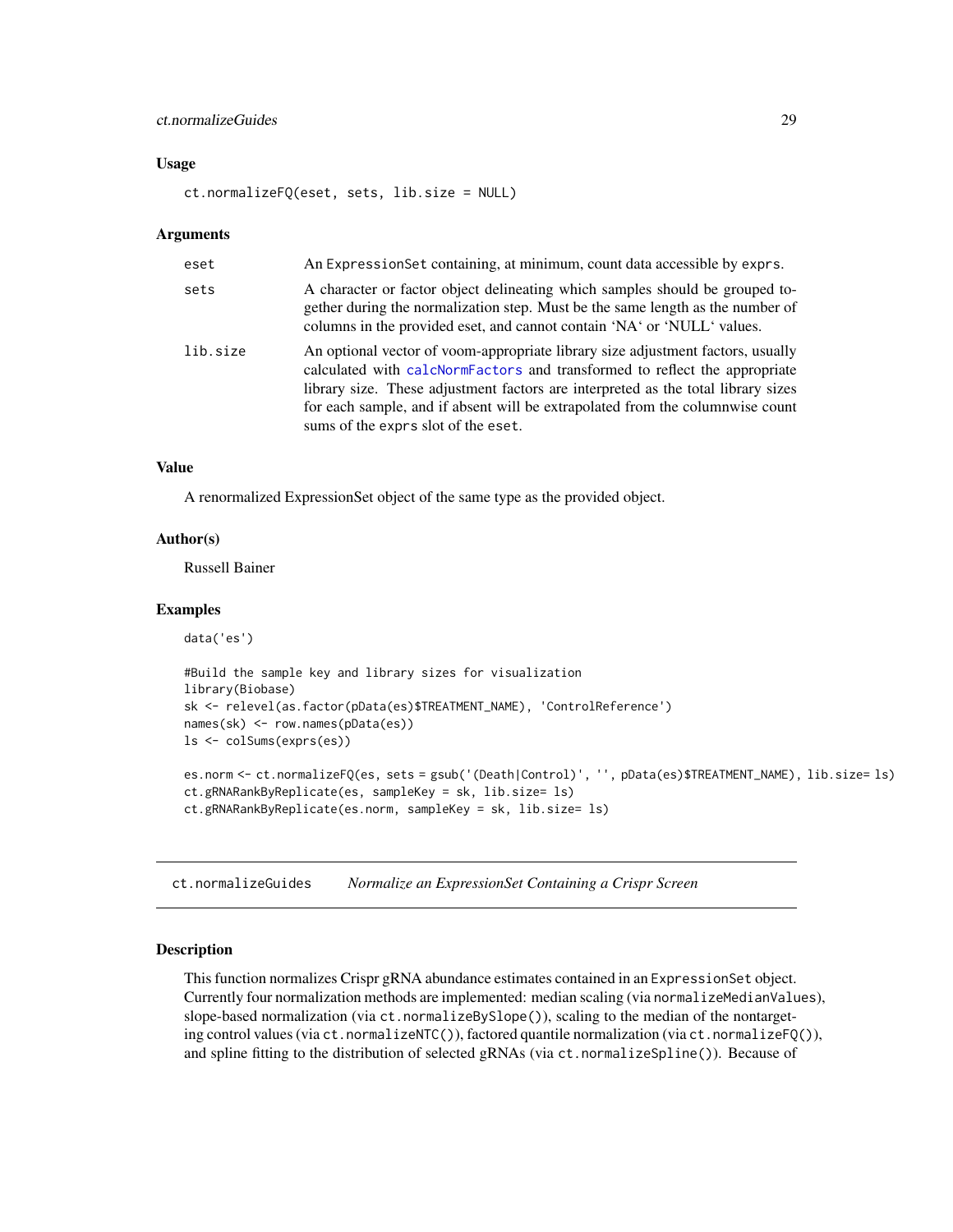### Usage

```
ct.normalizeFQ(eset, sets, lib.size = NULL)
```

### Arguments

| | |
|---|---|
| eset | An ExpressionSet containing, at minimum, count data accessible by exprs. |
| sets | A character or factor object delineating which samples should be grouped together during the normalization step. Must be the same length as the number of columns in the provided eset, and cannot contain 'NA' or 'NULL' values. |
| lib.size | An optional vector of voom-appropriate library size adjustment factors, usually calculated with calcNormFactors and transformed to reflect the appropriate library size. These adjustment factors are interpreted as the total library sizes for each sample, and if absent will be extrapolated from the columnwise count sums of the exprs slot of the eset. |

### Value

A renormalized ExpressionSet object of the same type as the provided object.

### Author(s)

Russell Bainer

### Examples

```
data('es')

#Build the sample key and library sizes for visualization
library(Biobase)
sk <- relevel(as.factor(pData(es)$TREATMENT_NAME), 'ControlReference')
names(sk) <- row.names(pData(es))
ls <- colSums(exprs(es))

es.norm <- ct.normalizeFQ(es, sets = gsub('(Death|Control)', '', pData(es)$TREATMENT_NAME), lib.size= ls)
ct.gRNARankByReplicate(es, sampleKey = sk, lib.size= ls)
ct.gRNARankByReplicate(es.norm, sampleKey = sk, lib.size= ls)
```

---

## ct.normalizeGuides *Normalize an ExpressionSet Containing a Crispr Screen*

### Description

This function normalizes Crispr gRNA abundance estimates contained in an ExpressionSet object. Currently four normalization methods are implemented: median scaling (via normalizeMedianValues), slope-based normalization (via ct.normalizeBySlope()), scaling to the median of the nontargeting control values (via ct.normalizeNTC()), factored quantile normalization (via ct.normalizeFQ()), and spline fitting to the distribution of selected gRNAs (via ct.normalizeSpline()). Because of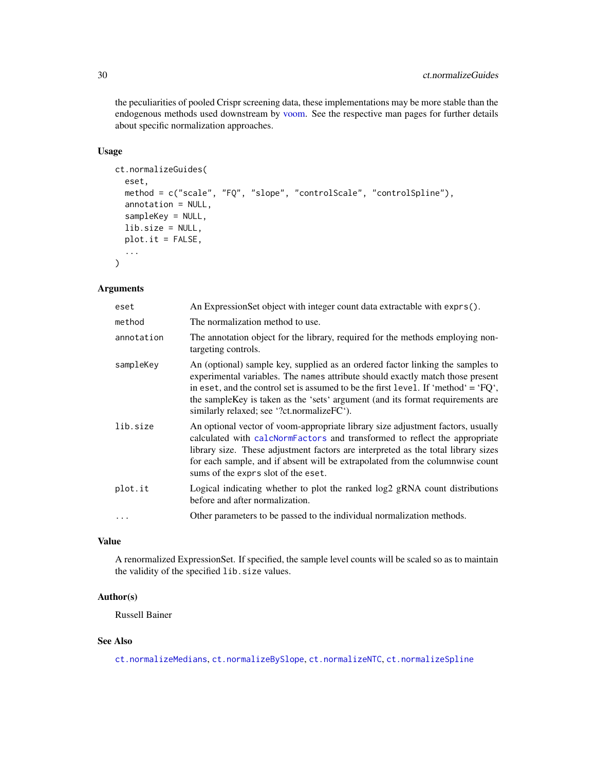the peculiarities of pooled Crispr screening data, these implementations may be more stable than the endogenous methods used downstream by voom. See the respective man pages for further details about specific normalization approaches.

### Usage

```
ct.normalizeGuides(
  eset,
  method = c("scale", "FQ", "slope", "controlScale", "controlSpline"),
  annotation = NULL,
  sampleKey = NULL,
  lib.size = NULL,
  plot.it = FALSE,
  ...
)
```

### Arguments

| | |
|---|---|
| `eset` | An ExpressionSet object with integer count data extractable with `exprs()`. |
| `method` | The normalization method to use. |
| `annotation` | The annotation object for the library, required for the methods employing non-targeting controls. |
| `sampleKey` | An (optional) sample key, supplied as an ordered factor linking the samples to experimental variables. The `names` attribute should exactly match those present in `eset`, and the control set is assumed to be the first `level`. If 'method' = 'FQ', the sampleKey is taken as the 'sets' argument (and its format requirements are similarly relaxed; see '?ct.normalizeFC'). |
| `lib.size` | An optional vector of voom-appropriate library size adjustment factors, usually calculated with `calcNormFactors` and transformed to reflect the appropriate library size. These adjustment factors are interpreted as the total library sizes for each sample, and if absent will be extrapolated from the columnwise count sums of the `exprs` slot of the `eset`. |
| `plot.it` | Logical indicating whether to plot the ranked log2 gRNA count distributions before and after normalization. |
| `...` | Other parameters to be passed to the individual normalization methods. |

### Value

A renormalized ExpressionSet. If specified, the sample level counts will be scaled so as to maintain the validity of the specified `lib.size` values.

### Author(s)

Russell Bainer

### See Also

`ct.normalizeMedians`, `ct.normalizeBySlope`, `ct.normalizeNTC`, `ct.normalizeSpline`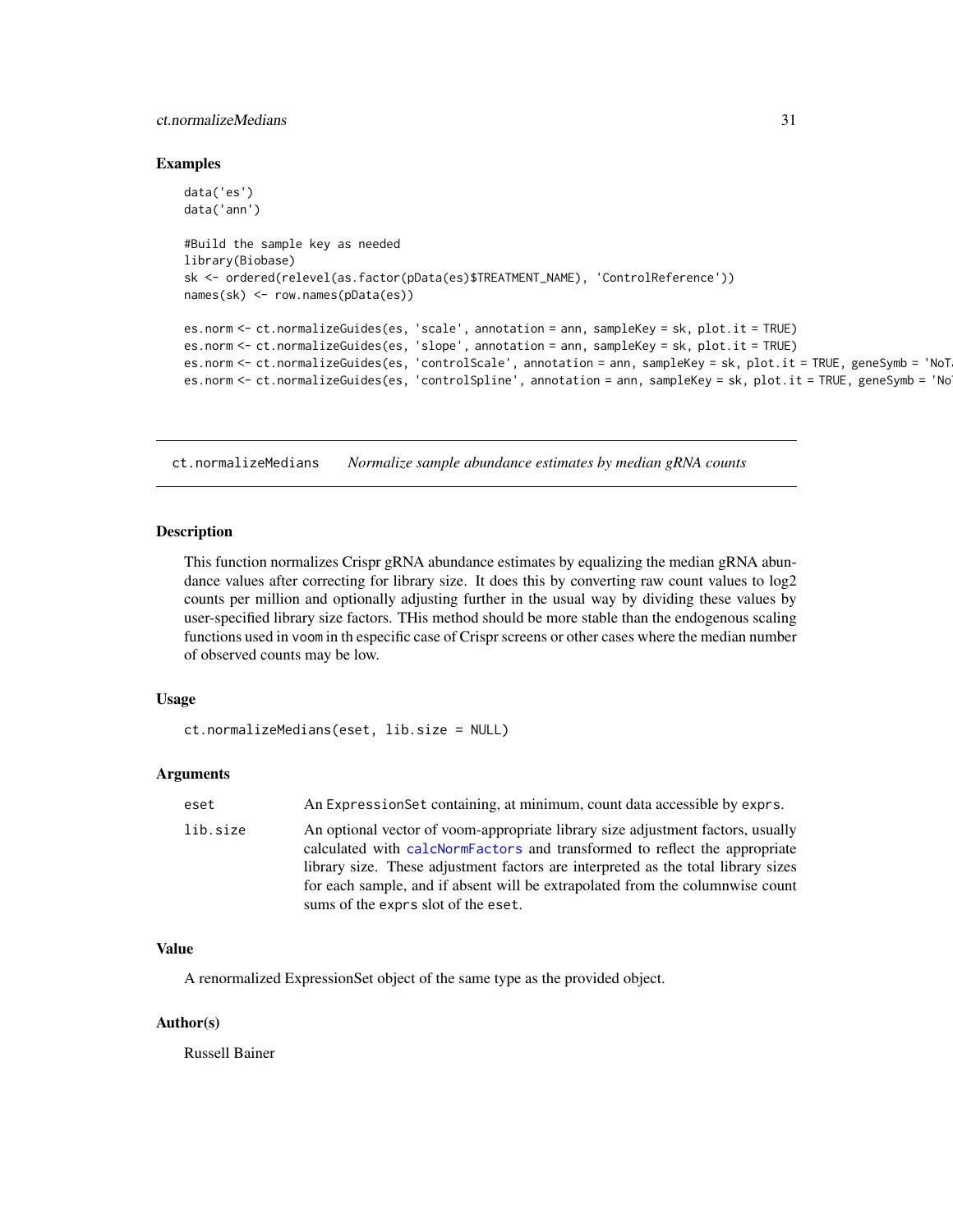### Examples

```
data('es')
data('ann')

#Build the sample key as needed
library(Biobase)
sk <- ordered(relevel(as.factor(pData(es)$TREATMENT_NAME), 'ControlReference'))
names(sk) <- row.names(pData(es))

es.norm <- ct.normalizeGuides(es, 'scale', annotation = ann, sampleKey = sk, plot.it = TRUE)
es.norm <- ct.normalizeGuides(es, 'slope', annotation = ann, sampleKey = sk, plot.it = TRUE)
es.norm <- ct.normalizeGuides(es, 'controlScale', annotation = ann, sampleKey = sk, plot.it = TRUE, geneSymb = 'NoT
es.norm <- ct.normalizeGuides(es, 'controlSpline', annotation = ann, sampleKey = sk, plot.it = TRUE, geneSymb = 'No
```

---

## ct.normalizeMedians    *Normalize sample abundance estimates by median gRNA counts*

### Description

This function normalizes Crispr gRNA abundance estimates by equalizing the median gRNA abundance values after correcting for library size. It does this by converting raw count values to log2 counts per million and optionally adjusting further in the usual way by dividing these values by user-specified library size factors. THis method should be more stable than the endogenous scaling functions used in voom in th especific case of Crispr screens or other cases where the median number of observed counts may be low.

### Usage

```
ct.normalizeMedians(eset, lib.size = NULL)
```

### Arguments

| | |
|---|---|
| `eset` | An `ExpressionSet` containing, at minimum, count data accessible by `exprs`. |
| `lib.size` | An optional vector of voom-appropriate library size adjustment factors, usually calculated with `calcNormFactors` and transformed to reflect the appropriate library size. These adjustment factors are interpreted as the total library sizes for each sample, and if absent will be extrapolated from the columnwise count sums of the `exprs` slot of the `eset`. |

### Value

A renormalized ExpressionSet object of the same type as the provided object.

### Author(s)

Russell Bainer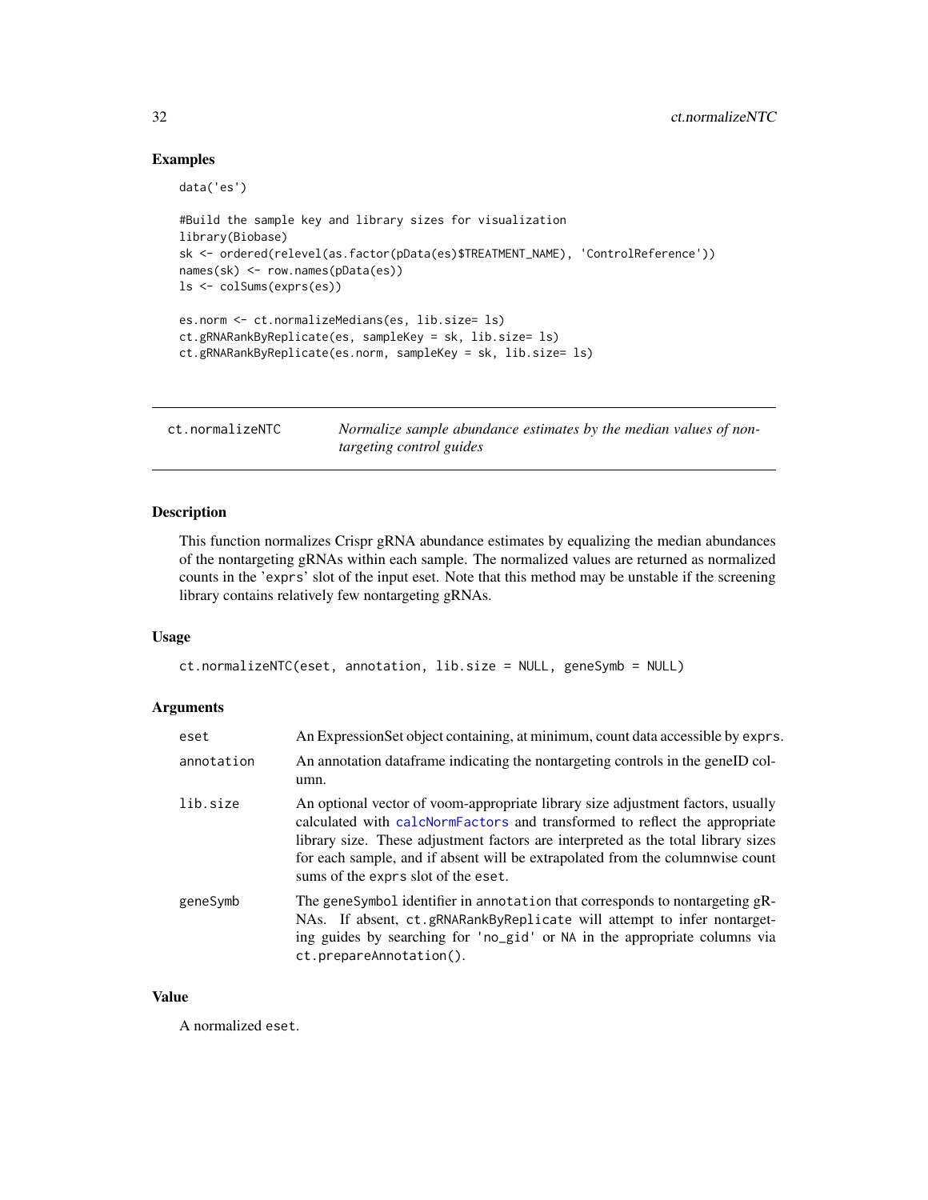## Examples

```
data('es')

#Build the sample key and library sizes for visualization
library(Biobase)
sk <- ordered(relevel(as.factor(pData(es)$TREATMENT_NAME), 'ControlReference'))
names(sk) <- row.names(pData(es))
ls <- colSums(exprs(es))

es.norm <- ct.normalizeMedians(es, lib.size= ls)
ct.gRNARankByReplicate(es, sampleKey = sk, lib.size= ls)
ct.gRNARankByReplicate(es.norm, sampleKey = sk, lib.size= ls)
```

---

# ct.normalizeNTC — *Normalize sample abundance estimates by the median values of nontargeting control guides*

---

## Description

This function normalizes Crispr gRNA abundance estimates by equalizing the median abundances of the nontargeting gRNAs within each sample. The normalized values are returned as normalized counts in the 'exprs' slot of the input eset. Note that this method may be unstable if the screening library contains relatively few nontargeting gRNAs.

## Usage

```
ct.normalizeNTC(eset, annotation, lib.size = NULL, geneSymb = NULL)
```

## Arguments

| | |
|---|---|
| `eset` | An ExpressionSet object containing, at minimum, count data accessible by `exprs`. |
| `annotation` | An annotation dataframe indicating the nontargeting controls in the geneID column. |
| `lib.size` | An optional vector of voom-appropriate library size adjustment factors, usually calculated with `calcNormFactors` and transformed to reflect the appropriate library size. These adjustment factors are interpreted as the total library sizes for each sample, and if absent will be extrapolated from the columnwise count sums of the `exprs` slot of the `eset`. |
| `geneSymb` | The `geneSymbol` identifier in `annotation` that corresponds to nontargeting gRNAs. If absent, `ct.gRNARankByReplicate` will attempt to infer nontargeting guides by searching for `'no_gid'` or `NA` in the appropriate columns via `ct.prepareAnnotation()`. |

## Value

A normalized `eset`.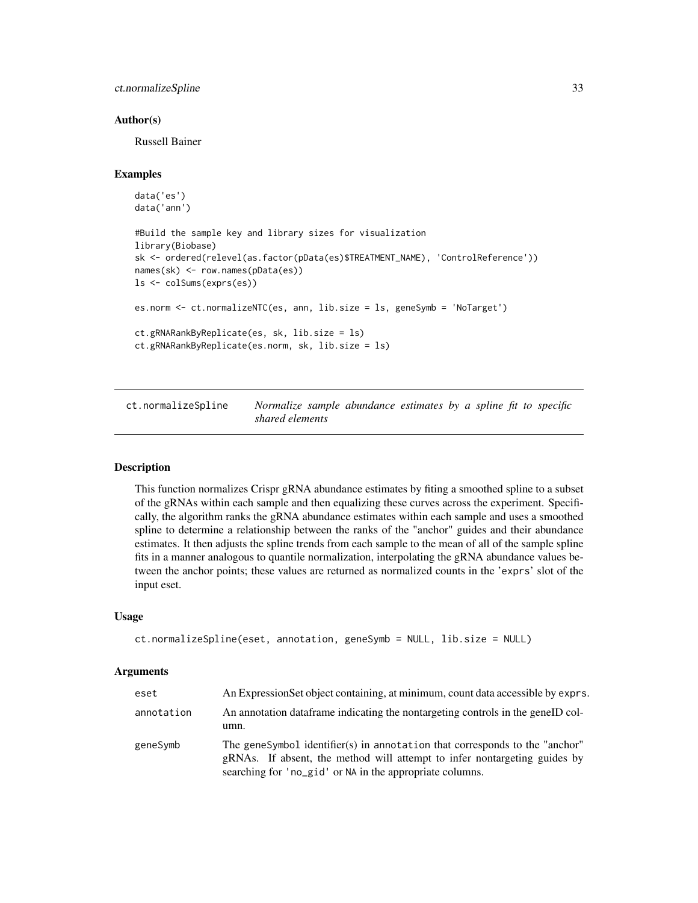### Author(s)

Russell Bainer

### Examples

```
data('es')
data('ann')

#Build the sample key and library sizes for visualization
library(Biobase)
sk <- ordered(relevel(as.factor(pData(es)$TREATMENT_NAME), 'ControlReference'))
names(sk) <- row.names(pData(es))
ls <- colSums(exprs(es))

es.norm <- ct.normalizeNTC(es, ann, lib.size = ls, geneSymb = 'NoTarget')

ct.gRNARankByReplicate(es, sk, lib.size = ls)
ct.gRNARankByReplicate(es.norm, sk, lib.size = ls)
```

---

## ct.normalizeSpline — *Normalize sample abundance estimates by a spline fit to specific shared elements*

### Description

This function normalizes Crispr gRNA abundance estimates by fiting a smoothed spline to a subset of the gRNAs within each sample and then equalizing these curves across the experiment. Specifically, the algorithm ranks the gRNA abundance estimates within each sample and uses a smoothed spline to determine a relationship between the ranks of the "anchor" guides and their abundance estimates. It then adjusts the spline trends from each sample to the mean of all of the sample spline fits in a manner analogous to quantile normalization, interpolating the gRNA abundance values between the anchor points; these values are returned as normalized counts in the 'exprs' slot of the input eset.

### Usage

```
ct.normalizeSpline(eset, annotation, geneSymb = NULL, lib.size = NULL)
```

### Arguments

| | |
|---|---|
| eset | An ExpressionSet object containing, at minimum, count data accessible by exprs. |
| annotation | An annotation dataframe indicating the nontargeting controls in the geneID column. |
| geneSymb | The geneSymbol identifier(s) in annotation that corresponds to the "anchor" gRNAs. If absent, the method will attempt to infer nontargeting guides by searching for 'no_gid' or NA in the appropriate columns. |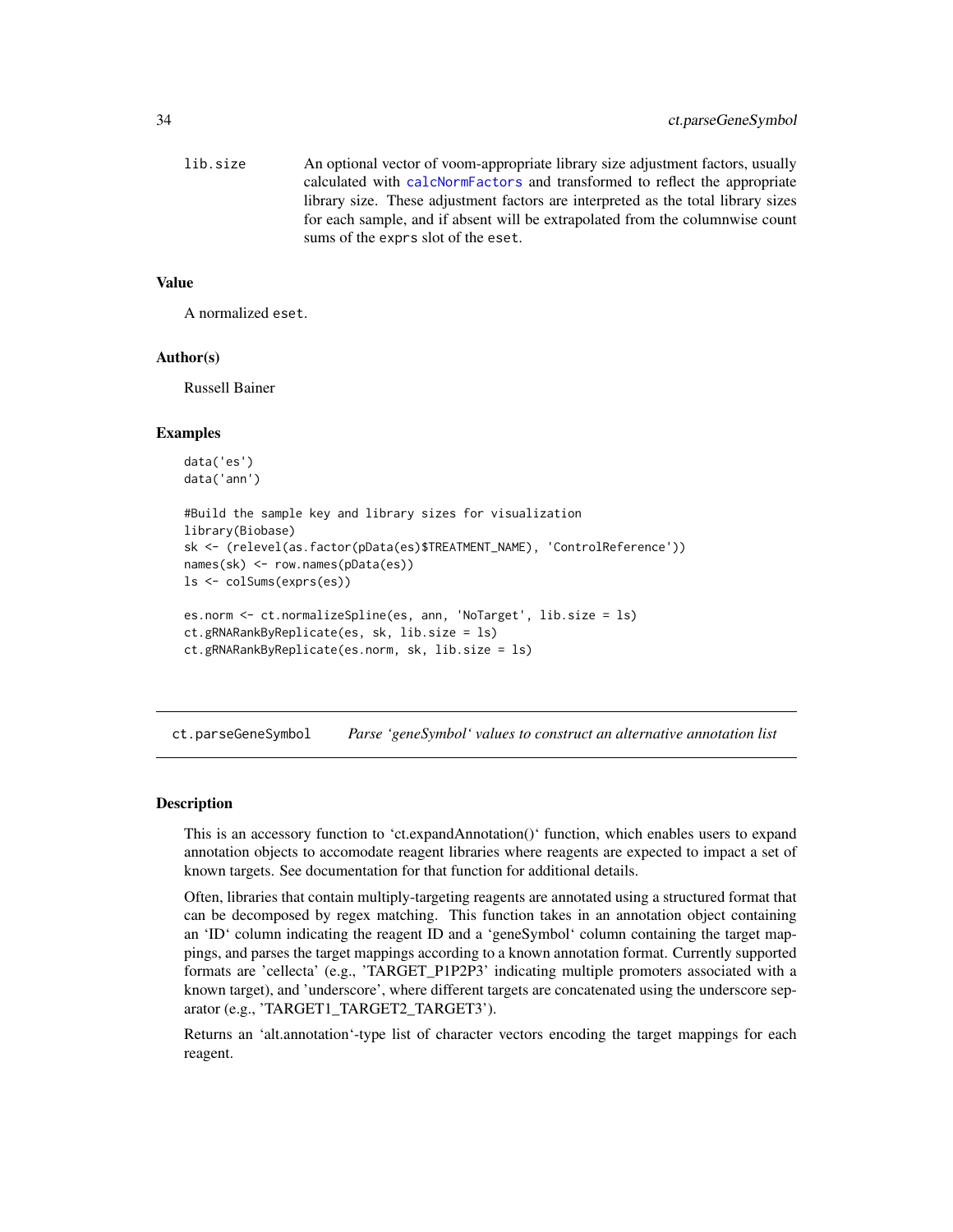| | |
|---|---|
| lib.size | An optional vector of voom-appropriate library size adjustment factors, usually calculated with calcNormFactors and transformed to reflect the appropriate library size. These adjustment factors are interpreted as the total library sizes for each sample, and if absent will be extrapolated from the columnwise count sums of the exprs slot of the eset. |

### Value

A normalized eset.

### Author(s)

Russell Bainer

### Examples

```
data('es')
data('ann')

#Build the sample key and library sizes for visualization
library(Biobase)
sk <- (relevel(as.factor(pData(es)$TREATMENT_NAME), 'ControlReference'))
names(sk) <- row.names(pData(es))
ls <- colSums(exprs(es))

es.norm <- ct.normalizeSpline(es, ann, 'NoTarget', lib.size = ls)
ct.gRNARankByReplicate(es, sk, lib.size = ls)
ct.gRNARankByReplicate(es.norm, sk, lib.size = ls)
```

---

## ct.parseGeneSymbol    *Parse 'geneSymbol' values to construct an alternative annotation list*

### Description

This is an accessory function to 'ct.expandAnnotation()' function, which enables users to expand annotation objects to accomodate reagent libraries where reagents are expected to impact a set of known targets. See documentation for that function for additional details.

Often, libraries that contain multiply-targeting reagents are annotated using a structured format that can be decomposed by regex matching. This function takes in an annotation object containing an 'ID' column indicating the reagent ID and a 'geneSymbol' column containing the target mappings, and parses the target mappings according to a known annotation format. Currently supported formats are 'cellecta' (e.g., 'TARGET_P1P2P3' indicating multiple promoters associated with a known target), and 'underscore', where different targets are concatenated using the underscore separator (e.g., 'TARGET1_TARGET2_TARGET3').

Returns an 'alt.annotation'-type list of character vectors encoding the target mappings for each reagent.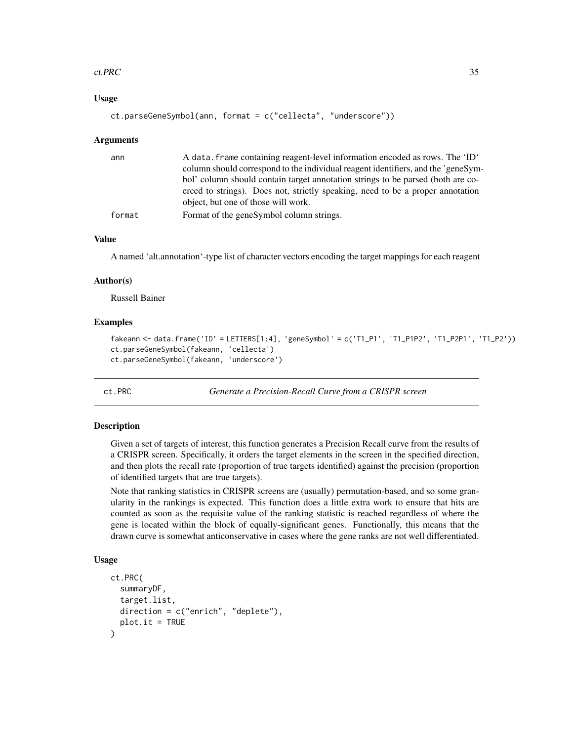### Usage

```
ct.parseGeneSymbol(ann, format = c("cellecta", "underscore"))
```

### Arguments

| | |
|---|---|
| ann | A data.frame containing reagent-level information encoded as rows. The 'ID' column should correspond to the individual reagent identifiers, and the 'geneSymbol' column should contain target annotation strings to be parsed (both are coerced to strings). Does not, strictly speaking, need to be a proper annotation object, but one of those will work. |
| format | Format of the geneSymbol column strings. |

### Value

A named 'alt.annotation'-type list of character vectors encoding the target mappings for each reagent

### Author(s)

Russell Bainer

### Examples

```
fakeann <- data.frame('ID' = LETTERS[1:4], 'geneSymbol' = c('T1_P1', 'T1_P1P2', 'T1_P2P1', 'T1_P2'))
ct.parseGeneSymbol(fakeann, 'cellecta')
ct.parseGeneSymbol(fakeann, 'underscore')
```

---

## ct.PRC — *Generate a Precision-Recall Curve from a CRISPR screen*

### Description

Given a set of targets of interest, this function generates a Precision Recall curve from the results of a CRISPR screen. Specifically, it orders the target elements in the screen in the specified direction, and then plots the recall rate (proportion of true targets identified) against the precision (proportion of identified targets that are true targets).

Note that ranking statistics in CRISPR screens are (usually) permutation-based, and so some granularity in the rankings is expected. This function does a little extra work to ensure that hits are counted as soon as the requisite value of the ranking statistic is reached regardless of where the gene is located within the block of equally-significant genes. Functionally, this means that the drawn curve is somewhat anticonservative in cases where the gene ranks are not well differentiated.

### Usage

```
ct.PRC(
  summaryDF,
  target.list,
  direction = c("enrich", "deplete"),
  plot.it = TRUE
)
```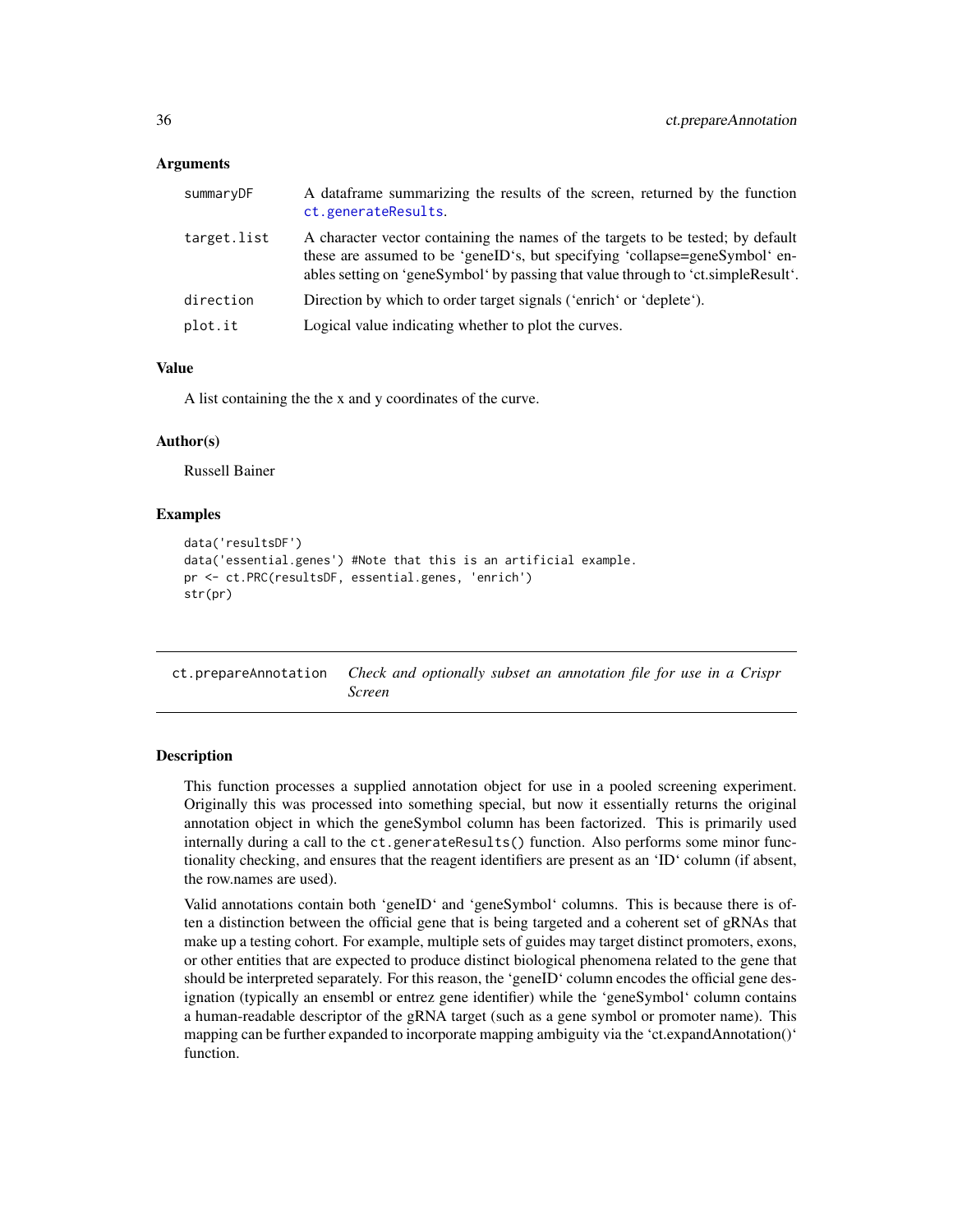### Arguments

| | |
|---|---|
| summaryDF | A dataframe summarizing the results of the screen, returned by the function ct.generateResults. |
| target.list | A character vector containing the names of the targets to be tested; by default these are assumed to be 'geneID's, but specifying 'collapse=geneSymbol' enables setting on 'geneSymbol' by passing that value through to 'ct.simpleResult'. |
| direction | Direction by which to order target signals ('enrich' or 'deplete'). |
| plot.it | Logical value indicating whether to plot the curves. |

### Value

A list containing the the x and y coordinates of the curve.

### Author(s)

Russell Bainer

### Examples

```
data('resultsDF')
data('essential.genes') #Note that this is an artificial example.
pr <- ct.PRC(resultsDF, essential.genes, 'enrich')
str(pr)
```

---

## ct.prepareAnnotation &nbsp;&nbsp; *Check and optionally subset an annotation file for use in a Crispr Screen*

### Description

This function processes a supplied annotation object for use in a pooled screening experiment. Originally this was processed into something special, but now it essentially returns the original annotation object in which the geneSymbol column has been factorized. This is primarily used internally during a call to the `ct.generateResults()` function. Also performs some minor functionality checking, and ensures that the reagent identifiers are present as an 'ID' column (if absent, the row.names are used).

Valid annotations contain both 'geneID' and 'geneSymbol' columns. This is because there is often a distinction between the official gene that is being targeted and a coherent set of gRNAs that make up a testing cohort. For example, multiple sets of guides may target distinct promoters, exons, or other entities that are expected to produce distinct biological phenomena related to the gene that should be interpreted separately. For this reason, the 'geneID' column encodes the official gene designation (typically an ensembl or entrez gene identifier) while the 'geneSymbol' column contains a human-readable descriptor of the gRNA target (such as a gene symbol or promoter name). This mapping can be further expanded to incorporate mapping ambiguity via the 'ct.expandAnnotation()' function.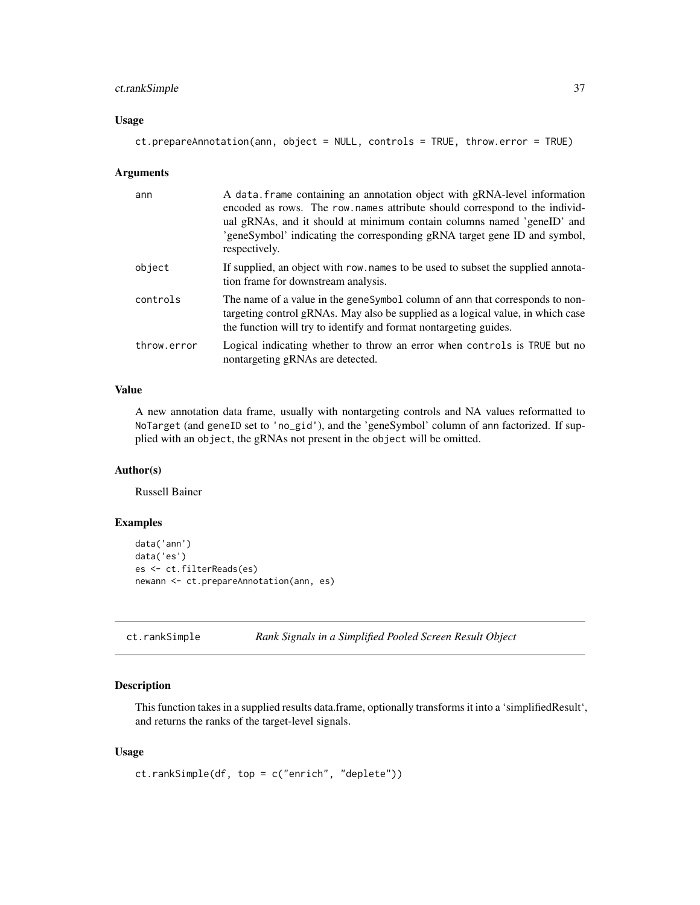### Usage

```
ct.prepareAnnotation(ann, object = NULL, controls = TRUE, throw.error = TRUE)
```

### Arguments

| | |
|---|---|
| ann | A data.frame containing an annotation object with gRNA-level information encoded as rows. The row.names attribute should correspond to the individual gRNAs, and it should at minimum contain columns named 'geneID' and 'geneSymbol' indicating the corresponding gRNA target gene ID and symbol, respectively. |
| object | If supplied, an object with row.names to be used to subset the supplied annotation frame for downstream analysis. |
| controls | The name of a value in the geneSymbol column of ann that corresponds to non-targeting control gRNAs. May also be supplied as a logical value, in which case the function will try to identify and format nontargeting guides. |
| throw.error | Logical indicating whether to throw an error when controls is TRUE but no nontargeting gRNAs are detected. |

### Value

A new annotation data frame, usually with nontargeting controls and NA values reformatted to NoTarget (and geneID set to 'no_gid'), and the 'geneSymbol' column of ann factorized. If supplied with an object, the gRNAs not present in the object will be omitted.

### Author(s)

Russell Bainer

### Examples

```
data('ann')
data('es')
es <- ct.filterReads(es)
newann <- ct.prepareAnnotation(ann, es)
```

---

## ct.rankSimple    *Rank Signals in a Simplified Pooled Screen Result Object*

### Description

This function takes in a supplied results data.frame, optionally transforms it into a 'simplifiedResult', and returns the ranks of the target-level signals.

### Usage

```
ct.rankSimple(df, top = c("enrich", "deplete"))
```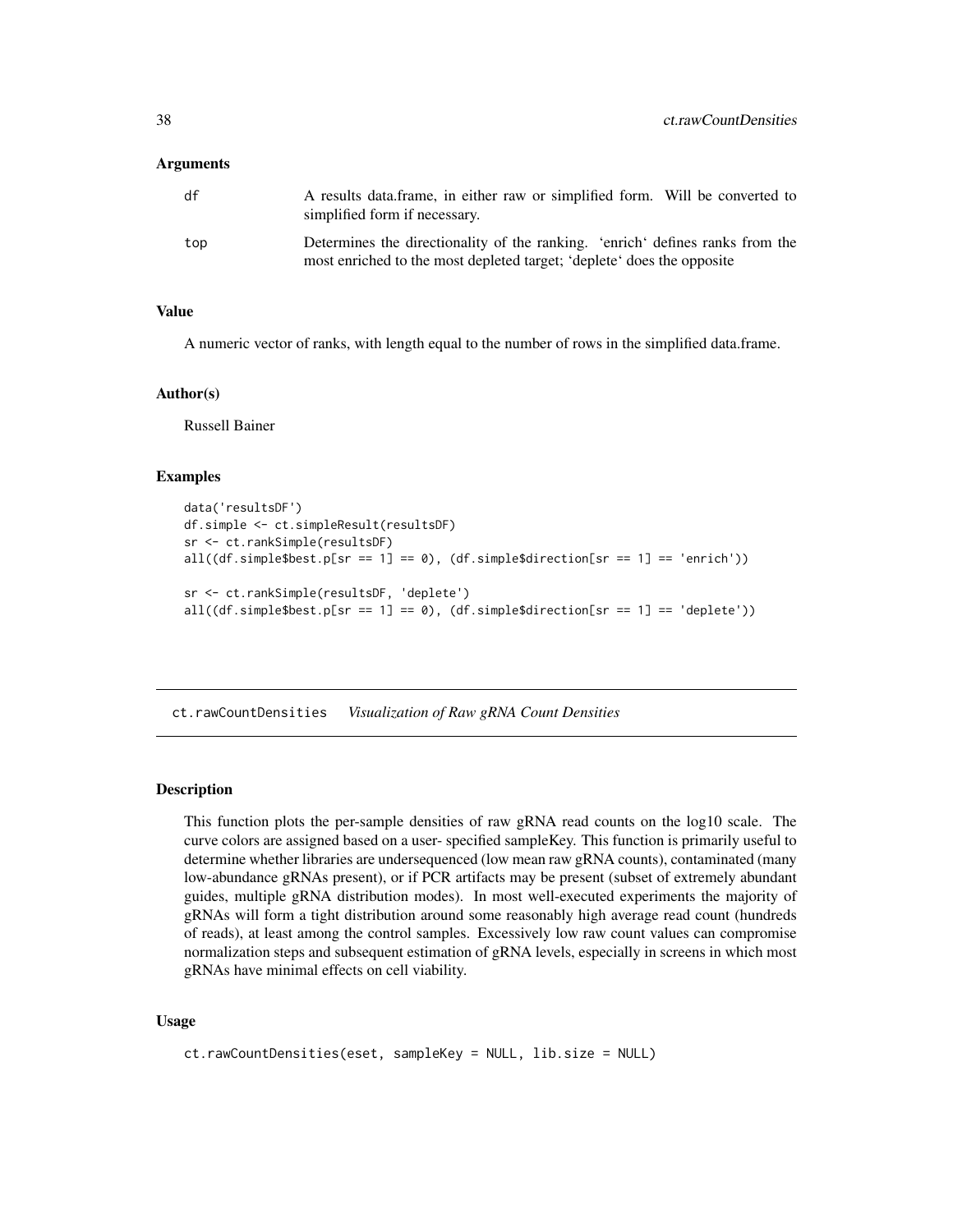### Arguments

| | |
|---|---|
| df | A results data.frame, in either raw or simplified form. Will be converted to simplified form if necessary. |
| top | Determines the directionality of the ranking. 'enrich' defines ranks from the most enriched to the most depleted target; 'deplete' does the opposite |

### Value

A numeric vector of ranks, with length equal to the number of rows in the simplified data.frame.

### Author(s)

Russell Bainer

### Examples

```
data('resultsDF')
df.simple <- ct.simpleResult(resultsDF)
sr <- ct.rankSimple(resultsDF)
all((df.simple$best.p[sr == 1] == 0), (df.simple$direction[sr == 1] == 'enrich'))

sr <- ct.rankSimple(resultsDF, 'deplete')
all((df.simple$best.p[sr == 1] == 0), (df.simple$direction[sr == 1] == 'deplete'))
```

---

## ct.rawCountDensities    *Visualization of Raw gRNA Count Densities*

---

### Description

This function plots the per-sample densities of raw gRNA read counts on the log10 scale. The curve colors are assigned based on a user- specified sampleKey. This function is primarily useful to determine whether libraries are undersequenced (low mean raw gRNA counts), contaminated (many low-abundance gRNAs present), or if PCR artifacts may be present (subset of extremely abundant guides, multiple gRNA distribution modes). In most well-executed experiments the majority of gRNAs will form a tight distribution around some reasonably high average read count (hundreds of reads), at least among the control samples. Excessively low raw count values can compromise normalization steps and subsequent estimation of gRNA levels, especially in screens in which most gRNAs have minimal effects on cell viability.

### Usage

```
ct.rawCountDensities(eset, sampleKey = NULL, lib.size = NULL)
```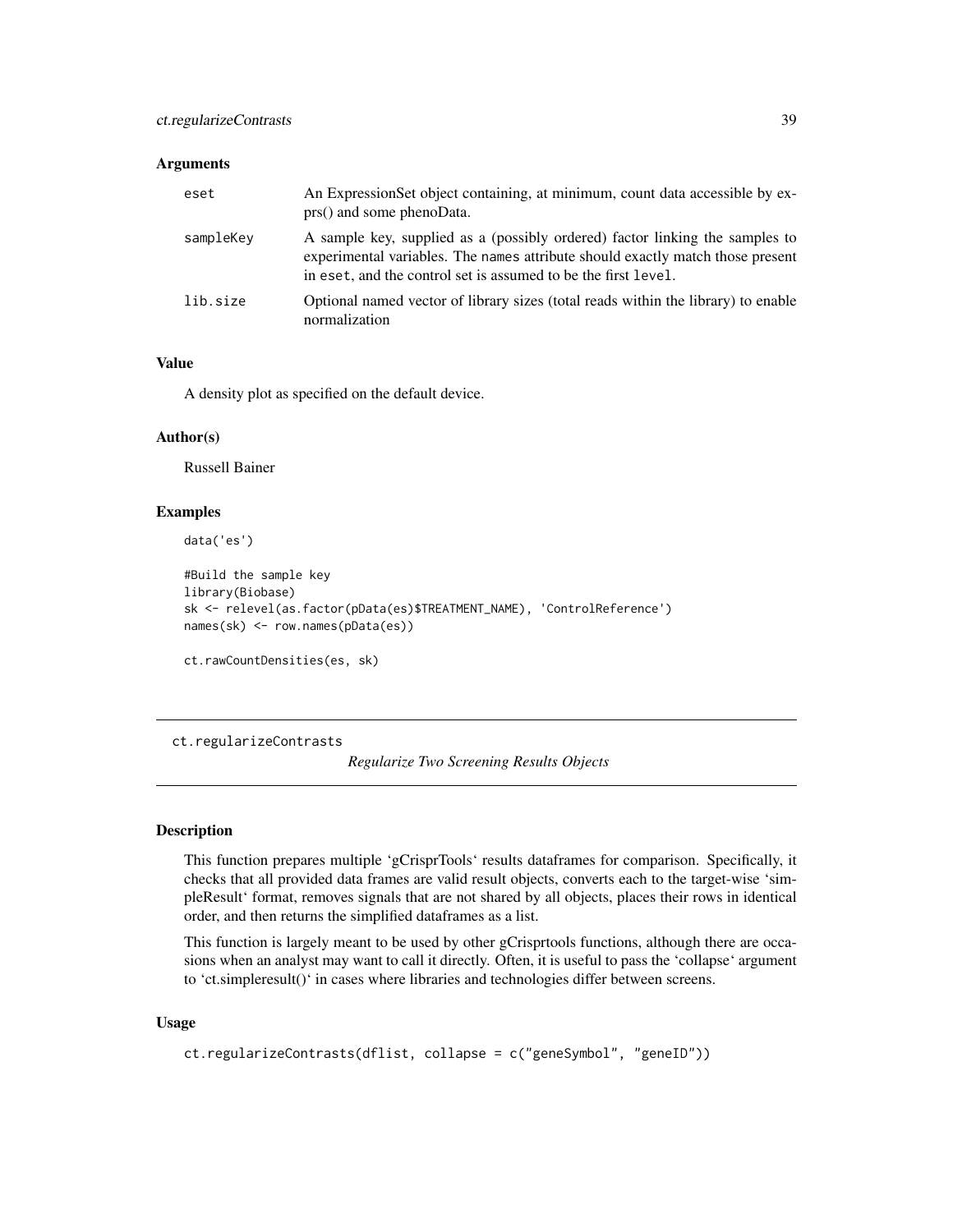### Arguments

| | |
|---|---|
| eset | An ExpressionSet object containing, at minimum, count data accessible by exprs() and some phenoData. |
| sampleKey | A sample key, supplied as a (possibly ordered) factor linking the samples to experimental variables. The names attribute should exactly match those present in eset, and the control set is assumed to be the first level. |
| lib.size | Optional named vector of library sizes (total reads within the library) to enable normalization |

### Value

A density plot as specified on the default device.

### Author(s)

Russell Bainer

### Examples

```
data('es')

#Build the sample key
library(Biobase)
sk <- relevel(as.factor(pData(es)$TREATMENT_NAME), 'ControlReference')
names(sk) <- row.names(pData(es))

ct.rawCountDensities(es, sk)
```

---

## ct.regularizeContrasts *Regularize Two Screening Results Objects*

---

### Description

This function prepares multiple 'gCrisprTools' results dataframes for comparison. Specifically, it checks that all provided data frames are valid result objects, converts each to the target-wise 'simpleResult' format, removes signals that are not shared by all objects, places their rows in identical order, and then returns the simplified dataframes as a list.

This function is largely meant to be used by other gCrisprtools functions, although there are occasions when an analyst may want to call it directly. Often, it is useful to pass the 'collapse' argument to 'ct.simpleresult()' in cases where libraries and technologies differ between screens.

### Usage

```
ct.regularizeContrasts(dflist, collapse = c("geneSymbol", "geneID"))
```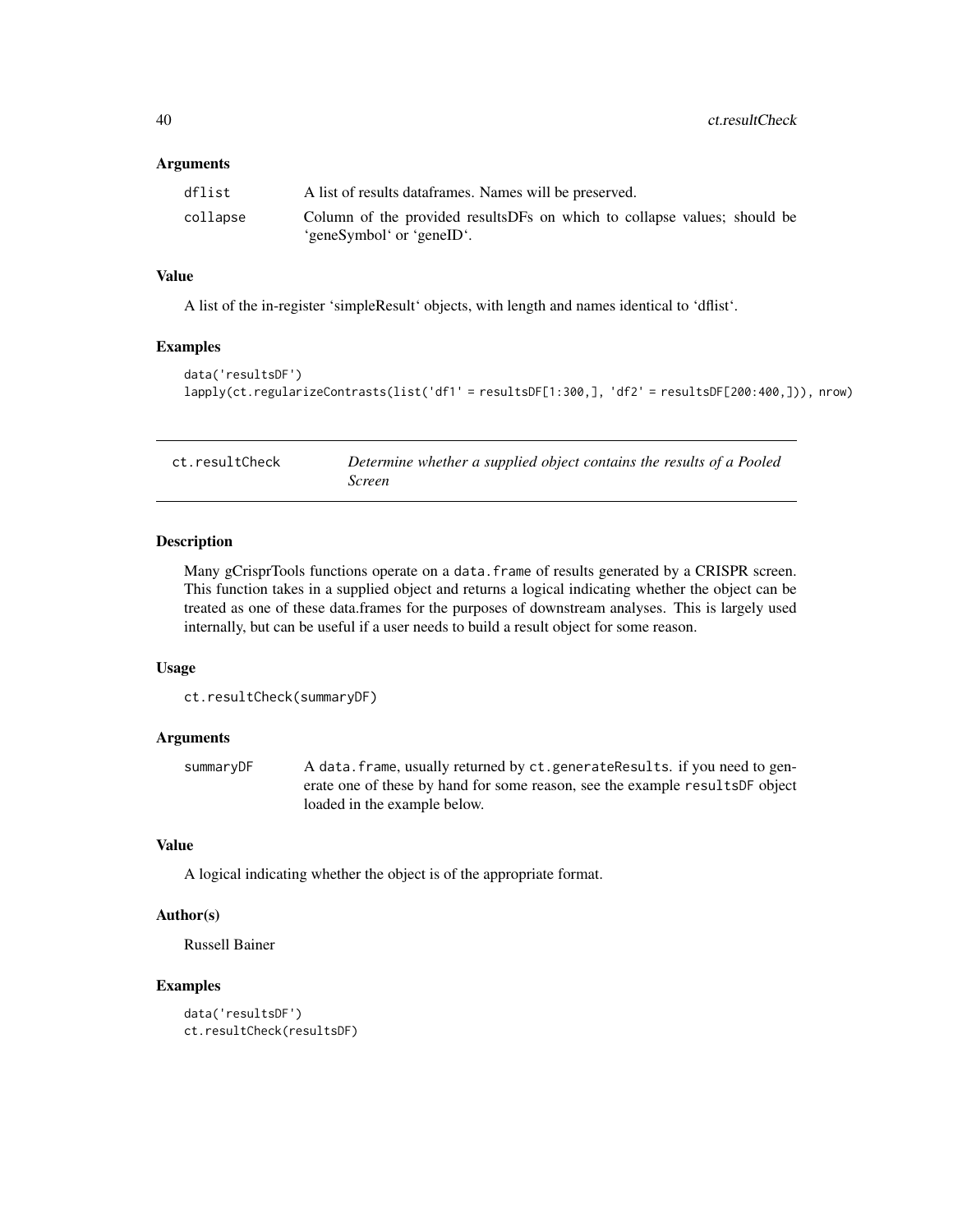### Arguments

| | |
|---|---|
| dflist | A list of results dataframes. Names will be preserved. |
| collapse | Column of the provided resultsDFs on which to collapse values; should be 'geneSymbol' or 'geneID'. |

### Value

A list of the in-register 'simpleResult' objects, with length and names identical to 'dflist'.

### Examples

```
data('resultsDF')
lapply(ct.regularizeContrasts(list('df1' = resultsDF[1:300,], 'df2' = resultsDF[200:400,])), nrow)
```

---

## ct.resultCheck — *Determine whether a supplied object contains the results of a Pooled Screen*

### Description

Many gCrisprTools functions operate on a `data.frame` of results generated by a CRISPR screen. This function takes in a supplied object and returns a logical indicating whether the object can be treated as one of these data.frames for the purposes of downstream analyses. This is largely used internally, but can be useful if a user needs to build a result object for some reason.

### Usage

```
ct.resultCheck(summaryDF)
```

### Arguments

| | |
|---|---|
| summaryDF | A `data.frame`, usually returned by `ct.generateResults`. if you need to generate one of these by hand for some reason, see the example `resultsDF` object loaded in the example below. |

### Value

A logical indicating whether the object is of the appropriate format.

### Author(s)

Russell Bainer

### Examples

```
data('resultsDF')
ct.resultCheck(resultsDF)
```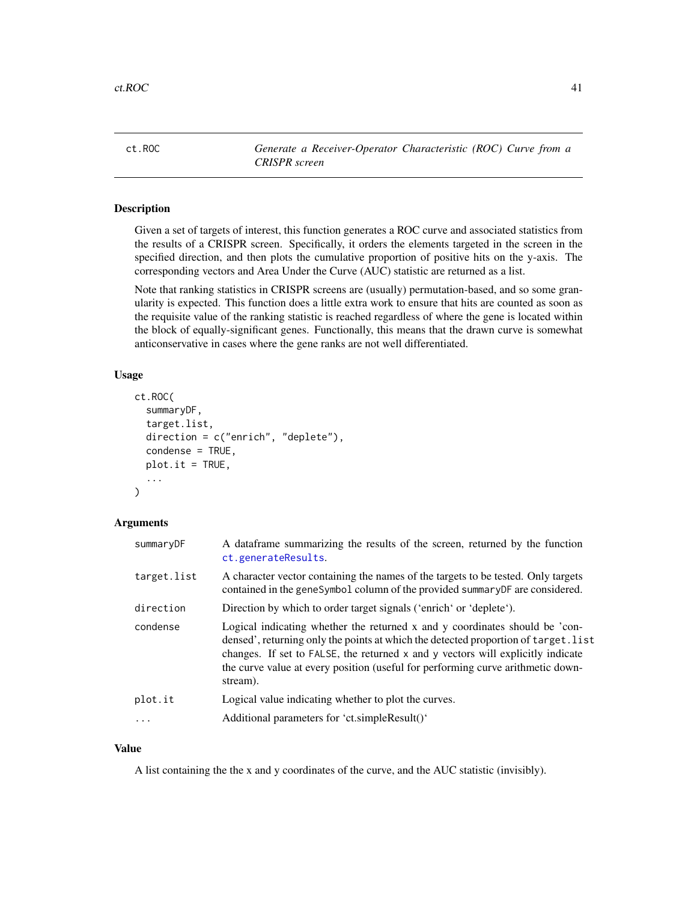# ct.ROC — *Generate a Receiver-Operator Characteristic (ROC) Curve from a CRISPR screen*

## Description

Given a set of targets of interest, this function generates a ROC curve and associated statistics from the results of a CRISPR screen. Specifically, it orders the elements targeted in the screen in the specified direction, and then plots the cumulative proportion of positive hits on the y-axis. The corresponding vectors and Area Under the Curve (AUC) statistic are returned as a list.

Note that ranking statistics in CRISPR screens are (usually) permutation-based, and so some granularity is expected. This function does a little extra work to ensure that hits are counted as soon as the requisite value of the ranking statistic is reached regardless of where the gene is located within the block of equally-significant genes. Functionally, this means that the drawn curve is somewhat anticonservative in cases where the gene ranks are not well differentiated.

## Usage

```
ct.ROC(
  summaryDF,
  target.list,
  direction = c("enrich", "deplete"),
  condense = TRUE,
  plot.it = TRUE,
  ...
)
```

## Arguments

| | |
|---|---|
| `summaryDF` | A dataframe summarizing the results of the screen, returned by the function `ct.generateResults`. |
| `target.list` | A character vector containing the names of the targets to be tested. Only targets contained in the `geneSymbol` column of the provided `summaryDF` are considered. |
| `direction` | Direction by which to order target signals ('enrich' or 'deplete'). |
| `condense` | Logical indicating whether the returned x and y coordinates should be 'condensed', returning only the points at which the detected proportion of `target.list` changes. If set to `FALSE`, the returned `x` and `y` vectors will explicitly indicate the curve value at every position (useful for performing curve arithmetic downstream). |
| `plot.it` | Logical value indicating whether to plot the curves. |
| `...` | Additional parameters for 'ct.simpleResult()' |

## Value

A list containing the the x and y coordinates of the curve, and the AUC statistic (invisibly).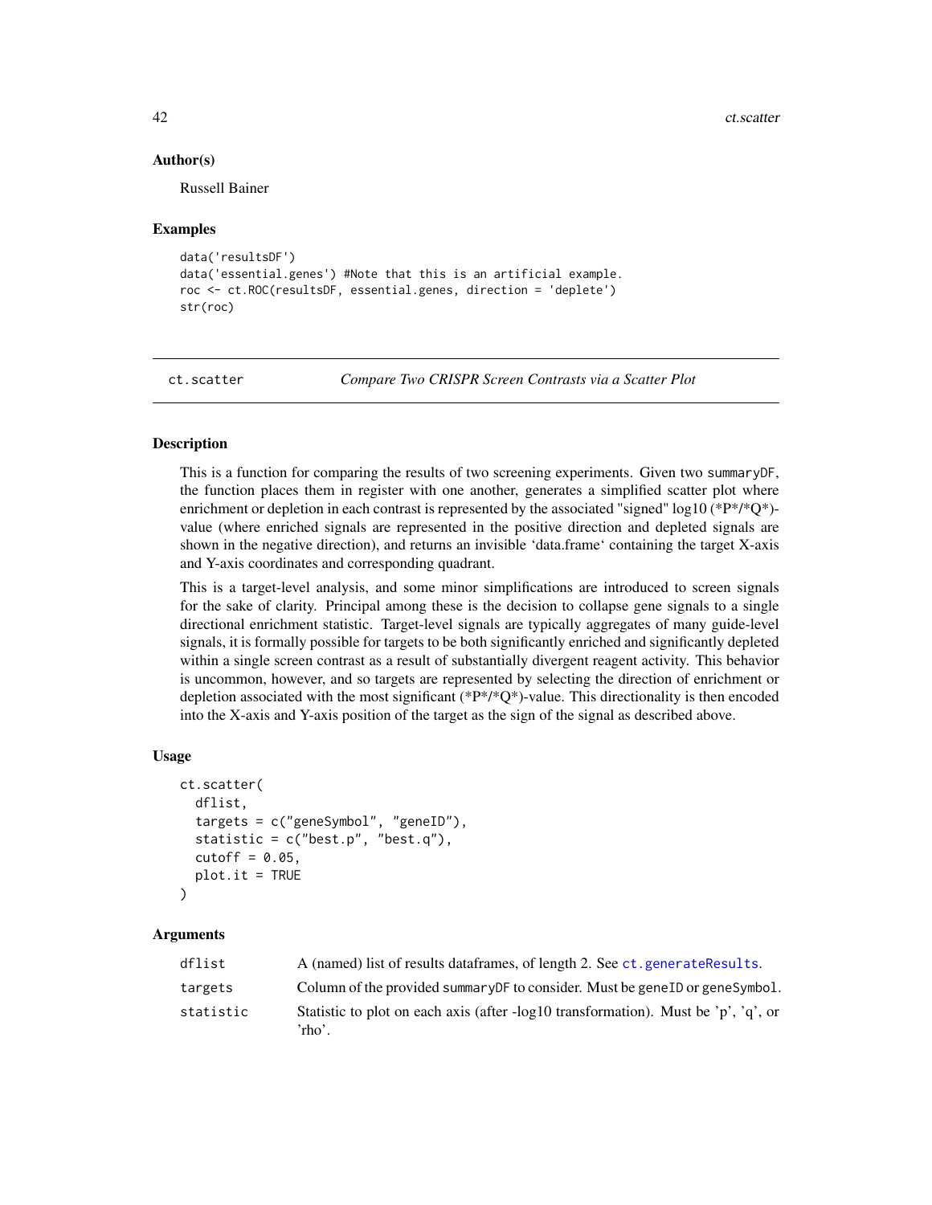### Author(s)

Russell Bainer

### Examples

```
data('resultsDF')
data('essential.genes') #Note that this is an artificial example.
roc <- ct.ROC(resultsDF, essential.genes, direction = 'deplete')
str(roc)
```

---

## ct.scatter — *Compare Two CRISPR Screen Contrasts via a Scatter Plot*

### Description

This is a function for comparing the results of two screening experiments. Given two summaryDF, the function places them in register with one another, generates a simplified scatter plot where enrichment or depletion in each contrast is represented by the associated "signed" log10 (*P*/*Q*)-value (where enriched signals are represented in the positive direction and depleted signals are shown in the negative direction), and returns an invisible 'data.frame' containing the target X-axis and Y-axis coordinates and corresponding quadrant.

This is a target-level analysis, and some minor simplifications are introduced to screen signals for the sake of clarity. Principal among these is the decision to collapse gene signals to a single directional enrichment statistic. Target-level signals are typically aggregates of many guide-level signals, it is formally possible for targets to be both significantly enriched and significantly depleted within a single screen contrast as a result of substantially divergent reagent activity. This behavior is uncommon, however, and so targets are represented by selecting the direction of enrichment or depletion associated with the most significant (*P*/*Q*)-value. This directionality is then encoded into the X-axis and Y-axis position of the target as the sign of the signal as described above.

### Usage

```
ct.scatter(
  dflist,
  targets = c("geneSymbol", "geneID"),
  statistic = c("best.p", "best.q"),
  cutoff = 0.05,
  plot.it = TRUE
)
```

### Arguments

| | |
|---|---|
| `dflist` | A (named) list of results dataframes, of length 2. See `ct.generateResults`. |
| `targets` | Column of the provided `summaryDF` to consider. Must be `geneID` or `geneSymbol`. |
| `statistic` | Statistic to plot on each axis (after -log10 transformation). Must be 'p', 'q', or 'rho'. |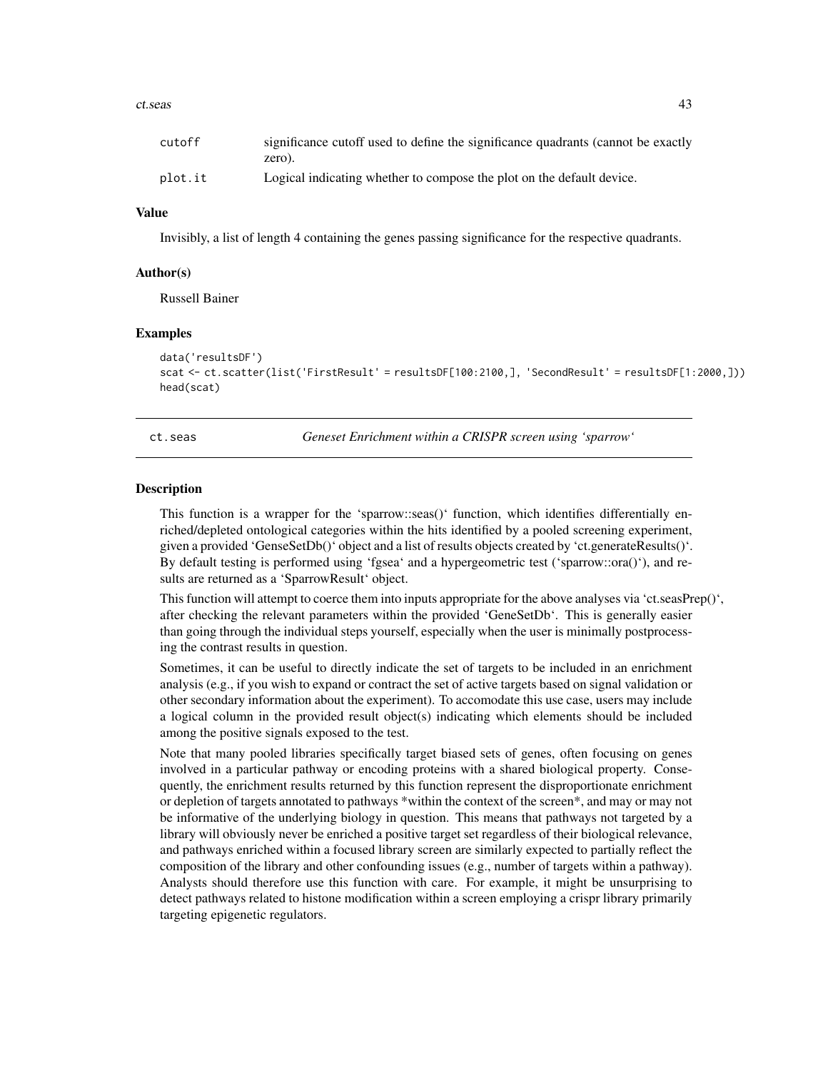| | |
|---|---|
| cutoff | significance cutoff used to define the significance quadrants (cannot be exactly zero). |
| plot.it | Logical indicating whether to compose the plot on the default device. |

### Value

Invisibly, a list of length 4 containing the genes passing significance for the respective quadrants.

### Author(s)

Russell Bainer

### Examples

```
data('resultsDF')
scat <- ct.scatter(list('FirstResult' = resultsDF[100:2100,], 'SecondResult' = resultsDF[1:2000,]))
head(scat)
```

---

## ct.seas — *Geneset Enrichment within a CRISPR screen using 'sparrow'*

---

### Description

This function is a wrapper for the 'sparrow::seas()' function, which identifies differentially enriched/depleted ontological categories within the hits identified by a pooled screening experiment, given a provided 'GenseSetDb()' object and a list of results objects created by 'ct.generateResults()'. By default testing is performed using 'fgsea' and a hypergeometric test ('sparrow::ora()'), and results are returned as a 'SparrowResult' object.

This function will attempt to coerce them into inputs appropriate for the above analyses via 'ct.seasPrep()', after checking the relevant parameters within the provided 'GeneSetDb'. This is generally easier than going through the individual steps yourself, especially when the user is minimally postprocessing the contrast results in question.

Sometimes, it can be useful to directly indicate the set of targets to be included in an enrichment analysis (e.g., if you wish to expand or contract the set of active targets based on signal validation or other secondary information about the experiment). To accomodate this use case, users may include a logical column in the provided result object(s) indicating which elements should be included among the positive signals exposed to the test.

Note that many pooled libraries specifically target biased sets of genes, often focusing on genes involved in a particular pathway or encoding proteins with a shared biological property. Consequently, the enrichment results returned by this function represent the disproportionate enrichment or depletion of targets annotated to pathways *within the context of the screen*, and may or may not be informative of the underlying biology in question. This means that pathways not targeted by a library will obviously never be enriched a positive target set regardless of their biological relevance, and pathways enriched within a focused library screen are similarly expected to partially reflect the composition of the library and other confounding issues (e.g., number of targets within a pathway). Analysts should therefore use this function with care. For example, it might be unsurprising to detect pathways related to histone modification within a screen employing a crispr library primarily targeting epigenetic regulators.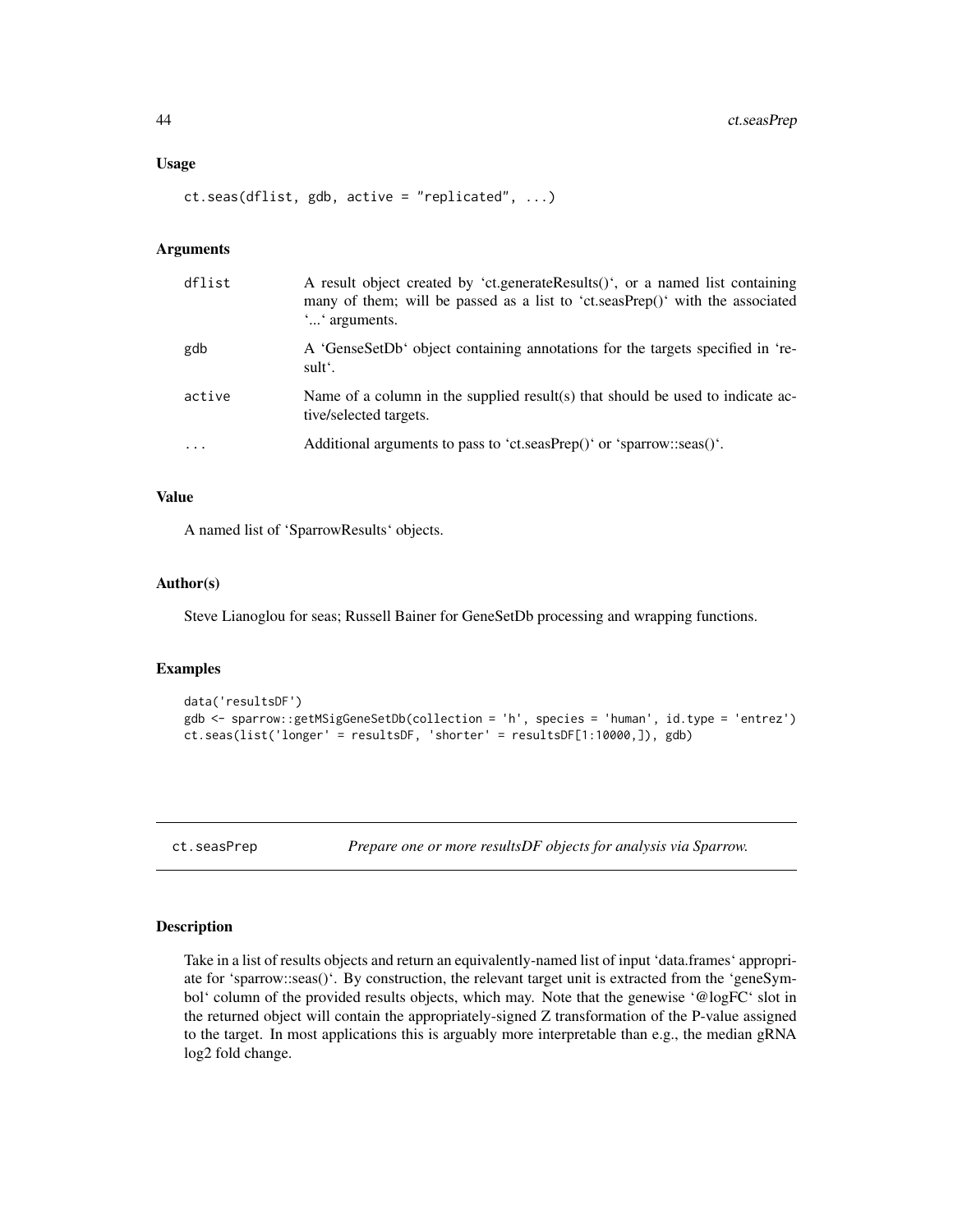## Usage

```
ct.seas(dflist, gdb, active = "replicated", ...)
```

## Arguments

| | |
|---|---|
| dflist | A result object created by 'ct.generateResults()', or a named list containing many of them; will be passed as a list to 'ct.seasPrep()' with the associated '...' arguments. |
| gdb | A 'GenseSetDb' object containing annotations for the targets specified in 'result'. |
| active | Name of a column in the supplied result(s) that should be used to indicate active/selected targets. |
| ... | Additional arguments to pass to 'ct.seasPrep()' or 'sparrow::seas()'. |

## Value

A named list of 'SparrowResults' objects.

## Author(s)

Steve Lianoglou for seas; Russell Bainer for GeneSetDb processing and wrapping functions.

## Examples

```
data('resultsDF')
gdb <- sparrow::getMSigGeneSetDb(collection = 'h', species = 'human', id.type = 'entrez')
ct.seas(list('longer' = resultsDF, 'shorter' = resultsDF[1:10000,]), gdb)
```

---

# ct.seasPrep — *Prepare one or more resultsDF objects for analysis via Sparrow.*

## Description

Take in a list of results objects and return an equivalently-named list of input 'data.frames' appropriate for 'sparrow::seas()'. By construction, the relevant target unit is extracted from the 'geneSymbol' column of the provided results objects, which may. Note that the genewise '@logFC' slot in the returned object will contain the appropriately-signed Z transformation of the P-value assigned to the target. In most applications this is arguably more interpretable than e.g., the median gRNA log2 fold change.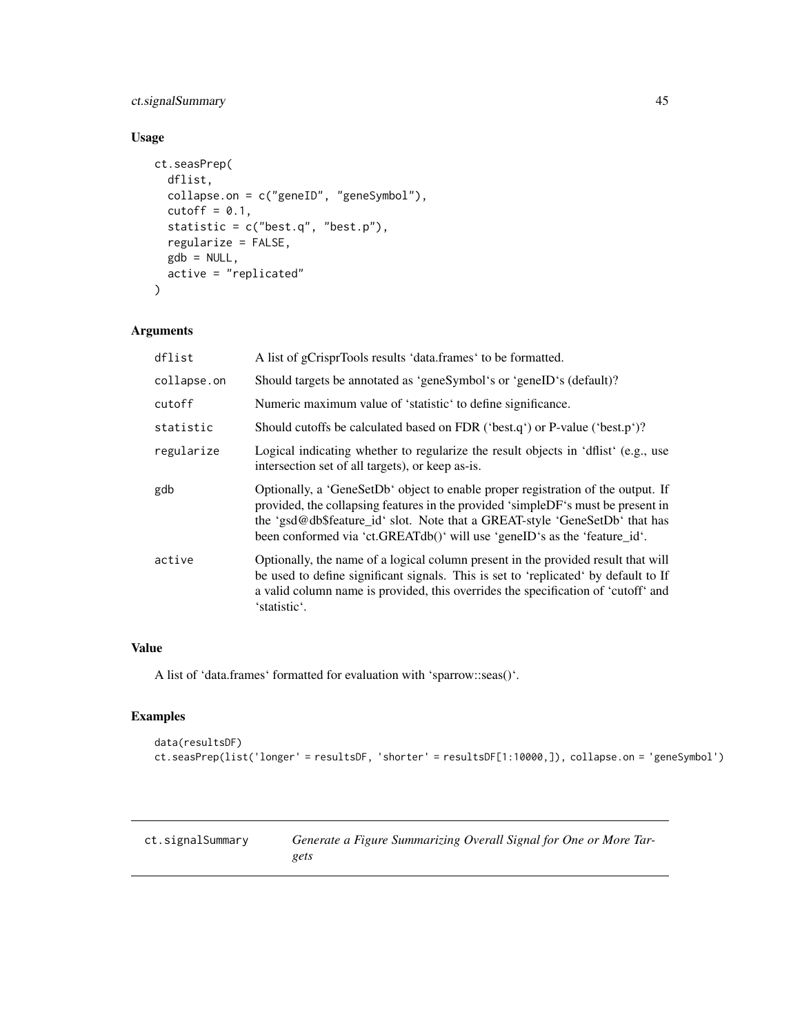### Usage

```
ct.seasPrep(
  dflist,
  collapse.on = c("geneID", "geneSymbol"),
  cutoff = 0.1,
  statistic = c("best.q", "best.p"),
  regularize = FALSE,
  gdb = NULL,
  active = "replicated"
)
```

### Arguments

| | |
|---|---|
| dflist | A list of gCrisprTools results 'data.frames' to be formatted. |
| collapse.on | Should targets be annotated as 'geneSymbol's or 'geneID's (default)? |
| cutoff | Numeric maximum value of 'statistic' to define significance. |
| statistic | Should cutoffs be calculated based on FDR ('best.q') or P-value ('best.p')? |
| regularize | Logical indicating whether to regularize the result objects in 'dflist' (e.g., use intersection set of all targets), or keep as-is. |
| gdb | Optionally, a 'GeneSetDb' object to enable proper registration of the output. If provided, the collapsing features in the provided 'simpleDF's must be present in the 'gsd@db$feature_id' slot. Note that a GREAT-style 'GeneSetDb' that has been conformed via 'ct.GREATdb()' will use 'geneID's as the 'feature_id'. |
| active | Optionally, the name of a logical column present in the provided result that will be used to define significant signals. This is set to 'replicated' by default to If a valid column name is provided, this overrides the specification of 'cutoff' and 'statistic'. |

### Value

A list of 'data.frames' formatted for evaluation with 'sparrow::seas()'.

### Examples

```
data(resultsDF)
ct.seasPrep(list('longer' = resultsDF, 'shorter' = resultsDF[1:10000,]), collapse.on = 'geneSymbol')
```

---

## ct.signalSummary *Generate a Figure Summarizing Overall Signal for One or More Targets*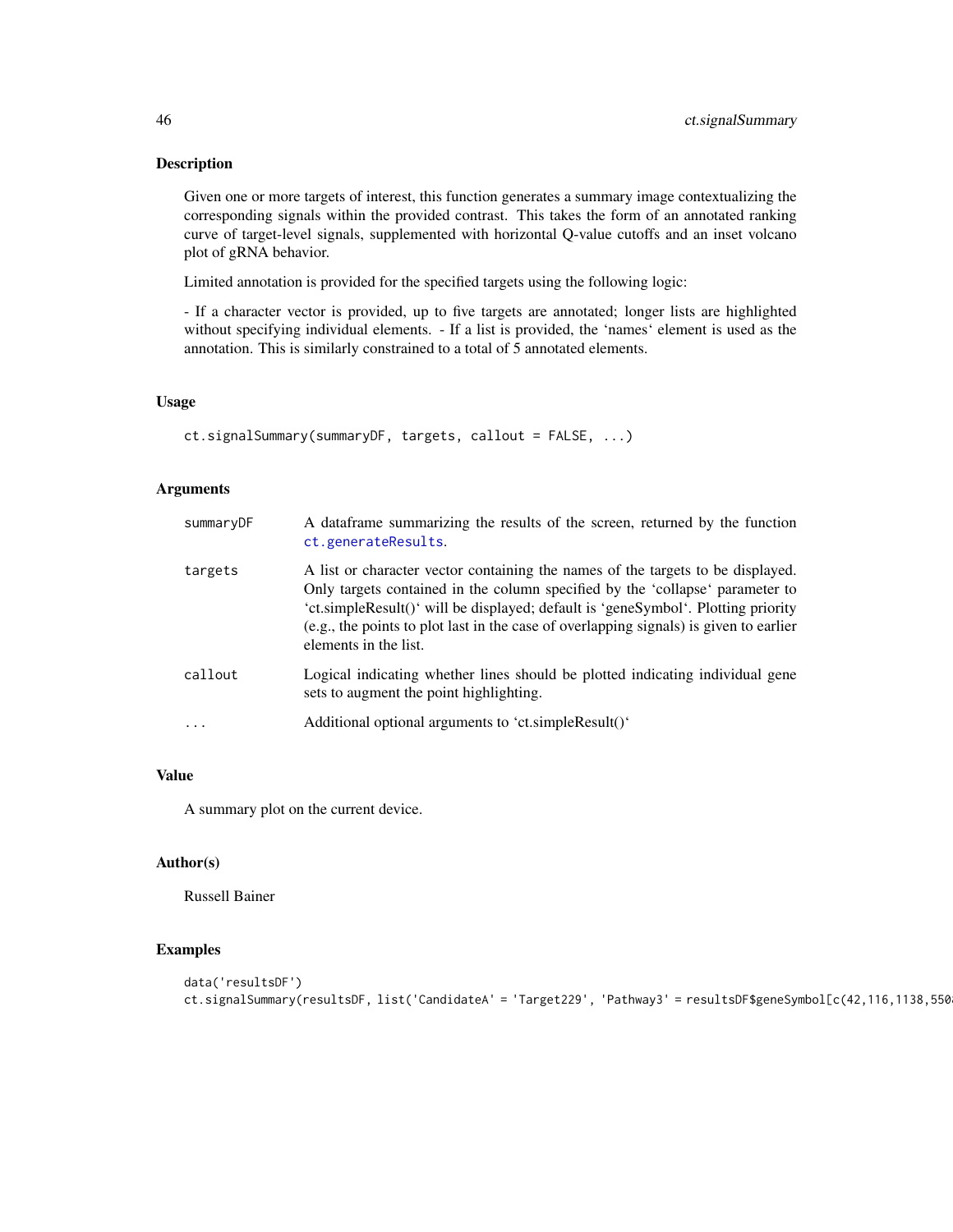## Description

Given one or more targets of interest, this function generates a summary image contextualizing the corresponding signals within the provided contrast. This takes the form of an annotated ranking curve of target-level signals, supplemented with horizontal Q-value cutoffs and an inset volcano plot of gRNA behavior.

Limited annotation is provided for the specified targets using the following logic:

- If a character vector is provided, up to five targets are annotated; longer lists are highlighted without specifying individual elements. - If a list is provided, the 'names' element is used as the annotation. This is similarly constrained to a total of 5 annotated elements.

## Usage

```
ct.signalSummary(summaryDF, targets, callout = FALSE, ...)
```

## Arguments

| | |
|---|---|
| summaryDF | A dataframe summarizing the results of the screen, returned by the function ct.generateResults. |
| targets | A list or character vector containing the names of the targets to be displayed. Only targets contained in the column specified by the 'collapse' parameter to 'ct.simpleResult()' will be displayed; default is 'geneSymbol'. Plotting priority (e.g., the points to plot last in the case of overlapping signals) is given to earlier elements in the list. |
| callout | Logical indicating whether lines should be plotted indicating individual gene sets to augment the point highlighting. |
| ... | Additional optional arguments to 'ct.simpleResult()' |

## Value

A summary plot on the current device.

## Author(s)

Russell Bainer

## Examples

```
data('resultsDF')
ct.signalSummary(resultsDF, list('CandidateA' = 'Target229', 'Pathway3' = resultsDF$geneSymbol[c(42,116,1138,550
```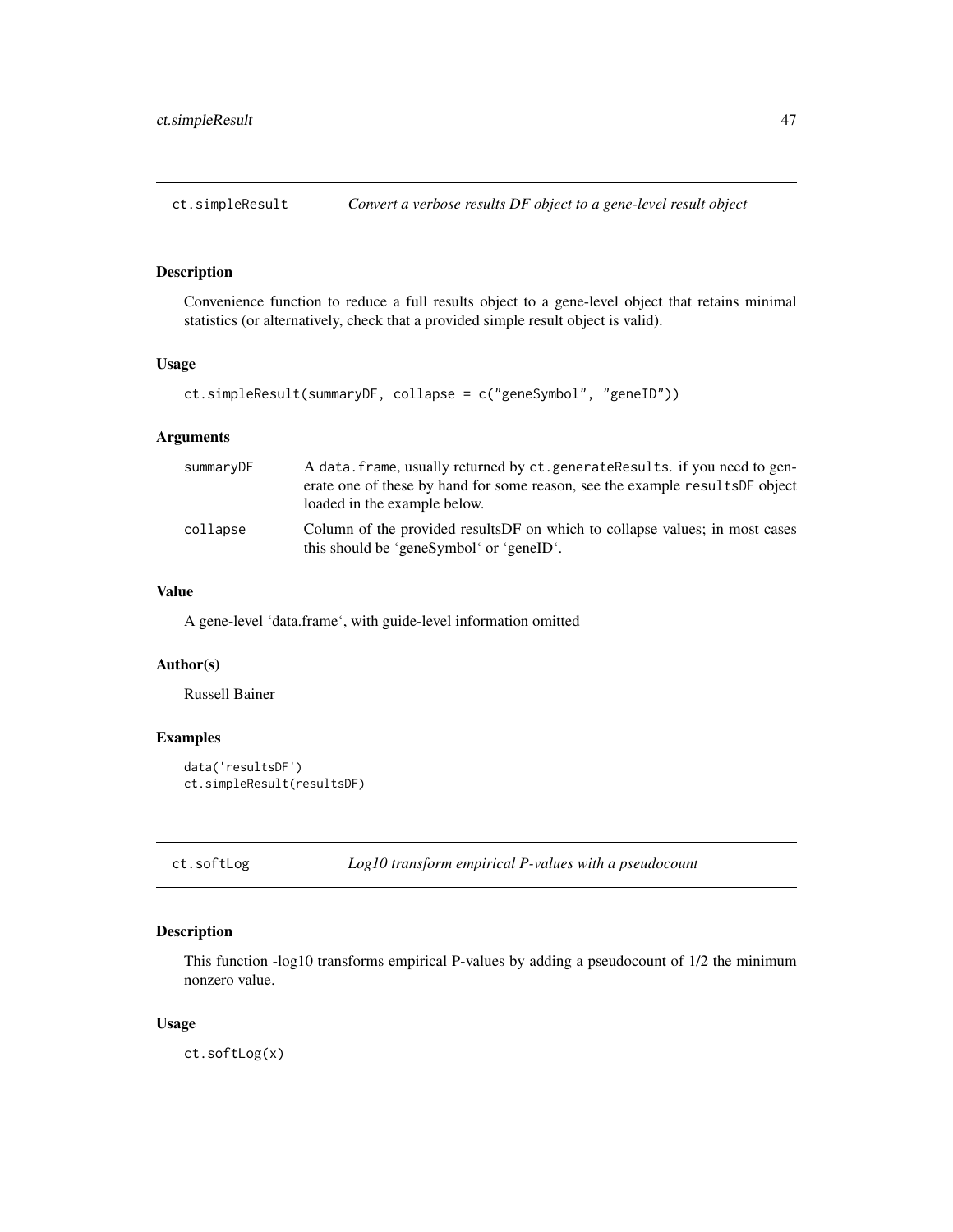## ct.simpleResult — *Convert a verbose results DF object to a gene-level result object*

### Description

Convenience function to reduce a full results object to a gene-level object that retains minimal statistics (or alternatively, check that a provided simple result object is valid).

### Usage

```
ct.simpleResult(summaryDF, collapse = c("geneSymbol", "geneID"))
```

### Arguments

| | |
|---|---|
| summaryDF | A `data.frame`, usually returned by `ct.generateResults`. if you need to generate one of these by hand for some reason, see the example `resultsDF` object loaded in the example below. |
| collapse | Column of the provided resultsDF on which to collapse values; in most cases this should be 'geneSymbol' or 'geneID'. |

### Value

A gene-level 'data.frame', with guide-level information omitted

### Author(s)

Russell Bainer

### Examples

```
data('resultsDF')
ct.simpleResult(resultsDF)
```

## ct.softLog — *Log10 transform empirical P-values with a pseudocount*

### Description

This function -log10 transforms empirical P-values by adding a pseudocount of 1/2 the minimum nonzero value.

### Usage

```
ct.softLog(x)
```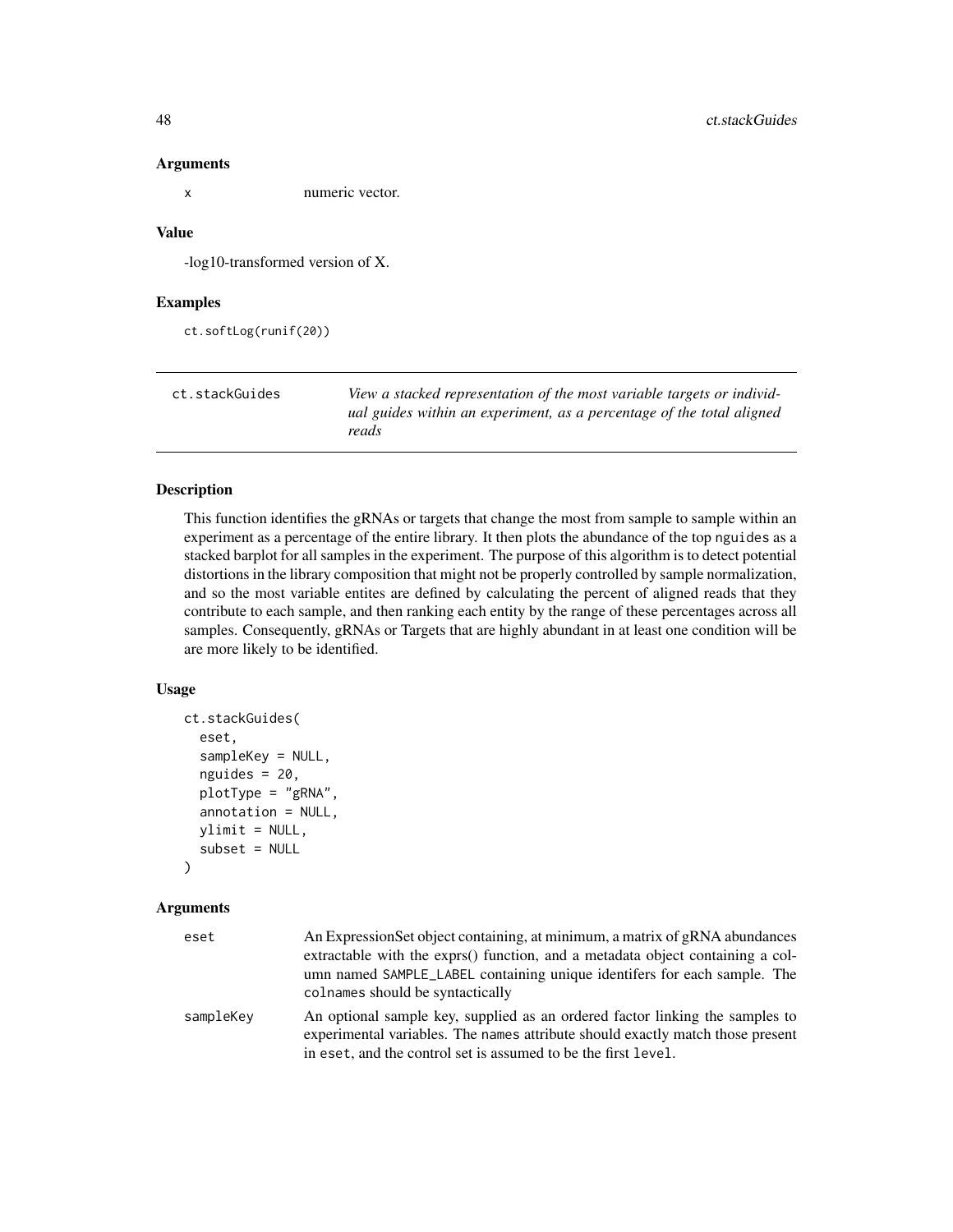### Arguments

x numeric vector.

### Value

-log10-transformed version of X.

### Examples

```
ct.softLog(runif(20))
```

---

## ct.stackGuides

*View a stacked representation of the most variable targets or individual guides within an experiment, as a percentage of the total aligned reads*

---

### Description

This function identifies the gRNAs or targets that change the most from sample to sample within an experiment as a percentage of the entire library. It then plots the abundance of the top nguides as a stacked barplot for all samples in the experiment. The purpose of this algorithm is to detect potential distortions in the library composition that might not be properly controlled by sample normalization, and so the most variable entites are defined by calculating the percent of aligned reads that they contribute to each sample, and then ranking each entity by the range of these percentages across all samples. Consequently, gRNAs or Targets that are highly abundant in at least one condition will be are more likely to be identified.

### Usage

```
ct.stackGuides(
  eset,
  sampleKey = NULL,
  nguides = 20,
  plotType = "gRNA",
  annotation = NULL,
  ylimit = NULL,
  subset = NULL
)
```

### Arguments

| | |
|---|---|
| eset | An ExpressionSet object containing, at minimum, a matrix of gRNA abundances extractable with the exprs() function, and a metadata object containing a column named SAMPLE_LABEL containing unique identifers for each sample. The colnames should be syntactically |
| sampleKey | An optional sample key, supplied as an ordered factor linking the samples to experimental variables. The names attribute should exactly match those present in eset, and the control set is assumed to be the first level. |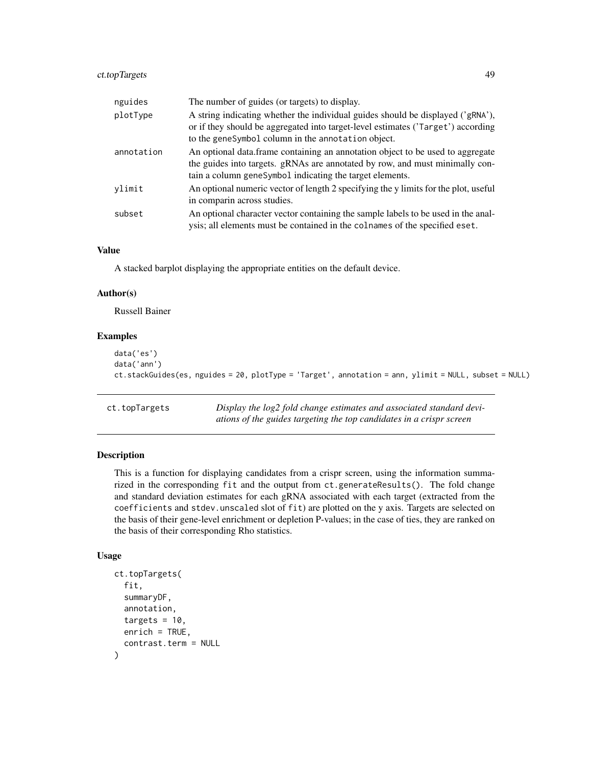| | |
|---|---|
| nguides | The number of guides (or targets) to display. |
| plotType | A string indicating whether the individual guides should be displayed ('gRNA'), or if they should be aggregated into target-level estimates ('Target') according to the geneSymbol column in the annotation object. |
| annotation | An optional data.frame containing an annotation object to be used to aggregate the guides into targets. gRNAs are annotated by row, and must minimally contain a column geneSymbol indicating the target elements. |
| ylimit | An optional numeric vector of length 2 specifying the y limits for the plot, useful in comparin across studies. |
| subset | An optional character vector containing the sample labels to be used in the analysis; all elements must be contained in the colnames of the specified eset. |

### Value

A stacked barplot displaying the appropriate entities on the default device.

### Author(s)

Russell Bainer

### Examples

```
data('es')
data('ann')
ct.stackGuides(es, nguides = 20, plotType = 'Target', annotation = ann, ylimit = NULL, subset = NULL)
```

---

## ct.topTargets

*Display the log2 fold change estimates and associated standard deviations of the guides targeting the top candidates in a crispr screen*

---

### Description

This is a function for displaying candidates from a crispr screen, using the information summarized in the corresponding fit and the output from ct.generateResults(). The fold change and standard deviation estimates for each gRNA associated with each target (extracted from the coefficients and stdev.unscaled slot of fit) are plotted on the y axis. Targets are selected on the basis of their gene-level enrichment or depletion P-values; in the case of ties, they are ranked on the basis of their corresponding Rho statistics.

### Usage

```
ct.topTargets(
  fit,
  summaryDF,
  annotation,
  targets = 10,
  enrich = TRUE,
  contrast.term = NULL
)
```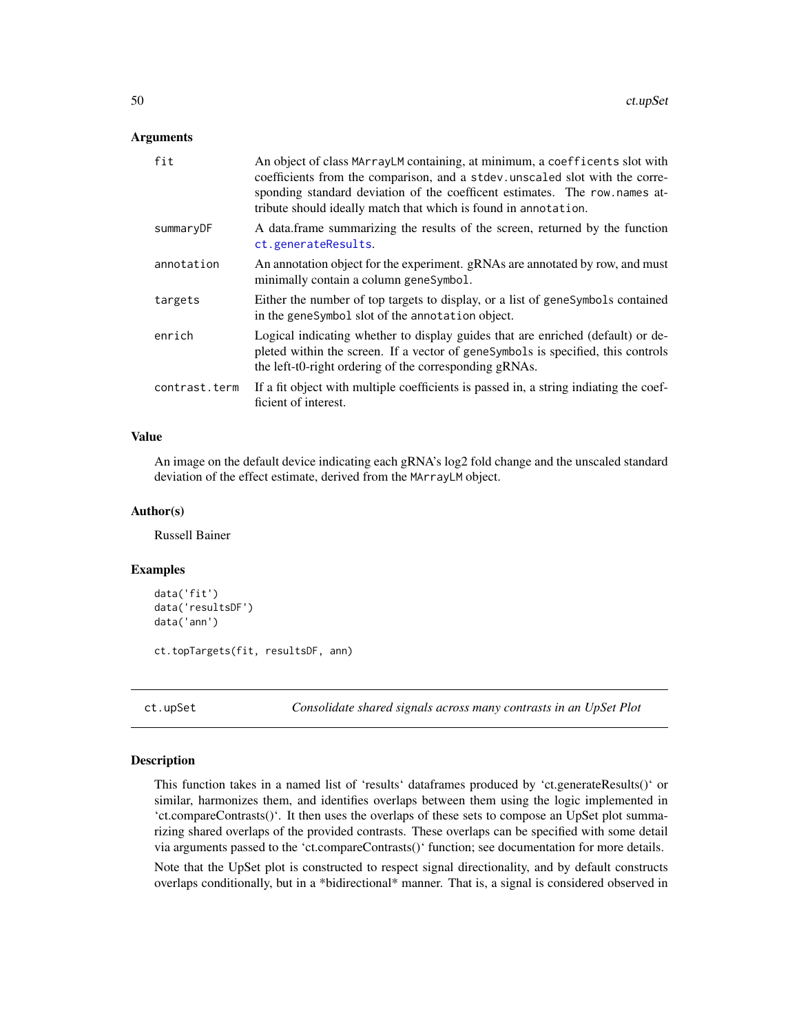### Arguments

| | |
|---|---|
| fit | An object of class MArrayLM containing, at minimum, a coefficents slot with coefficients from the comparison, and a stdev.unscaled slot with the corresponding standard deviation of the coefficent estimates. The row.names attribute should ideally match that which is found in annotation. |
| summaryDF | A data.frame summarizing the results of the screen, returned by the function ct.generateResults. |
| annotation | An annotation object for the experiment. gRNAs are annotated by row, and must minimally contain a column geneSymbol. |
| targets | Either the number of top targets to display, or a list of geneSymbols contained in the geneSymbol slot of the annotation object. |
| enrich | Logical indicating whether to display guides that are enriched (default) or depleted within the screen. If a vector of geneSymbols is specified, this controls the left-t0-right ordering of the corresponding gRNAs. |
| contrast.term | If a fit object with multiple coefficients is passed in, a string indiating the coefficient of interest. |

### Value

An image on the default device indicating each gRNA's log2 fold change and the unscaled standard deviation of the effect estimate, derived from the MArrayLM object.

### Author(s)

Russell Bainer

### Examples

```
data('fit')
data('resultsDF')
data('ann')

ct.topTargets(fit, resultsDF, ann)
```

---

## ct.upSet — *Consolidate shared signals across many contrasts in an UpSet Plot*

---

### Description

This function takes in a named list of 'results' dataframes produced by 'ct.generateResults()' or similar, harmonizes them, and identifies overlaps between them using the logic implemented in 'ct.compareContrasts()'. It then uses the overlaps of these sets to compose an UpSet plot summarizing shared overlaps of the provided contrasts. These overlaps can be specified with some detail via arguments passed to the 'ct.compareContrasts()' function; see documentation for more details.

Note that the UpSet plot is constructed to respect signal directionality, and by default constructs overlaps conditionally, but in a *bidirectional* manner. That is, a signal is considered observed in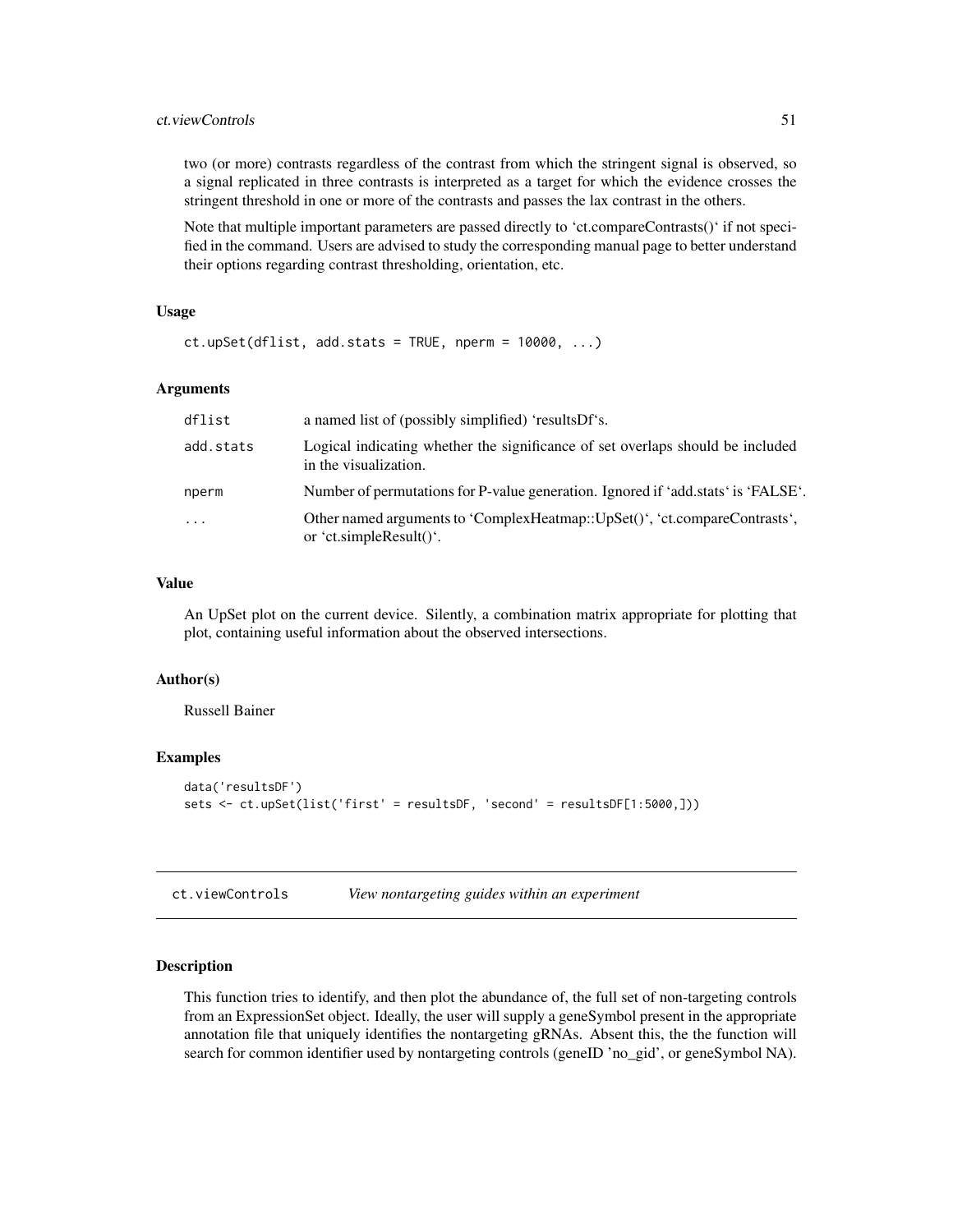two (or more) contrasts regardless of the contrast from which the stringent signal is observed, so a signal replicated in three contrasts is interpreted as a target for which the evidence crosses the stringent threshold in one or more of the contrasts and passes the lax contrast in the others.

Note that multiple important parameters are passed directly to 'ct.compareContrasts()' if not specified in the command. Users are advised to study the corresponding manual page to better understand their options regarding contrast thresholding, orientation, etc.

### Usage

```
ct.upSet(dflist, add.stats = TRUE, nperm = 10000, ...)
```

### Arguments

| | |
|---|---|
| dflist | a named list of (possibly simplified) 'resultsDf's. |
| add.stats | Logical indicating whether the significance of set overlaps should be included in the visualization. |
| nperm | Number of permutations for P-value generation. Ignored if 'add.stats' is 'FALSE'. |
| ... | Other named arguments to 'ComplexHeatmap::UpSet()', 'ct.compareContrasts', or 'ct.simpleResult()'. |

### Value

An UpSet plot on the current device. Silently, a combination matrix appropriate for plotting that plot, containing useful information about the observed intersections.

### Author(s)

Russell Bainer

### Examples

```
data('resultsDF')
sets <- ct.upSet(list('first' = resultsDF, 'second' = resultsDF[1:5000,]))
```

## ct.viewControls — *View nontargeting guides within an experiment*

### Description

This function tries to identify, and then plot the abundance of, the full set of non-targeting controls from an ExpressionSet object. Ideally, the user will supply a geneSymbol present in the appropriate annotation file that uniquely identifies the nontargeting gRNAs. Absent this, the the function will search for common identifier used by nontargeting controls (geneID 'no_gid', or geneSymbol NA).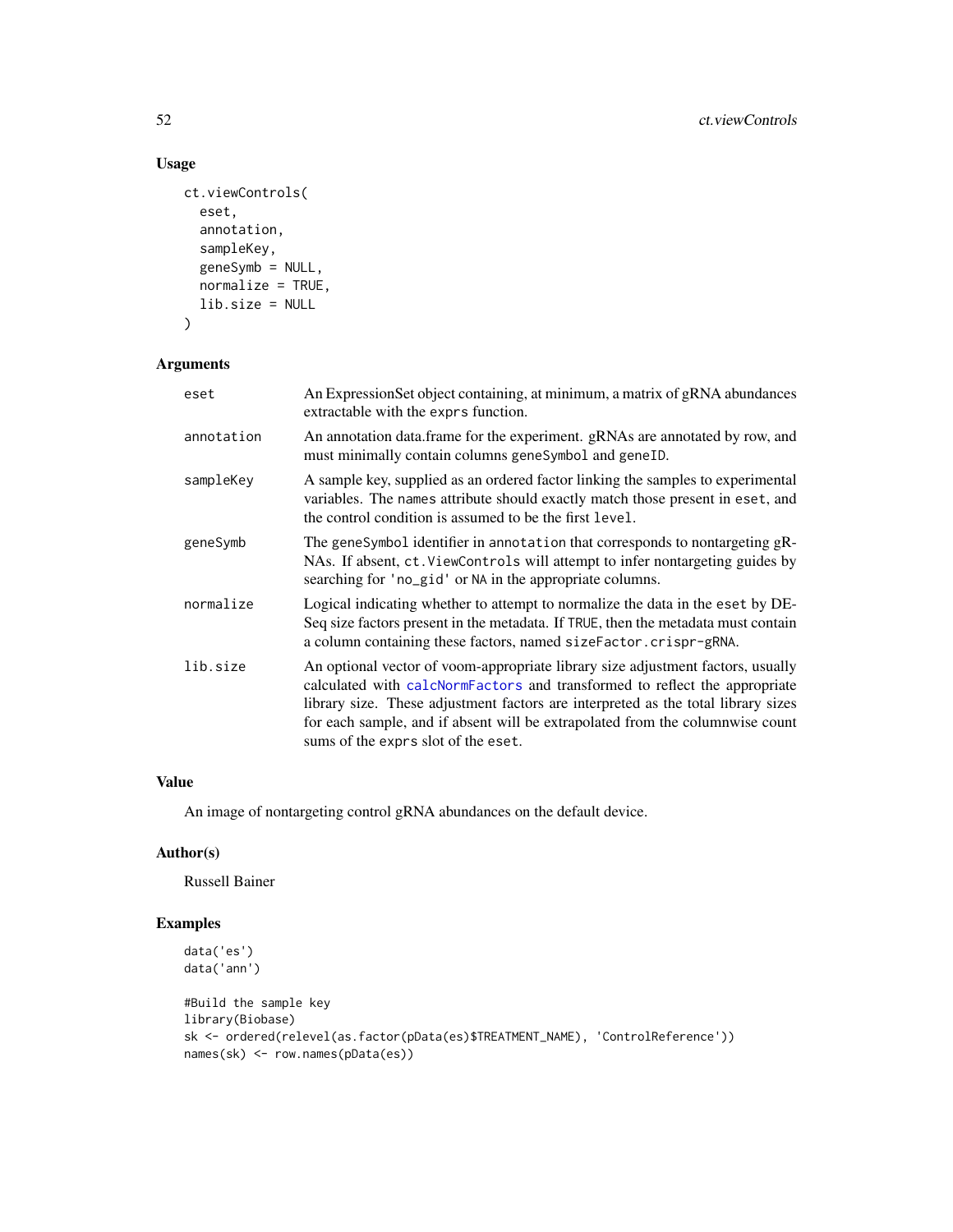## Usage

```
ct.viewControls(
  eset,
  annotation,
  sampleKey,
  geneSymb = NULL,
  normalize = TRUE,
  lib.size = NULL
)
```

## Arguments

| | |
|---|---|
| eset | An ExpressionSet object containing, at minimum, a matrix of gRNA abundances extractable with the `exprs` function. |
| annotation | An annotation data.frame for the experiment. gRNAs are annotated by row, and must minimally contain columns `geneSymbol` and `geneID`. |
| sampleKey | A sample key, supplied as an ordered factor linking the samples to experimental variables. The `names` attribute should exactly match those present in `eset`, and the control condition is assumed to be the first `level`. |
| geneSymb | The `geneSymbol` identifier in `annotation` that corresponds to nontargeting gRNAs. If absent, `ct.ViewControls` will attempt to infer nontargeting guides by searching for `'no_gid'` or `NA` in the appropriate columns. |
| normalize | Logical indicating whether to attempt to normalize the data in the `eset` by DESeq size factors present in the metadata. If `TRUE`, then the metadata must contain a column containing these factors, named `sizeFactor.crispr-gRNA`. |
| lib.size | An optional vector of voom-appropriate library size adjustment factors, usually calculated with `calcNormFactors` and transformed to reflect the appropriate library size. These adjustment factors are interpreted as the total library sizes for each sample, and if absent will be extrapolated from the columnwise count sums of the `exprs` slot of the `eset`. |

## Value

An image of nontargeting control gRNA abundances on the default device.

## Author(s)

Russell Bainer

## Examples

```
data('es')
data('ann')

#Build the sample key
library(Biobase)
sk <- ordered(relevel(as.factor(pData(es)$TREATMENT_NAME), 'ControlReference'))
names(sk) <- row.names(pData(es))
```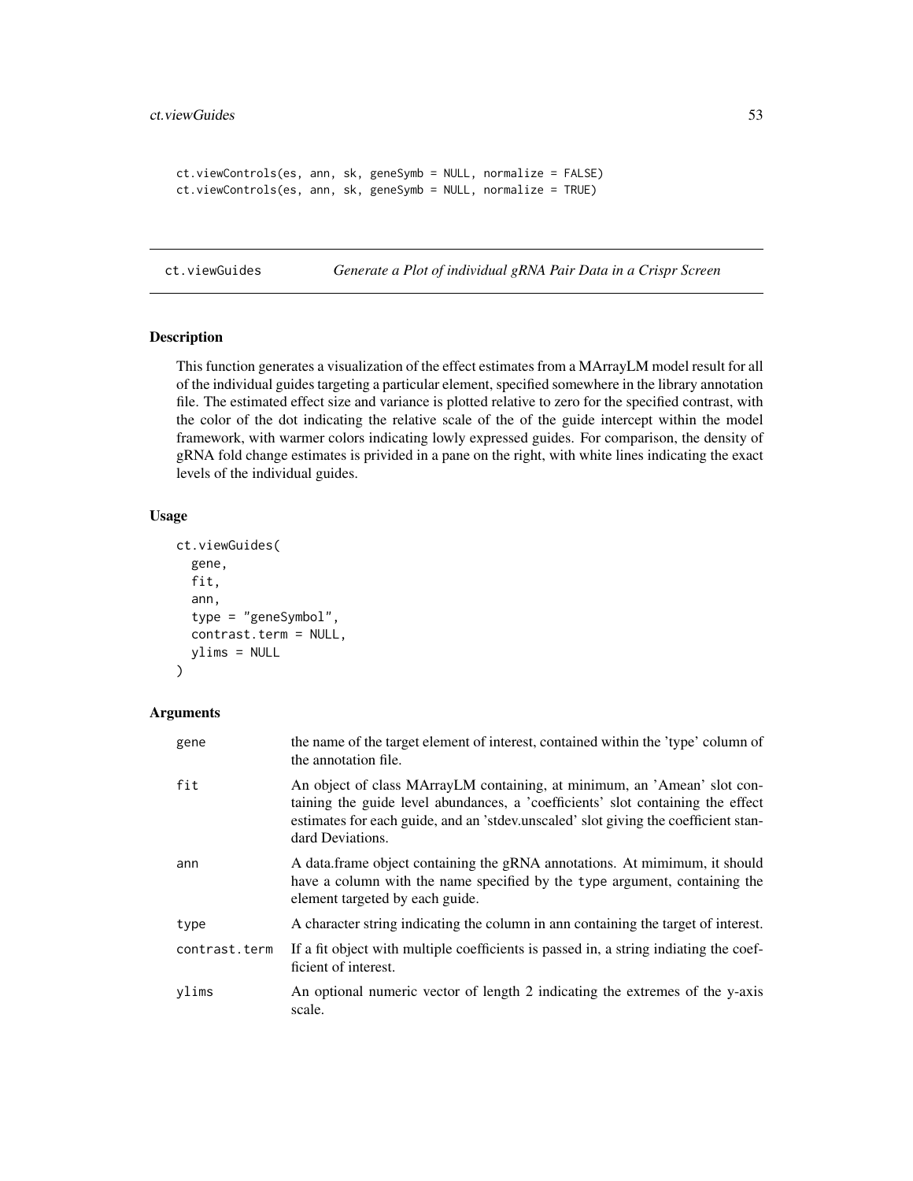```
ct.viewControls(es, ann, sk, geneSymb = NULL, normalize = FALSE)
ct.viewControls(es, ann, sk, geneSymb = NULL, normalize = TRUE)
```

## ct.viewGuides — *Generate a Plot of individual gRNA Pair Data in a Crispr Screen*

### Description

This function generates a visualization of the effect estimates from a MArrayLM model result for all of the individual guides targeting a particular element, specified somewhere in the library annotation file. The estimated effect size and variance is plotted relative to zero for the specified contrast, with the color of the dot indicating the relative scale of the of the guide intercept within the model framework, with warmer colors indicating lowly expressed guides. For comparison, the density of gRNA fold change estimates is privided in a pane on the right, with white lines indicating the exact levels of the individual guides.

### Usage

```
ct.viewGuides(
  gene,
  fit,
  ann,
  type = "geneSymbol",
  contrast.term = NULL,
  ylims = NULL
)
```

### Arguments

| | |
|---|---|
| gene | the name of the target element of interest, contained within the 'type' column of the annotation file. |
| fit | An object of class MArrayLM containing, at minimum, an 'Amean' slot containing the guide level abundances, a 'coefficients' slot containing the effect estimates for each guide, and an 'stdev.unscaled' slot giving the coefficient standard Deviations. |
| ann | A data.frame object containing the gRNA annotations. At mimimum, it should have a column with the name specified by the type argument, containing the element targeted by each guide. |
| type | A character string indicating the column in ann containing the target of interest. |
| contrast.term | If a fit object with multiple coefficients is passed in, a string indiating the coefficient of interest. |
| ylims | An optional numeric vector of length 2 indicating the extremes of the y-axis scale. |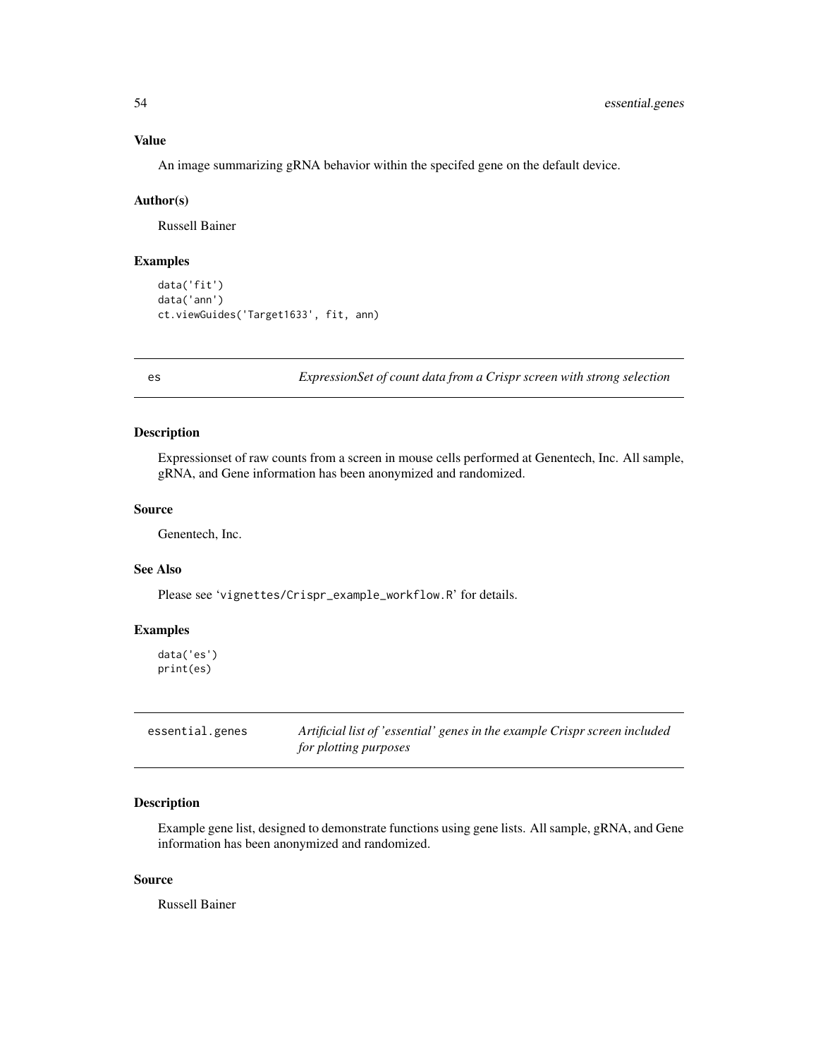### Value

An image summarizing gRNA behavior within the specifed gene on the default device.

### Author(s)

Russell Bainer

### Examples

```
data('fit')
data('ann')
ct.viewGuides('Target1633', fit, ann)
```

---

## es — *ExpressionSet of count data from a Crispr screen with strong selection*

### Description

Expressionset of raw counts from a screen in mouse cells performed at Genentech, Inc. All sample, gRNA, and Gene information has been anonymized and randomized.

### Source

Genentech, Inc.

### See Also

Please see 'vignettes/Crispr_example_workflow.R' for details.

### Examples

```
data('es')
print(es)
```

---

## essential.genes — *Artificial list of 'essential' genes in the example Crispr screen included for plotting purposes*

### Description

Example gene list, designed to demonstrate functions using gene lists. All sample, gRNA, and Gene information has been anonymized and randomized.

### Source

Russell Bainer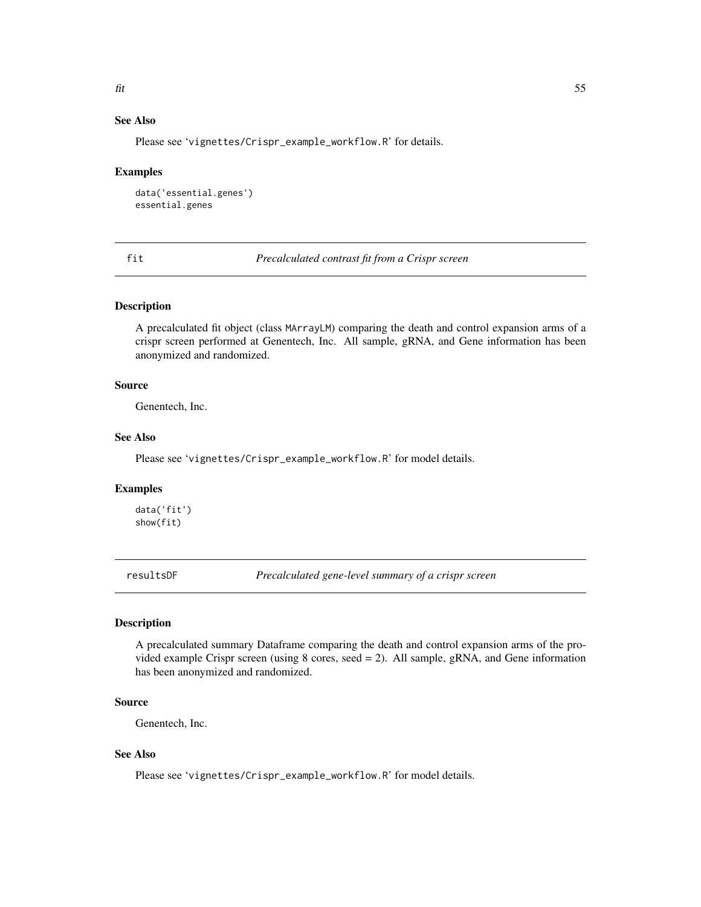### See Also

Please see 'vignettes/Crispr_example_workflow.R' for details.

### Examples

```
data('essential.genes')
essential.genes
```

## fit — *Precalculated contrast fit from a Crispr screen*

### Description

A precalculated fit object (class MArrayLM) comparing the death and control expansion arms of a crispr screen performed at Genentech, Inc. All sample, gRNA, and Gene information has been anonymized and randomized.

### Source

Genentech, Inc.

### See Also

Please see 'vignettes/Crispr_example_workflow.R' for model details.

### Examples

```
data('fit')
show(fit)
```

## resultsDF — *Precalculated gene-level summary of a crispr screen*

### Description

A precalculated summary Dataframe comparing the death and control expansion arms of the provided example Crispr screen (using 8 cores, seed = 2). All sample, gRNA, and Gene information has been anonymized and randomized.

### Source

Genentech, Inc.

### See Also

Please see 'vignettes/Crispr_example_workflow.R' for model details.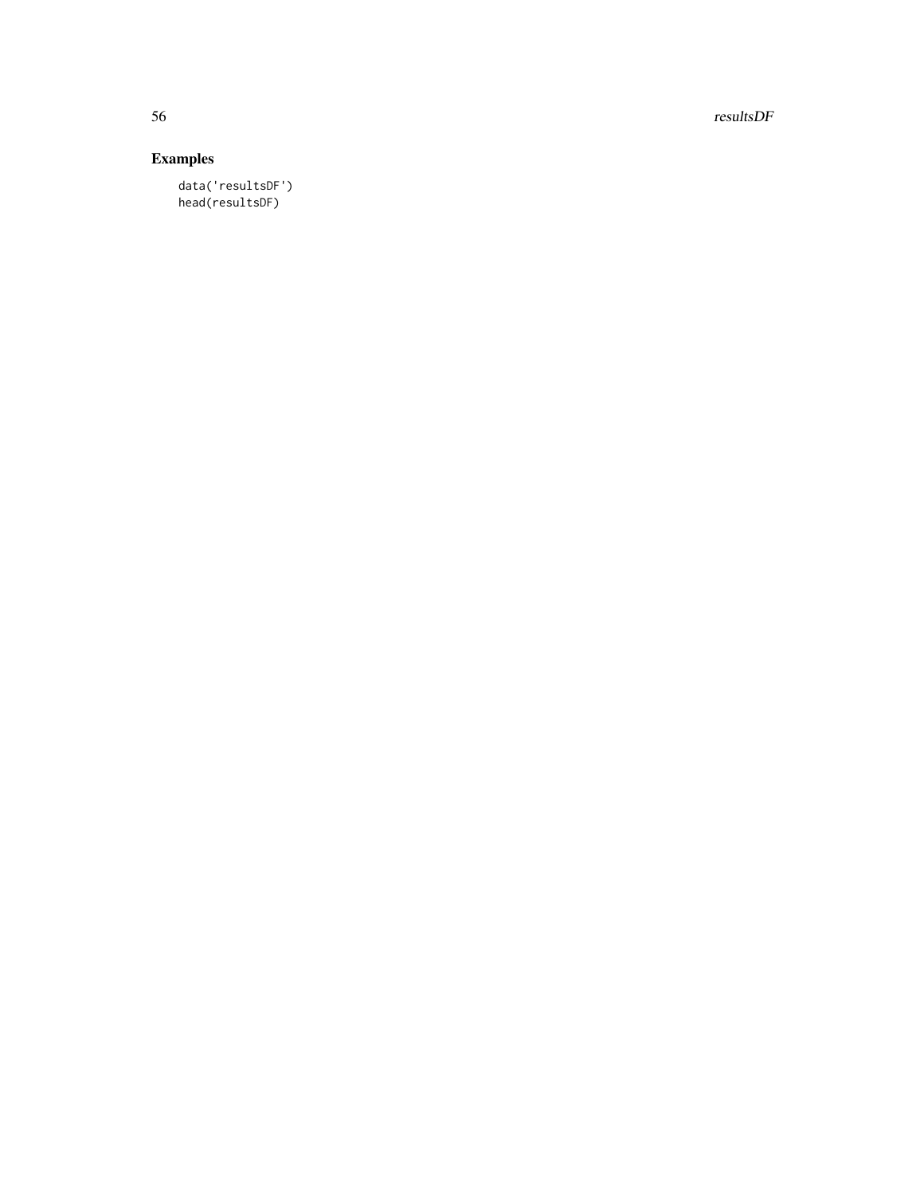## Examples

```
data('resultsDF')
head(resultsDF)
```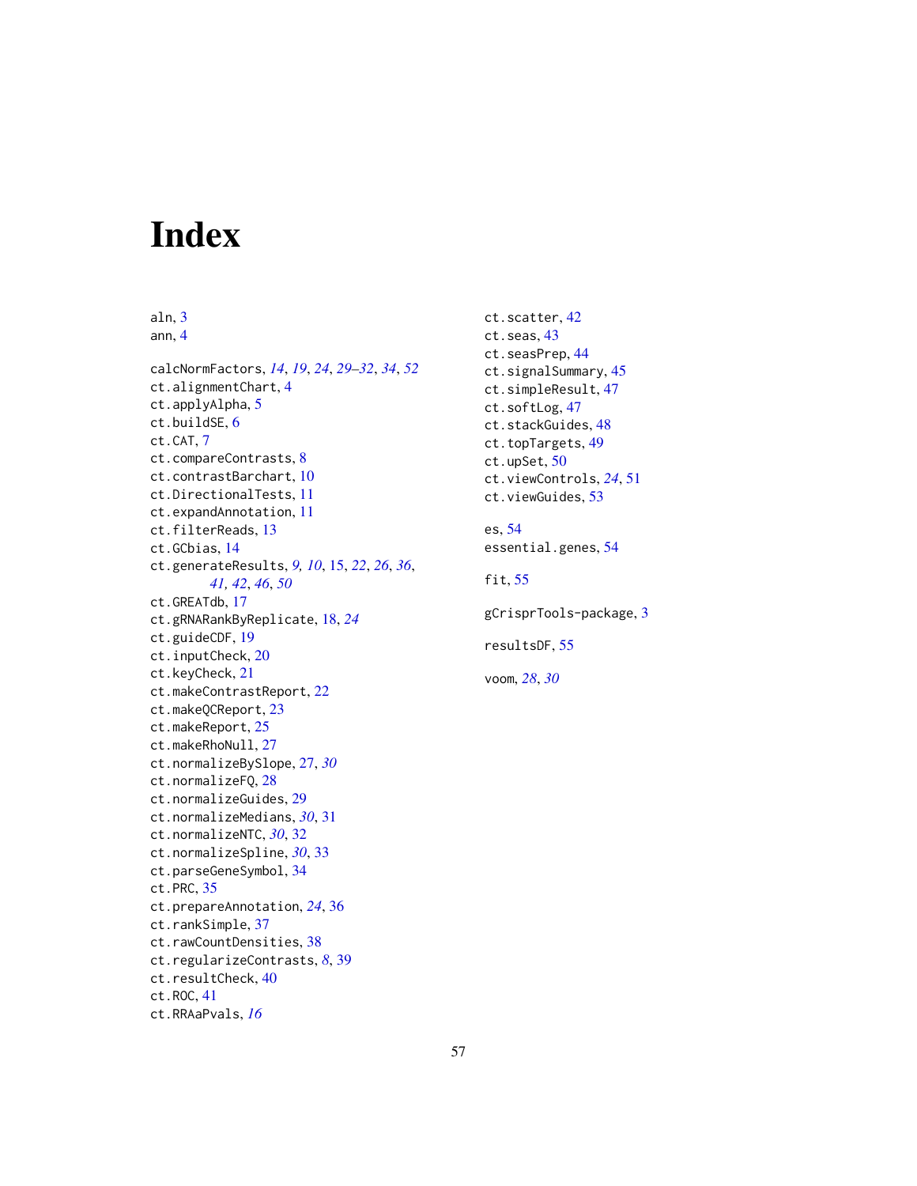# Index

aln, 3
ann, 4

calcNormFactors, *14*, *19*, *24*, *29–32*, *34*, *52*
ct.alignmentChart, 4
ct.applyAlpha, 5
ct.buildSE, 6
ct.CAT, 7
ct.compareContrasts, 8
ct.contrastBarchart, 10
ct.DirectionalTests, 11
ct.expandAnnotation, 11
ct.filterReads, 13
ct.GCbias, 14
ct.generateResults, *9, 10*, 15, *22*, *26*, *36*, *41, 42*, *46*, *50*
ct.GREATdb, 17
ct.gRNARankByReplicate, 18, *24*
ct.guideCDF, 19
ct.inputCheck, 20
ct.keyCheck, 21
ct.makeContrastReport, 22
ct.makeQCReport, 23
ct.makeReport, 25
ct.makeRhoNull, 27
ct.normalizeBySlope, 27, *30*
ct.normalizeFQ, 28
ct.normalizeGuides, 29
ct.normalizeMedians, *30*, 31
ct.normalizeNTC, *30*, 32
ct.normalizeSpline, *30*, 33
ct.parseGeneSymbol, 34
ct.PRC, 35
ct.prepareAnnotation, *24*, 36
ct.rankSimple, 37
ct.rawCountDensities, 38
ct.regularizeContrasts, *8*, 39
ct.resultCheck, 40
ct.ROC, 41
ct.RRAaPvals, *16*
ct.scatter, 42
ct.seas, 43
ct.seasPrep, 44
ct.signalSummary, 45
ct.simpleResult, 47
ct.softLog, 47
ct.stackGuides, 48
ct.topTargets, 49
ct.upSet, 50
ct.viewControls, *24*, 51
ct.viewGuides, 53

es, 54
essential.genes, 54

fit, 55

gCrisprTools-package, 3

resultsDF, 55

voom, *28*, *30*